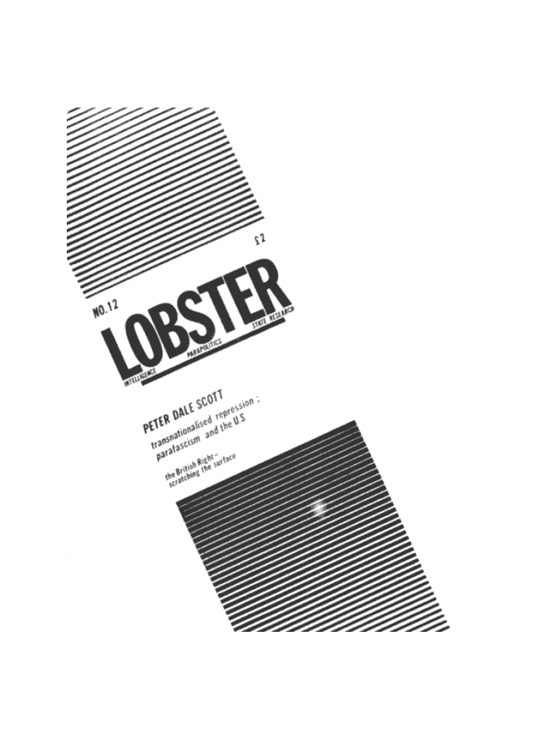£2

NO. 12

# LOBSTER

INTELLIGENCE PARAPOLITICS STATE RESEARCH

## PETER DALE SCOTT

transnationalised repression ; parafascism and the U.S.

the British Right – scratching the surface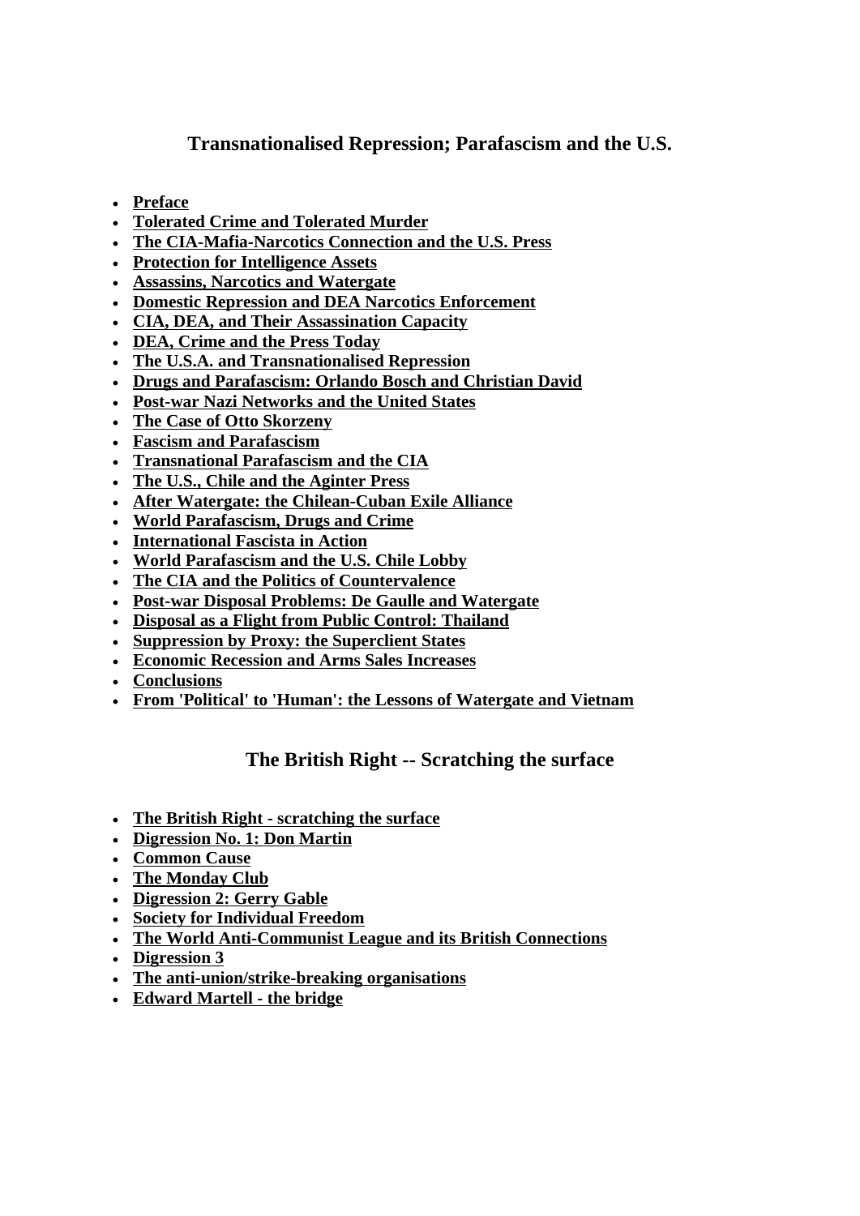## Transnationalised Repression; Parafascism and the U.S.

- **Preface**
- **Tolerated Crime and Tolerated Murder**
- **The CIA-Mafia-Narcotics Connection and the U.S. Press**
- **Protection for Intelligence Assets**
- **Assassins, Narcotics and Watergate**
- **Domestic Repression and DEA Narcotics Enforcement**
- **CIA, DEA, and Their Assassination Capacity**
- **DEA, Crime and the Press Today**
- **The U.S.A. and Transnationalised Repression**
- **Drugs and Parafascism: Orlando Bosch and Christian David**
- **Post-war Nazi Networks and the United States**
- **The Case of Otto Skorzeny**
- **Fascism and Parafascism**
- **Transnational Parafascism and the CIA**
- **The U.S., Chile and the Aginter Press**
- **After Watergate: the Chilean-Cuban Exile Alliance**
- **World Parafascism, Drugs and Crime**
- **International Fascista in Action**
- **World Parafascism and the U.S. Chile Lobby**
- **The CIA and the Politics of Countervalence**
- **Post-war Disposal Problems: De Gaulle and Watergate**
- **Disposal as a Flight from Public Control: Thailand**
- **Suppression by Proxy: the Superclient States**
- **Economic Recession and Arms Sales Increases**
- **Conclusions**
- **From 'Political' to 'Human': the Lessons of Watergate and Vietnam**

## The British Right -- Scratching the surface

- **The British Right - scratching the surface**
- **Digression No. 1: Don Martin**
- **Common Cause**
- **The Monday Club**
- **Digression 2: Gerry Gable**
- **Society for Individual Freedom**
- **The World Anti-Communist League and its British Connections**
- **Digression 3**
- **The anti-union/strike-breaking organisations**
- **Edward Martell - the bridge**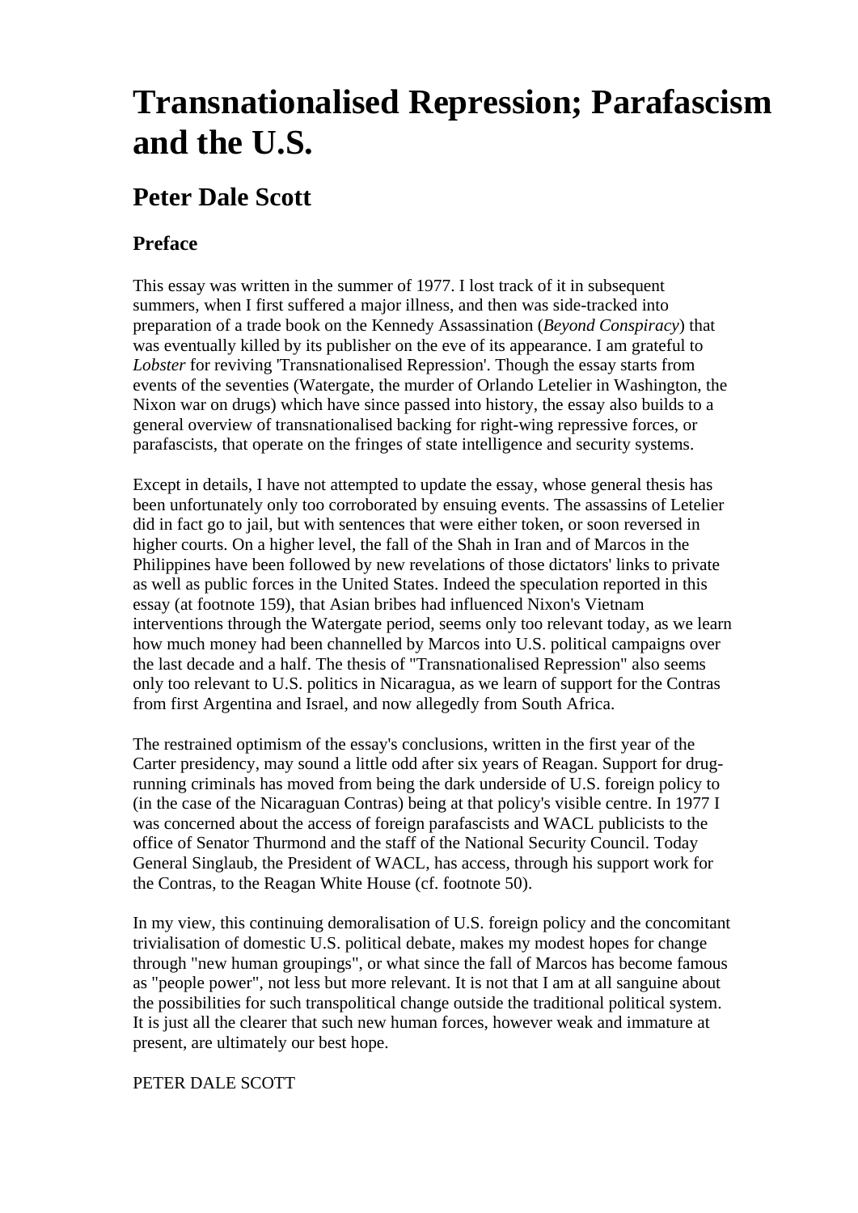# Transnationalised Repression; Parafascism and the U.S.

## Peter Dale Scott

### Preface

This essay was written in the summer of 1977. I lost track of it in subsequent summers, when I first suffered a major illness, and then was side-tracked into preparation of a trade book on the Kennedy Assassination (*Beyond Conspiracy*) that was eventually killed by its publisher on the eve of its appearance. I am grateful to *Lobster* for reviving 'Transnationalised Repression'. Though the essay starts from events of the seventies (Watergate, the murder of Orlando Letelier in Washington, the Nixon war on drugs) which have since passed into history, the essay also builds to a general overview of transnationalised backing for right-wing repressive forces, or parafascists, that operate on the fringes of state intelligence and security systems.

Except in details, I have not attempted to update the essay, whose general thesis has been unfortunately only too corroborated by ensuing events. The assassins of Letelier did in fact go to jail, but with sentences that were either token, or soon reversed in higher courts. On a higher level, the fall of the Shah in Iran and of Marcos in the Philippines have been followed by new revelations of those dictators' links to private as well as public forces in the United States. Indeed the speculation reported in this essay (at footnote 159), that Asian bribes had influenced Nixon's Vietnam interventions through the Watergate period, seems only too relevant today, as we learn how much money had been channelled by Marcos into U.S. political campaigns over the last decade and a half. The thesis of "Transnationalised Repression" also seems only too relevant to U.S. politics in Nicaragua, as we learn of support for the Contras from first Argentina and Israel, and now allegedly from South Africa.

The restrained optimism of the essay's conclusions, written in the first year of the Carter presidency, may sound a little odd after six years of Reagan. Support for drug-running criminals has moved from being the dark underside of U.S. foreign policy to (in the case of the Nicaraguan Contras) being at that policy's visible centre. In 1977 I was concerned about the access of foreign parafascists and WACL publicists to the office of Senator Thurmond and the staff of the National Security Council. Today General Singlaub, the President of WACL, has access, through his support work for the Contras, to the Reagan White House (cf. footnote 50).

In my view, this continuing demoralisation of U.S. foreign policy and the concomitant trivialisation of domestic U.S. political debate, makes my modest hopes for change through "new human groupings", or what since the fall of Marcos has become famous as "people power", not less but more relevant. It is not that I am at all sanguine about the possibilities for such transpolitical change outside the traditional political system. It is just all the clearer that such new human forces, however weak and immature at present, are ultimately our best hope.

PETER DALE SCOTT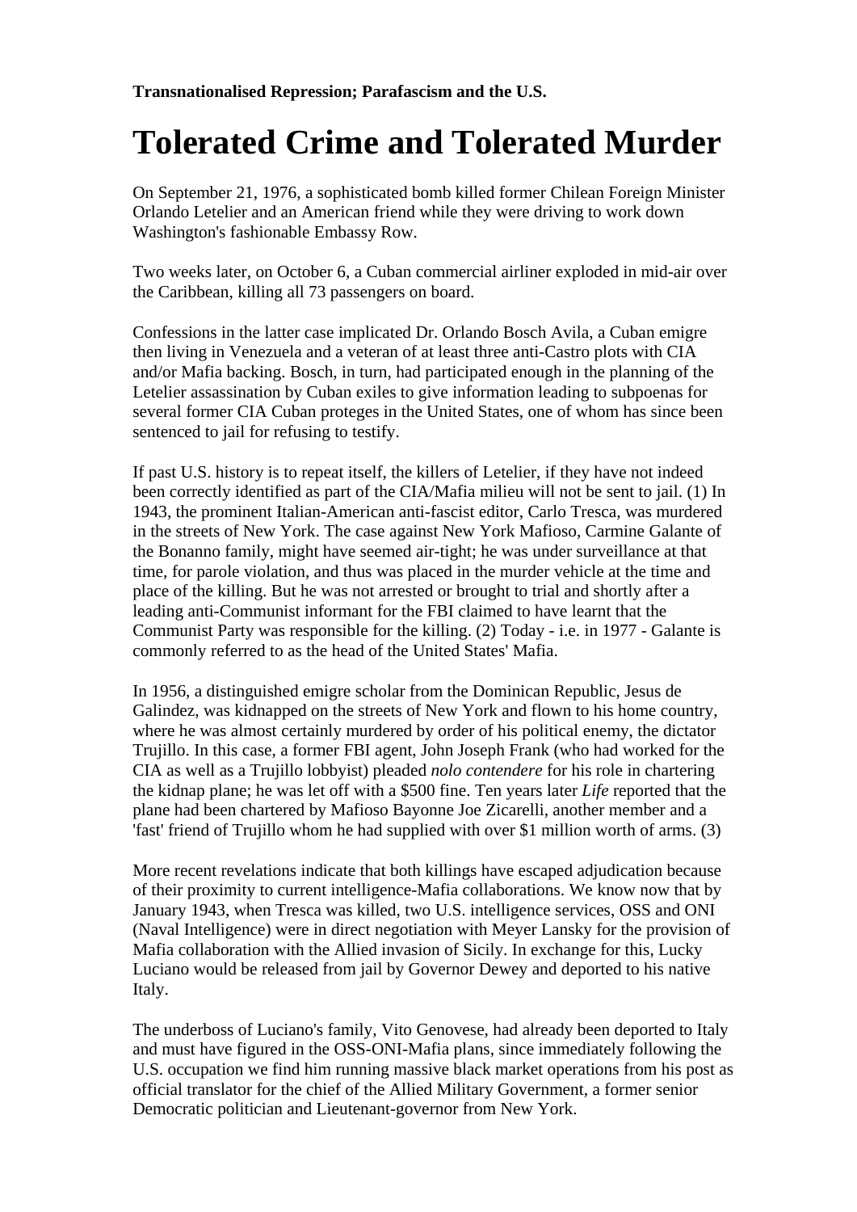**Transnationalised Repression; Parafascism and the U.S.**

# Tolerated Crime and Tolerated Murder

On September 21, 1976, a sophisticated bomb killed former Chilean Foreign Minister Orlando Letelier and an American friend while they were driving to work down Washington's fashionable Embassy Row.

Two weeks later, on October 6, a Cuban commercial airliner exploded in mid-air over the Caribbean, killing all 73 passengers on board.

Confessions in the latter case implicated Dr. Orlando Bosch Avila, a Cuban emigre then living in Venezuela and a veteran of at least three anti-Castro plots with CIA and/or Mafia backing. Bosch, in turn, had participated enough in the planning of the Letelier assassination by Cuban exiles to give information leading to subpoenas for several former CIA Cuban proteges in the United States, one of whom has since been sentenced to jail for refusing to testify.

If past U.S. history is to repeat itself, the killers of Letelier, if they have not indeed been correctly identified as part of the CIA/Mafia milieu will not be sent to jail. (1) In 1943, the prominent Italian-American anti-fascist editor, Carlo Tresca, was murdered in the streets of New York. The case against New York Mafioso, Carmine Galante of the Bonanno family, might have seemed air-tight; he was under surveillance at that time, for parole violation, and thus was placed in the murder vehicle at the time and place of the killing. But he was not arrested or brought to trial and shortly after a leading anti-Communist informant for the FBI claimed to have learnt that the Communist Party was responsible for the killing. (2) Today - i.e. in 1977 - Galante is commonly referred to as the head of the United States' Mafia.

In 1956, a distinguished emigre scholar from the Dominican Republic, Jesus de Galindez, was kidnapped on the streets of New York and flown to his home country, where he was almost certainly murdered by order of his political enemy, the dictator Trujillo. In this case, a former FBI agent, John Joseph Frank (who had worked for the CIA as well as a Trujillo lobbyist) pleaded *nolo contendere* for his role in chartering the kidnap plane; he was let off with a $500 fine. Ten years later *Life* reported that the plane had been chartered by Mafioso Bayonne Joe Zicarelli, another member and a 'fast' friend of Trujillo whom he had supplied with over $1 million worth of arms. (3)

More recent revelations indicate that both killings have escaped adjudication because of their proximity to current intelligence-Mafia collaborations. We know now that by January 1943, when Tresca was killed, two U.S. intelligence services, OSS and ONI (Naval Intelligence) were in direct negotiation with Meyer Lansky for the provision of Mafia collaboration with the Allied invasion of Sicily. In exchange for this, Lucky Luciano would be released from jail by Governor Dewey and deported to his native Italy.

The underboss of Luciano's family, Vito Genovese, had already been deported to Italy and must have figured in the OSS-ONI-Mafia plans, since immediately following the U.S. occupation we find him running massive black market operations from his post as official translator for the chief of the Allied Military Government, a former senior Democratic politician and Lieutenant-governor from New York.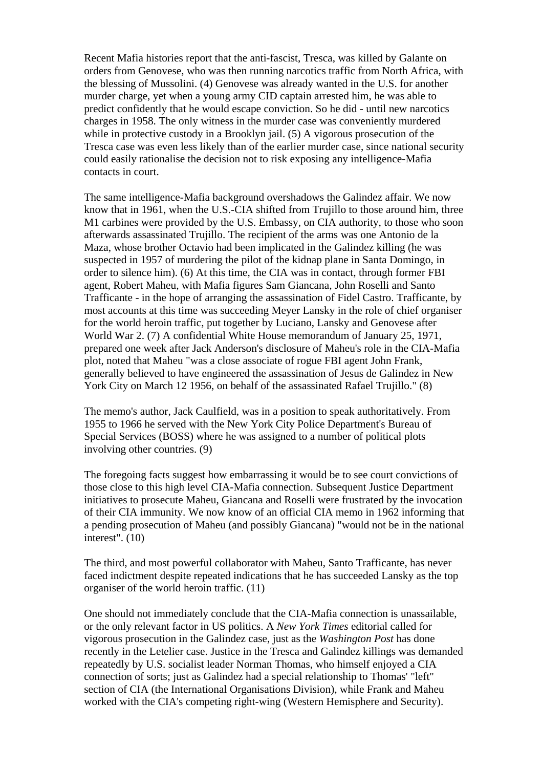Recent Mafia histories report that the anti-fascist, Tresca, was killed by Galante on orders from Genovese, who was then running narcotics traffic from North Africa, with the blessing of Mussolini. (4) Genovese was already wanted in the U.S. for another murder charge, yet when a young army CID captain arrested him, he was able to predict confidently that he would escape conviction. So he did - until new narcotics charges in 1958. The only witness in the murder case was conveniently murdered while in protective custody in a Brooklyn jail. (5) A vigorous prosecution of the Tresca case was even less likely than of the earlier murder case, since national security could easily rationalise the decision not to risk exposing any intelligence-Mafia contacts in court.

The same intelligence-Mafia background overshadows the Galindez affair. We now know that in 1961, when the U.S.-CIA shifted from Trujillo to those around him, three M1 carbines were provided by the U.S. Embassy, on CIA authority, to those who soon afterwards assassinated Trujillo. The recipient of the arms was one Antonio de la Maza, whose brother Octavio had been implicated in the Galindez killing (he was suspected in 1957 of murdering the pilot of the kidnap plane in Santa Domingo, in order to silence him). (6) At this time, the CIA was in contact, through former FBI agent, Robert Maheu, with Mafia figures Sam Giancana, John Roselli and Santo Trafficante - in the hope of arranging the assassination of Fidel Castro. Trafficante, by most accounts at this time was succeeding Meyer Lansky in the role of chief organiser for the world heroin traffic, put together by Luciano, Lansky and Genovese after World War 2. (7) A confidential White House memorandum of January 25, 1971, prepared one week after Jack Anderson's disclosure of Maheu's role in the CIA-Mafia plot, noted that Maheu "was a close associate of rogue FBI agent John Frank, generally believed to have engineered the assassination of Jesus de Galindez in New York City on March 12 1956, on behalf of the assassinated Rafael Trujillo." (8)

The memo's author, Jack Caulfield, was in a position to speak authoritatively. From 1955 to 1966 he served with the New York City Police Department's Bureau of Special Services (BOSS) where he was assigned to a number of political plots involving other countries. (9)

The foregoing facts suggest how embarrassing it would be to see court convictions of those close to this high level CIA-Mafia connection. Subsequent Justice Department initiatives to prosecute Maheu, Giancana and Roselli were frustrated by the invocation of their CIA immunity. We now know of an official CIA memo in 1962 informing that a pending prosecution of Maheu (and possibly Giancana) "would not be in the national interest". (10)

The third, and most powerful collaborator with Maheu, Santo Trafficante, has never faced indictment despite repeated indications that he has succeeded Lansky as the top organiser of the world heroin traffic. (11)

One should not immediately conclude that the CIA-Mafia connection is unassailable, or the only relevant factor in US politics. A *New York Times* editorial called for vigorous prosecution in the Galindez case, just as the *Washington Post* has done recently in the Letelier case. Justice in the Tresca and Galindez killings was demanded repeatedly by U.S. socialist leader Norman Thomas, who himself enjoyed a CIA connection of sorts; just as Galindez had a special relationship to Thomas' "left" section of CIA (the International Organisations Division), while Frank and Maheu worked with the CIA's competing right-wing (Western Hemisphere and Security).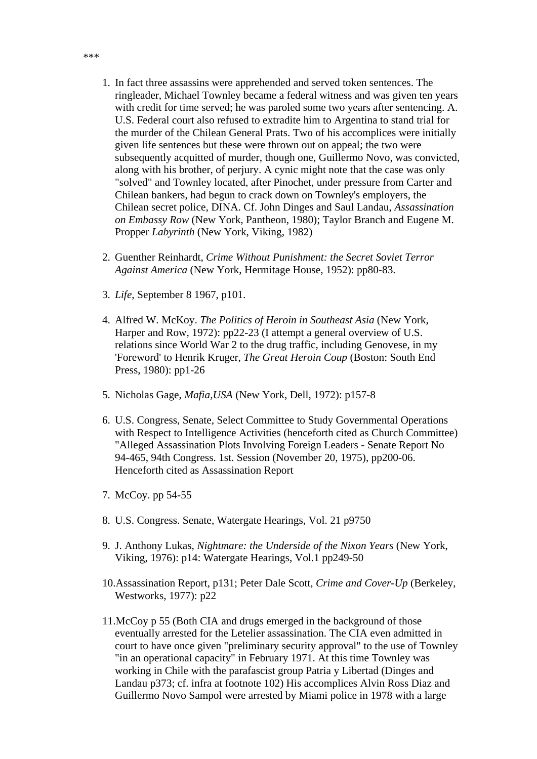***

1. In fact three assassins were apprehended and served token sentences. The ringleader, Michael Townley became a federal witness and was given ten years with credit for time served; he was paroled some two years after sentencing. A. U.S. Federal court also refused to extradite him to Argentina to stand trial for the murder of the Chilean General Prats. Two of his accomplices were initially given life sentences but these were thrown out on appeal; the two were subsequently acquitted of murder, though one, Guillermo Novo, was convicted, along with his brother, of perjury. A cynic might note that the case was only "solved" and Townley located, after Pinochet, under pressure from Carter and Chilean bankers, had begun to crack down on Townley's employers, the Chilean secret police, DINA. Cf. John Dinges and Saul Landau, *Assassination on Embassy Row* (New York, Pantheon, 1980); Taylor Branch and Eugene M. Propper *Labyrinth* (New York, Viking, 1982)

2. Guenther Reinhardt, *Crime Without Punishment: the Secret Soviet Terror Against America* (New York, Hermitage House, 1952): pp80-83.

3. *Life*, September 8 1967, p101.

4. Alfred W. McKoy. *The Politics of Heroin in Southeast Asia* (New York, Harper and Row, 1972): pp22-23 (I attempt a general overview of U.S. relations since World War 2 to the drug traffic, including Genovese, in my 'Foreword' to Henrik Kruger, *The Great Heroin Coup* (Boston: South End Press, 1980): pp1-26

5. Nicholas Gage, *Mafia,USA* (New York, Dell, 1972): p157-8

6. U.S. Congress, Senate, Select Committee to Study Governmental Operations with Respect to Intelligence Activities (henceforth cited as Church Committee) "Alleged Assassination Plots Involving Foreign Leaders - Senate Report No 94-465, 94th Congress. 1st. Session (November 20, 1975), pp200-06. Henceforth cited as Assassination Report

7. McCoy. pp 54-55

8. U.S. Congress. Senate, Watergate Hearings, Vol. 21 p9750

9. J. Anthony Lukas, *Nightmare: the Underside of the Nixon Years* (New York, Viking, 1976): p14: Watergate Hearings, Vol.1 pp249-50

10. Assassination Report, p131; Peter Dale Scott, *Crime and Cover-Up* (Berkeley, Westworks, 1977): p22

11. McCoy p 55 (Both CIA and drugs emerged in the background of those eventually arrested for the Letelier assassination. The CIA even admitted in court to have once given "preliminary security approval" to the use of Townley "in an operational capacity" in February 1971. At this time Townley was working in Chile with the parafascist group Patria y Libertad (Dinges and Landau p373; cf. infra at footnote 102) His accomplices Alvin Ross Diaz and Guillermo Novo Sampol were arrested by Miami police in 1978 with a large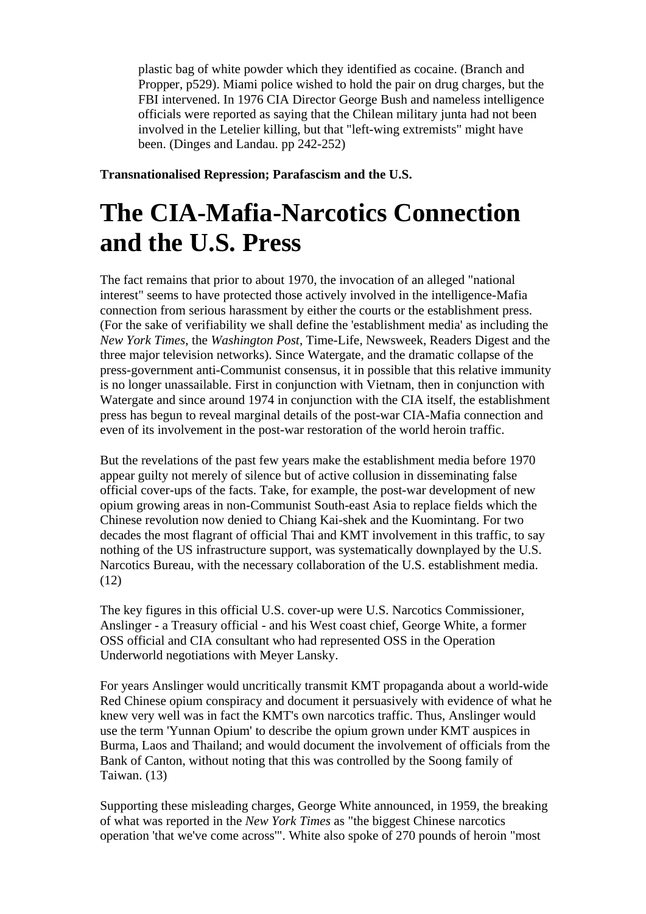plastic bag of white powder which they identified as cocaine. (Branch and Propper, p529). Miami police wished to hold the pair on drug charges, but the FBI intervened. In 1976 CIA Director George Bush and nameless intelligence officials were reported as saying that the Chilean military junta had not been involved in the Letelier killing, but that "left-wing extremists" might have been. (Dinges and Landau. pp 242-252)

**Transnationalised Repression; Parafascism and the U.S.**

# The CIA-Mafia-Narcotics Connection and the U.S. Press

The fact remains that prior to about 1970, the invocation of an alleged "national interest" seems to have protected those actively involved in the intelligence-Mafia connection from serious harassment by either the courts or the establishment press. (For the sake of verifiability we shall define the 'establishment media' as including the *New York Times*, the *Washington Post*, Time-Life, Newsweek, Readers Digest and the three major television networks). Since Watergate, and the dramatic collapse of the press-government anti-Communist consensus, it in possible that this relative immunity is no longer unassailable. First in conjunction with Vietnam, then in conjunction with Watergate and since around 1974 in conjunction with the CIA itself, the establishment press has begun to reveal marginal details of the post-war CIA-Mafia connection and even of its involvement in the post-war restoration of the world heroin traffic.

But the revelations of the past few years make the establishment media before 1970 appear guilty not merely of silence but of active collusion in disseminating false official cover-ups of the facts. Take, for example, the post-war development of new opium growing areas in non-Communist South-east Asia to replace fields which the Chinese revolution now denied to Chiang Kai-shek and the Kuomintang. For two decades the most flagrant of official Thai and KMT involvement in this traffic, to say nothing of the US infrastructure support, was systematically downplayed by the U.S. Narcotics Bureau, with the necessary collaboration of the U.S. establishment media. (12)

The key figures in this official U.S. cover-up were U.S. Narcotics Commissioner, Anslinger - a Treasury official - and his West coast chief, George White, a former OSS official and CIA consultant who had represented OSS in the Operation Underworld negotiations with Meyer Lansky.

For years Anslinger would uncritically transmit KMT propaganda about a world-wide Red Chinese opium conspiracy and document it persuasively with evidence of what he knew very well was in fact the KMT's own narcotics traffic. Thus, Anslinger would use the term 'Yunnan Opium' to describe the opium grown under KMT auspices in Burma, Laos and Thailand; and would document the involvement of officials from the Bank of Canton, without noting that this was controlled by the Soong family of Taiwan. (13)

Supporting these misleading charges, George White announced, in 1959, the breaking of what was reported in the *New York Times* as "the biggest Chinese narcotics operation 'that we've come across'". White also spoke of 270 pounds of heroin "most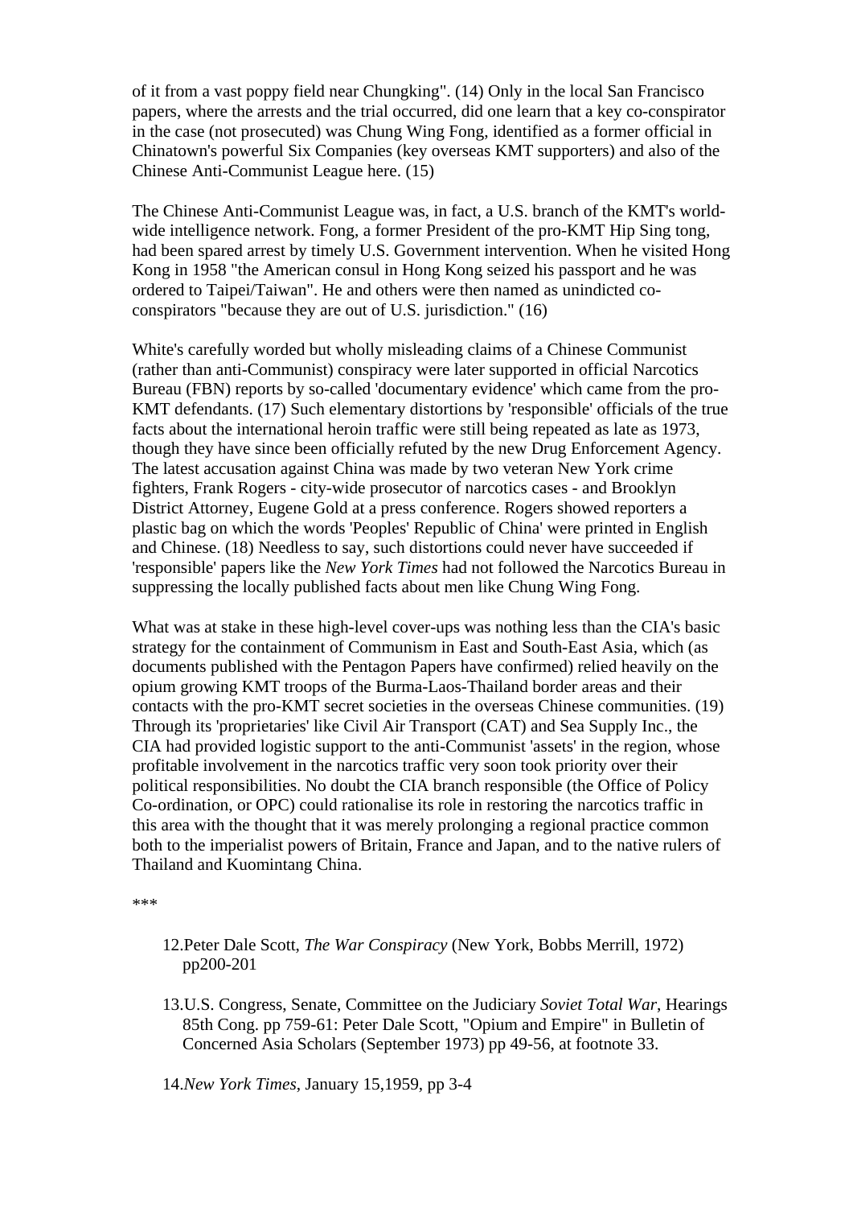of it from a vast poppy field near Chungking". (14) Only in the local San Francisco papers, where the arrests and the trial occurred, did one learn that a key co-conspirator in the case (not prosecuted) was Chung Wing Fong, identified as a former official in Chinatown's powerful Six Companies (key overseas KMT supporters) and also of the Chinese Anti-Communist League here. (15)

The Chinese Anti-Communist League was, in fact, a U.S. branch of the KMT's world-wide intelligence network. Fong, a former President of the pro-KMT Hip Sing tong, had been spared arrest by timely U.S. Government intervention. When he visited Hong Kong in 1958 "the American consul in Hong Kong seized his passport and he was ordered to Taipei/Taiwan". He and others were then named as unindicted co-conspirators "because they are out of U.S. jurisdiction." (16)

White's carefully worded but wholly misleading claims of a Chinese Communist (rather than anti-Communist) conspiracy were later supported in official Narcotics Bureau (FBN) reports by so-called 'documentary evidence' which came from the pro-KMT defendants. (17) Such elementary distortions by 'responsible' officials of the true facts about the international heroin traffic were still being repeated as late as 1973, though they have since been officially refuted by the new Drug Enforcement Agency. The latest accusation against China was made by two veteran New York crime fighters, Frank Rogers - city-wide prosecutor of narcotics cases - and Brooklyn District Attorney, Eugene Gold at a press conference. Rogers showed reporters a plastic bag on which the words 'Peoples' Republic of China' were printed in English and Chinese. (18) Needless to say, such distortions could never have succeeded if 'responsible' papers like the *New York Times* had not followed the Narcotics Bureau in suppressing the locally published facts about men like Chung Wing Fong.

What was at stake in these high-level cover-ups was nothing less than the CIA's basic strategy for the containment of Communism in East and South-East Asia, which (as documents published with the Pentagon Papers have confirmed) relied heavily on the opium growing KMT troops of the Burma-Laos-Thailand border areas and their contacts with the pro-KMT secret societies in the overseas Chinese communities. (19) Through its 'proprietaries' like Civil Air Transport (CAT) and Sea Supply Inc., the CIA had provided logistic support to the anti-Communist 'assets' in the region, whose profitable involvement in the narcotics traffic very soon took priority over their political responsibilities. No doubt the CIA branch responsible (the Office of Policy Co-ordination, or OPC) could rationalise its role in restoring the narcotics traffic in this area with the thought that it was merely prolonging a regional practice common both to the imperialist powers of Britain, France and Japan, and to the native rulers of Thailand and Kuomintang China.

***

12. Peter Dale Scott, *The War Conspiracy* (New York, Bobbs Merrill, 1972) pp200-201

13. U.S. Congress, Senate, Committee on the Judiciary *Soviet Total War*, Hearings 85th Cong. pp 759-61: Peter Dale Scott, "Opium and Empire" in Bulletin of Concerned Asia Scholars (September 1973) pp 49-56, at footnote 33.

14. *New York Times*, January 15,1959, pp 3-4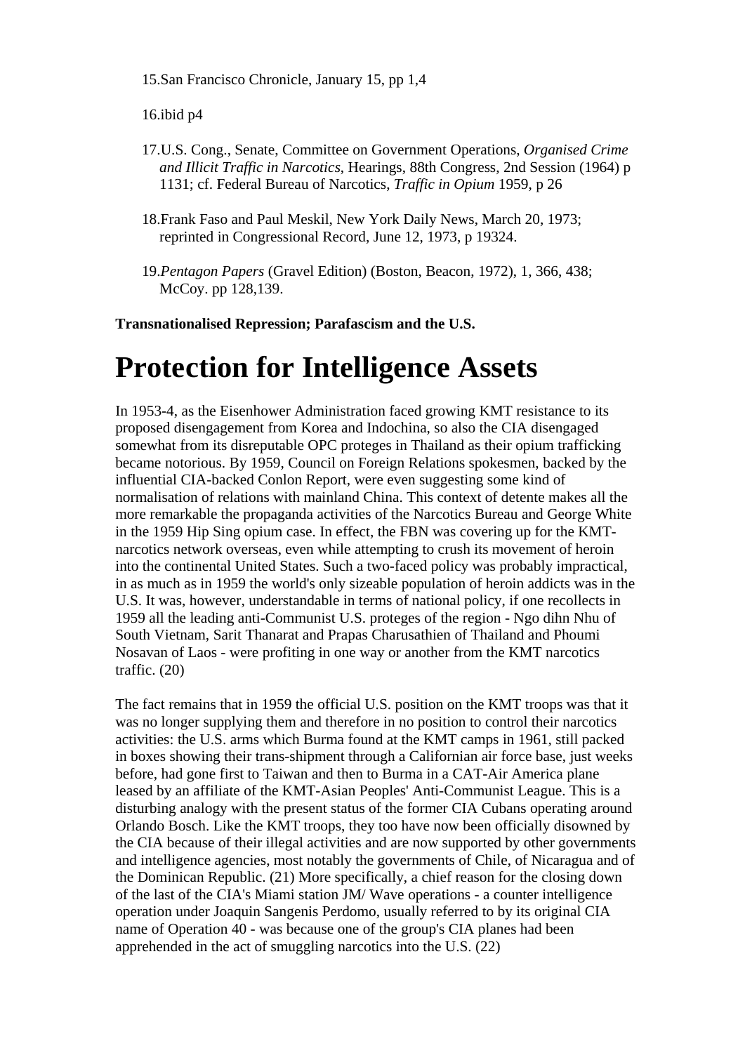15. San Francisco Chronicle, January 15, pp 1,4

16. ibid p4

17. U.S. Cong., Senate, Committee on Government Operations, *Organised Crime and Illicit Traffic in Narcotics*, Hearings, 88th Congress, 2nd Session (1964) p 1131; cf. Federal Bureau of Narcotics, *Traffic in Opium* 1959, p 26

18. Frank Faso and Paul Meskil, New York Daily News, March 20, 1973; reprinted in Congressional Record, June 12, 1973, p 19324.

19. *Pentagon Papers* (Gravel Edition) (Boston, Beacon, 1972), 1, 366, 438; McCoy. pp 128,139.

**Transnationalised Repression; Parafascism and the U.S.**

# Protection for Intelligence Assets

In 1953-4, as the Eisenhower Administration faced growing KMT resistance to its proposed disengagement from Korea and Indochina, so also the CIA disengaged somewhat from its disreputable OPC proteges in Thailand as their opium trafficking became notorious. By 1959, Council on Foreign Relations spokesmen, backed by the influential CIA-backed Conlon Report, were even suggesting some kind of normalisation of relations with mainland China. This context of detente makes all the more remarkable the propaganda activities of the Narcotics Bureau and George White in the 1959 Hip Sing opium case. In effect, the FBN was covering up for the KMT-narcotics network overseas, even while attempting to crush its movement of heroin into the continental United States. Such a two-faced policy was probably impractical, in as much as in 1959 the world's only sizeable population of heroin addicts was in the U.S. It was, however, understandable in terms of national policy, if one recollects in 1959 all the leading anti-Communist U.S. proteges of the region - Ngo dihn Nhu of South Vietnam, Sarit Thanarat and Prapas Charusathien of Thailand and Phoumi Nosavan of Laos - were profiting in one way or another from the KMT narcotics traffic. (20)

The fact remains that in 1959 the official U.S. position on the KMT troops was that it was no longer supplying them and therefore in no position to control their narcotics activities: the U.S. arms which Burma found at the KMT camps in 1961, still packed in boxes showing their trans-shipment through a Californian air force base, just weeks before, had gone first to Taiwan and then to Burma in a CAT-Air America plane leased by an affiliate of the KMT-Asian Peoples' Anti-Communist League. This is a disturbing analogy with the present status of the former CIA Cubans operating around Orlando Bosch. Like the KMT troops, they too have now been officially disowned by the CIA because of their illegal activities and are now supported by other governments and intelligence agencies, most notably the governments of Chile, of Nicaragua and of the Dominican Republic. (21) More specifically, a chief reason for the closing down of the last of the CIA's Miami station JM/ Wave operations - a counter intelligence operation under Joaquin Sangenis Perdomo, usually referred to by its original CIA name of Operation 40 - was because one of the group's CIA planes had been apprehended in the act of smuggling narcotics into the U.S. (22)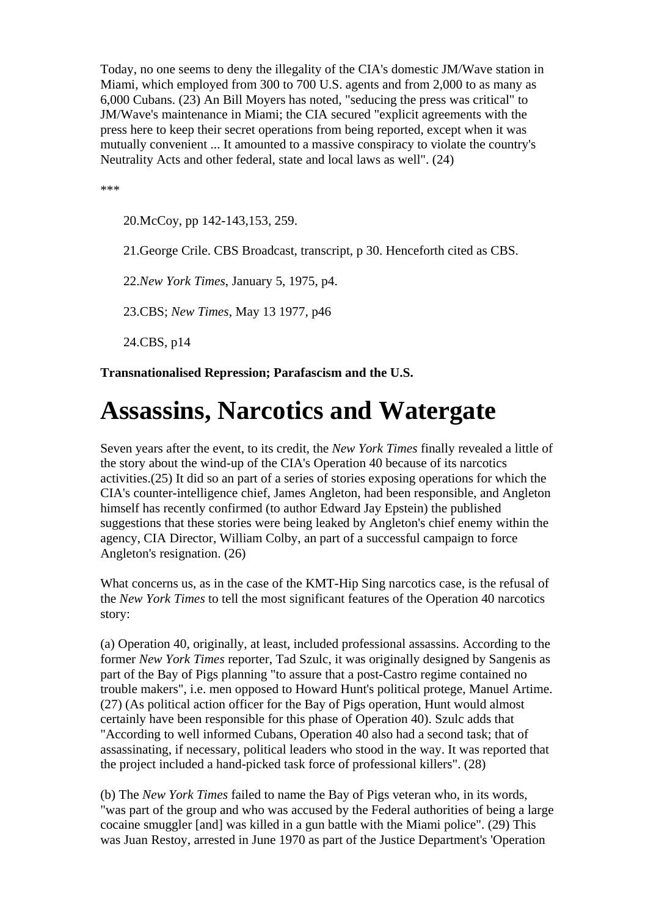Today, no one seems to deny the illegality of the CIA's domestic JM/Wave station in Miami, which employed from 300 to 700 U.S. agents and from 2,000 to as many as 6,000 Cubans. (23) An Bill Moyers has noted, "seducing the press was critical" to JM/Wave's maintenance in Miami; the CIA secured "explicit agreements with the press here to keep their secret operations from being reported, except when it was mutually convenient ... It amounted to a massive conspiracy to violate the country's Neutrality Acts and other federal, state and local laws as well". (24)

***

20.McCoy, pp 142-143,153, 259.

21.George Crile. CBS Broadcast, transcript, p 30. Henceforth cited as CBS.

22.*New York Times*, January 5, 1975, p4.

23.CBS; *New Times*, May 13 1977, p46

24.CBS, p14

**Transnationalised Repression; Parafascism and the U.S.**

# Assassins, Narcotics and Watergate

Seven years after the event, to its credit, the *New York Times* finally revealed a little of the story about the wind-up of the CIA's Operation 40 because of its narcotics activities.(25) It did so an part of a series of stories exposing operations for which the CIA's counter-intelligence chief, James Angleton, had been responsible, and Angleton himself has recently confirmed (to author Edward Jay Epstein) the published suggestions that these stories were being leaked by Angleton's chief enemy within the agency, CIA Director, William Colby, an part of a successful campaign to force Angleton's resignation. (26)

What concerns us, as in the case of the KMT-Hip Sing narcotics case, is the refusal of the *New York Times* to tell the most significant features of the Operation 40 narcotics story:

(a) Operation 40, originally, at least, included professional assassins. According to the former *New York Times* reporter, Tad Szulc, it was originally designed by Sangenis as part of the Bay of Pigs planning "to assure that a post-Castro regime contained no trouble makers", i.e. men opposed to Howard Hunt's political protege, Manuel Artime. (27) (As political action officer for the Bay of Pigs operation, Hunt would almost certainly have been responsible for this phase of Operation 40). Szulc adds that "According to well informed Cubans, Operation 40 also had a second task; that of assassinating, if necessary, political leaders who stood in the way. It was reported that the project included a hand-picked task force of professional killers". (28)

(b) The *New York Times* failed to name the Bay of Pigs veteran who, in its words, "was part of the group and who was accused by the Federal authorities of being a large cocaine smuggler [and] was killed in a gun battle with the Miami police". (29) This was Juan Restoy, arrested in June 1970 as part of the Justice Department's 'Operation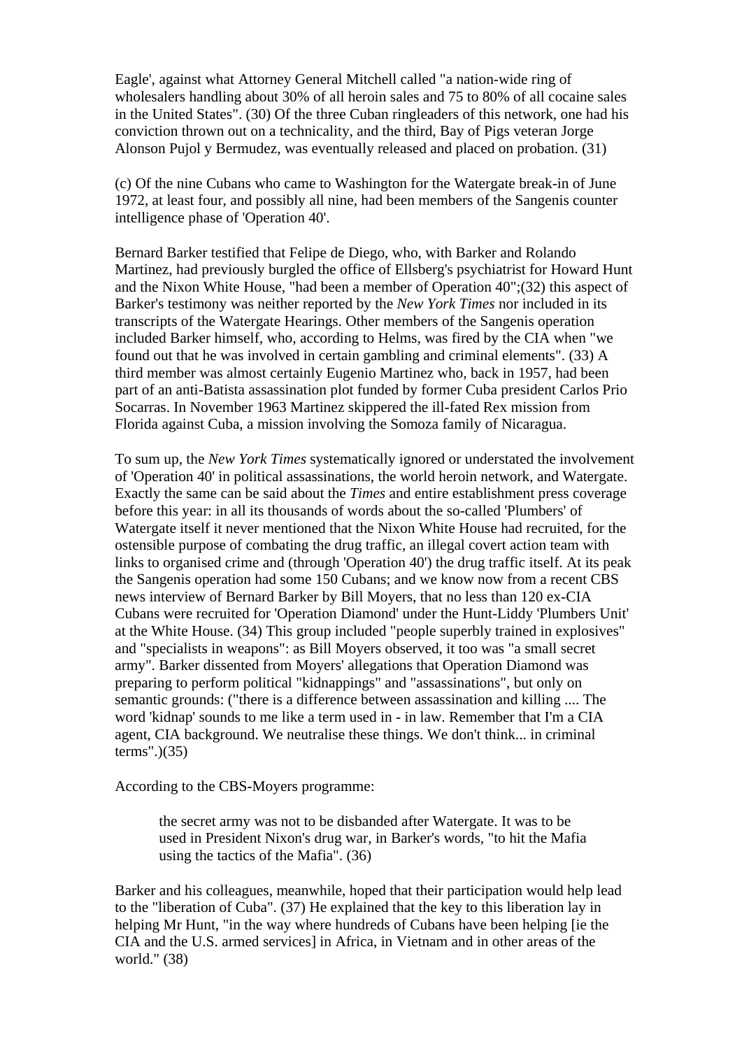Eagle', against what Attorney General Mitchell called "a nation-wide ring of wholesalers handling about 30% of all heroin sales and 75 to 80% of all cocaine sales in the United States". (30) Of the three Cuban ringleaders of this network, one had his conviction thrown out on a technicality, and the third, Bay of Pigs veteran Jorge Alonson Pujol y Bermudez, was eventually released and placed on probation. (31)

(c) Of the nine Cubans who came to Washington for the Watergate break-in of June 1972, at least four, and possibly all nine, had been members of the Sangenis counter intelligence phase of 'Operation 40'.

Bernard Barker testified that Felipe de Diego, who, with Barker and Rolando Martinez, had previously burgled the office of Ellsberg's psychiatrist for Howard Hunt and the Nixon White House, "had been a member of Operation 40";(32) this aspect of Barker's testimony was neither reported by the *New York Times* nor included in its transcripts of the Watergate Hearings. Other members of the Sangenis operation included Barker himself, who, according to Helms, was fired by the CIA when "we found out that he was involved in certain gambling and criminal elements". (33) A third member was almost certainly Eugenio Martinez who, back in 1957, had been part of an anti-Batista assassination plot funded by former Cuba president Carlos Prio Socarras. In November 1963 Martinez skippered the ill-fated Rex mission from Florida against Cuba, a mission involving the Somoza family of Nicaragua.

To sum up, the *New York Times* systematically ignored or understated the involvement of 'Operation 40' in political assassinations, the world heroin network, and Watergate. Exactly the same can be said about the *Times* and entire establishment press coverage before this year: in all its thousands of words about the so-called 'Plumbers' of Watergate itself it never mentioned that the Nixon White House had recruited, for the ostensible purpose of combating the drug traffic, an illegal covert action team with links to organised crime and (through 'Operation 40') the drug traffic itself. At its peak the Sangenis operation had some 150 Cubans; and we know now from a recent CBS news interview of Bernard Barker by Bill Moyers, that no less than 120 ex-CIA Cubans were recruited for 'Operation Diamond' under the Hunt-Liddy 'Plumbers Unit' at the White House. (34) This group included "people superbly trained in explosives" and "specialists in weapons": as Bill Moyers observed, it too was "a small secret army". Barker dissented from Moyers' allegations that Operation Diamond was preparing to perform political "kidnappings" and "assassinations", but only on semantic grounds: ("there is a difference between assassination and killing .... The word 'kidnap' sounds to me like a term used in - in law. Remember that I'm a CIA agent, CIA background. We neutralise these things. We don't think... in criminal terms".)(35)

According to the CBS-Moyers programme:

> the secret army was not to be disbanded after Watergate. It was to be used in President Nixon's drug war, in Barker's words, "to hit the Mafia using the tactics of the Mafia". (36)

Barker and his colleagues, meanwhile, hoped that their participation would help lead to the "liberation of Cuba". (37) He explained that the key to this liberation lay in helping Mr Hunt, "in the way where hundreds of Cubans have been helping [ie the CIA and the U.S. armed services] in Africa, in Vietnam and in other areas of the world." (38)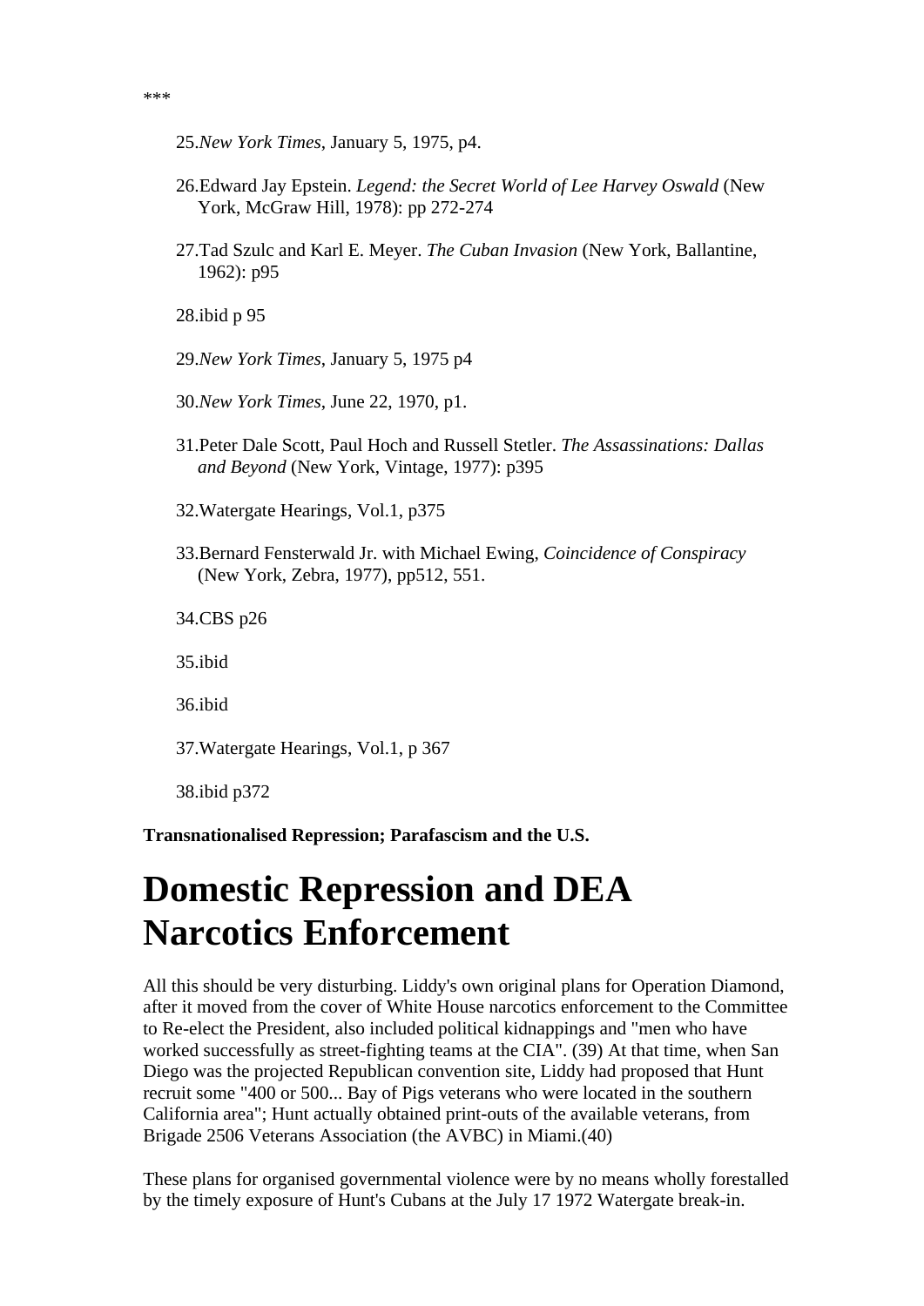***

25. *New York Times*, January 5, 1975, p4.

26. Edward Jay Epstein. *Legend: the Secret World of Lee Harvey Oswald* (New York, McGraw Hill, 1978): pp 272-274

27. Tad Szulc and Karl E. Meyer. *The Cuban Invasion* (New York, Ballantine, 1962): p95

28. ibid p 95

29. *New York Times*, January 5, 1975 p4

30. *New York Times*, June 22, 1970, p1.

31. Peter Dale Scott, Paul Hoch and Russell Stetler. *The Assassinations: Dallas and Beyond* (New York, Vintage, 1977): p395

32. Watergate Hearings, Vol.1, p375

33. Bernard Fensterwald Jr. with Michael Ewing, *Coincidence of Conspiracy* (New York, Zebra, 1977), pp512, 551.

34. CBS p26

35. ibid

36. ibid

37. Watergate Hearings, Vol.1, p 367

38. ibid p372

**Transnationalised Repression; Parafascism and the U.S.**

# Domestic Repression and DEA Narcotics Enforcement

All this should be very disturbing. Liddy's own original plans for Operation Diamond, after it moved from the cover of White House narcotics enforcement to the Committee to Re-elect the President, also included political kidnappings and "men who have worked successfully as street-fighting teams at the CIA". (39) At that time, when San Diego was the projected Republican convention site, Liddy had proposed that Hunt recruit some "400 or 500... Bay of Pigs veterans who were located in the southern California area"; Hunt actually obtained print-outs of the available veterans, from Brigade 2506 Veterans Association (the AVBC) in Miami.(40)

These plans for organised governmental violence were by no means wholly forestalled by the timely exposure of Hunt's Cubans at the July 17 1972 Watergate break-in.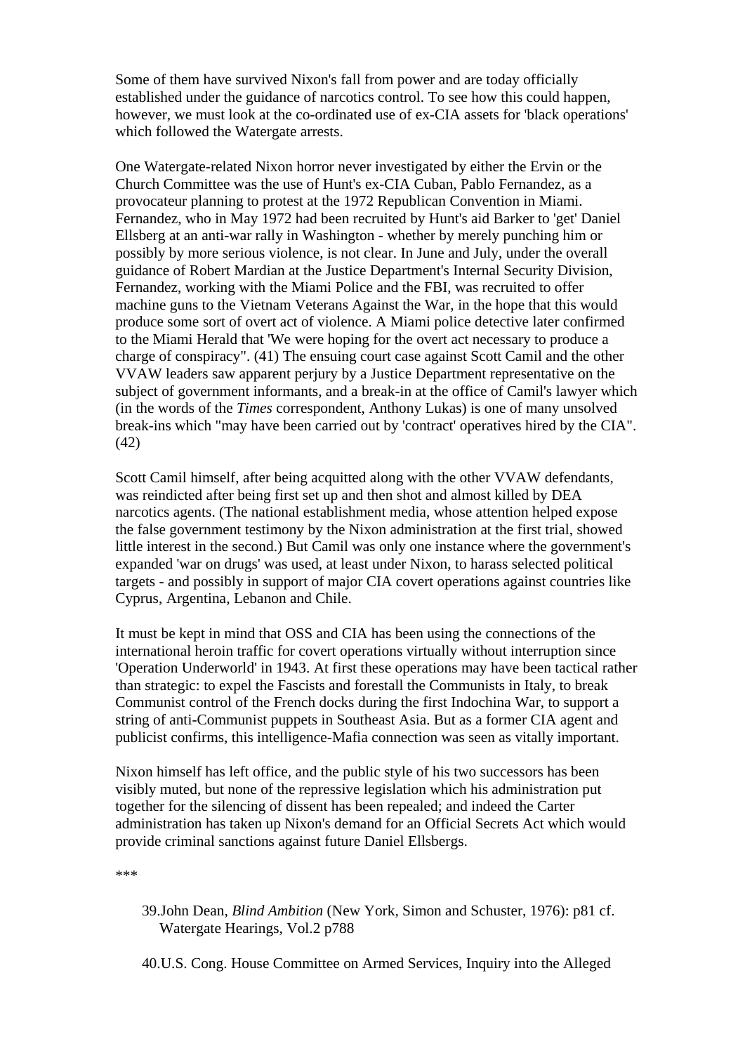Some of them have survived Nixon's fall from power and are today officially established under the guidance of narcotics control. To see how this could happen, however, we must look at the co-ordinated use of ex-CIA assets for 'black operations' which followed the Watergate arrests.

One Watergate-related Nixon horror never investigated by either the Ervin or the Church Committee was the use of Hunt's ex-CIA Cuban, Pablo Fernandez, as a provocateur planning to protest at the 1972 Republican Convention in Miami. Fernandez, who in May 1972 had been recruited by Hunt's aid Barker to 'get' Daniel Ellsberg at an anti-war rally in Washington - whether by merely punching him or possibly by more serious violence, is not clear. In June and July, under the overall guidance of Robert Mardian at the Justice Department's Internal Security Division, Fernandez, working with the Miami Police and the FBI, was recruited to offer machine guns to the Vietnam Veterans Against the War, in the hope that this would produce some sort of overt act of violence. A Miami police detective later confirmed to the Miami Herald that 'We were hoping for the overt act necessary to produce a charge of conspiracy". (41) The ensuing court case against Scott Camil and the other VVAW leaders saw apparent perjury by a Justice Department representative on the subject of government informants, and a break-in at the office of Camil's lawyer which (in the words of the *Times* correspondent, Anthony Lukas) is one of many unsolved break-ins which "may have been carried out by 'contract' operatives hired by the CIA". (42)

Scott Camil himself, after being acquitted along with the other VVAW defendants, was reindicted after being first set up and then shot and almost killed by DEA narcotics agents. (The national establishment media, whose attention helped expose the false government testimony by the Nixon administration at the first trial, showed little interest in the second.) But Camil was only one instance where the government's expanded 'war on drugs' was used, at least under Nixon, to harass selected political targets - and possibly in support of major CIA covert operations against countries like Cyprus, Argentina, Lebanon and Chile.

It must be kept in mind that OSS and CIA has been using the connections of the international heroin traffic for covert operations virtually without interruption since 'Operation Underworld' in 1943. At first these operations may have been tactical rather than strategic: to expel the Fascists and forestall the Communists in Italy, to break Communist control of the French docks during the first Indochina War, to support a string of anti-Communist puppets in Southeast Asia. But as a former CIA agent and publicist confirms, this intelligence-Mafia connection was seen as vitally important.

Nixon himself has left office, and the public style of his two successors has been visibly muted, but none of the repressive legislation which his administration put together for the silencing of dissent has been repealed; and indeed the Carter administration has taken up Nixon's demand for an Official Secrets Act which would provide criminal sanctions against future Daniel Ellsbergs.

***

39. John Dean, *Blind Ambition* (New York, Simon and Schuster, 1976): p81 cf. Watergate Hearings, Vol.2 p788

40. U.S. Cong. House Committee on Armed Services, Inquiry into the Alleged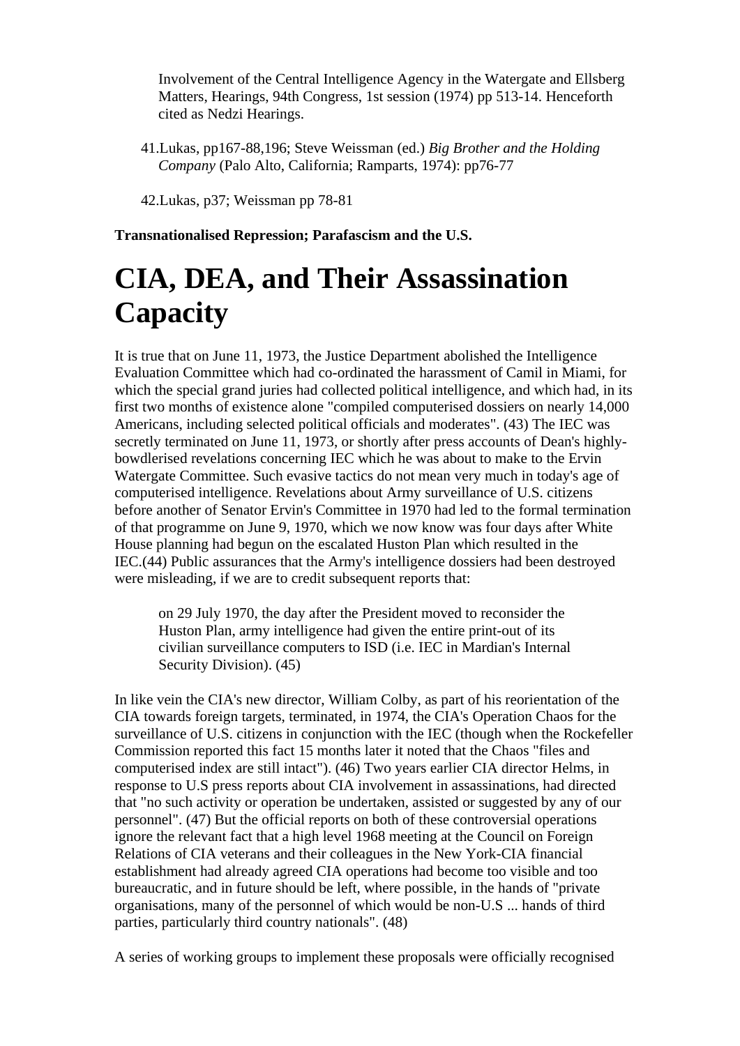Involvement of the Central Intelligence Agency in the Watergate and Ellsberg Matters, Hearings, 94th Congress, 1st session (1974) pp 513-14. Henceforth cited as Nedzi Hearings.

41. Lukas, pp167-88,196; Steve Weissman (ed.) *Big Brother and the Holding Company* (Palo Alto, California; Ramparts, 1974): pp76-77

42. Lukas, p37; Weissman pp 78-81

**Transnationalised Repression; Parafascism and the U.S.**

# CIA, DEA, and Their Assassination Capacity

It is true that on June 11, 1973, the Justice Department abolished the Intelligence Evaluation Committee which had co-ordinated the harassment of Camil in Miami, for which the special grand juries had collected political intelligence, and which had, in its first two months of existence alone "compiled computerised dossiers on nearly 14,000 Americans, including selected political officials and moderates". (43) The IEC was secretly terminated on June 11, 1973, or shortly after press accounts of Dean's highly-bowdlerised revelations concerning IEC which he was about to make to the Ervin Watergate Committee. Such evasive tactics do not mean very much in today's age of computerised intelligence. Revelations about Army surveillance of U.S. citizens before another of Senator Ervin's Committee in 1970 had led to the formal termination of that programme on June 9, 1970, which we now know was four days after White House planning had begun on the escalated Huston Plan which resulted in the IEC.(44) Public assurances that the Army's intelligence dossiers had been destroyed were misleading, if we are to credit subsequent reports that:

> on 29 July 1970, the day after the President moved to reconsider the Huston Plan, army intelligence had given the entire print-out of its civilian surveillance computers to ISD (i.e. IEC in Mardian's Internal Security Division). (45)

In like vein the CIA's new director, William Colby, as part of his reorientation of the CIA towards foreign targets, terminated, in 1974, the CIA's Operation Chaos for the surveillance of U.S. citizens in conjunction with the IEC (though when the Rockefeller Commission reported this fact 15 months later it noted that the Chaos "files and computerised index are still intact"). (46) Two years earlier CIA director Helms, in response to U.S press reports about CIA involvement in assassinations, had directed that "no such activity or operation be undertaken, assisted or suggested by any of our personnel". (47) But the official reports on both of these controversial operations ignore the relevant fact that a high level 1968 meeting at the Council on Foreign Relations of CIA veterans and their colleagues in the New York-CIA financial establishment had already agreed CIA operations had become too visible and too bureaucratic, and in future should be left, where possible, in the hands of "private organisations, many of the personnel of which would be non-U.S ... hands of third parties, particularly third country nationals". (48)

A series of working groups to implement these proposals were officially recognised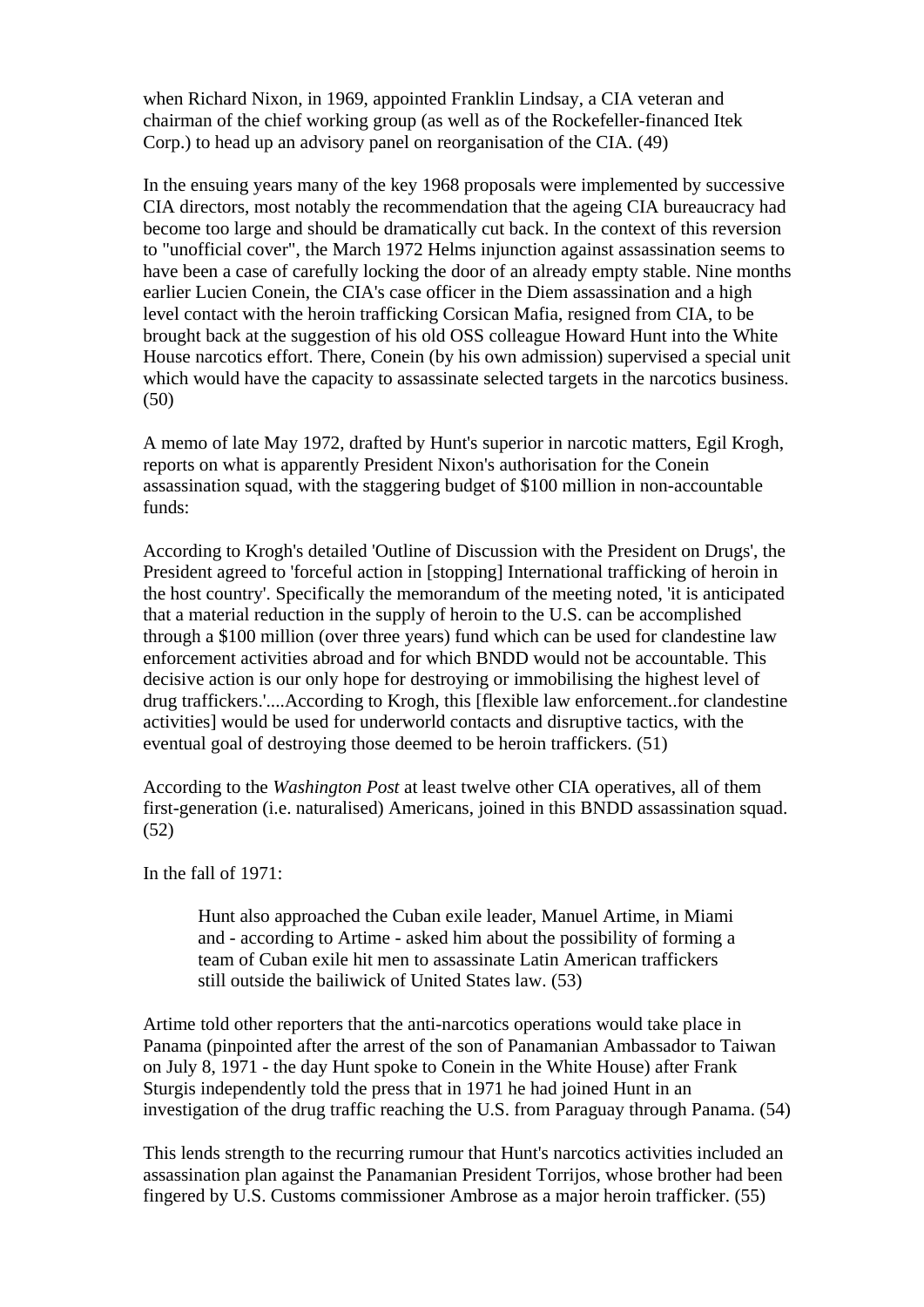when Richard Nixon, in 1969, appointed Franklin Lindsay, a CIA veteran and chairman of the chief working group (as well as of the Rockefeller-financed Itek Corp.) to head up an advisory panel on reorganisation of the CIA. (49)

In the ensuing years many of the key 1968 proposals were implemented by successive CIA directors, most notably the recommendation that the ageing CIA bureaucracy had become too large and should be dramatically cut back. In the context of this reversion to "unofficial cover", the March 1972 Helms injunction against assassination seems to have been a case of carefully locking the door of an already empty stable. Nine months earlier Lucien Conein, the CIA's case officer in the Diem assassination and a high level contact with the heroin trafficking Corsican Mafia, resigned from CIA, to be brought back at the suggestion of his old OSS colleague Howard Hunt into the White House narcotics effort. There, Conein (by his own admission) supervised a special unit which would have the capacity to assassinate selected targets in the narcotics business. (50)

A memo of late May 1972, drafted by Hunt's superior in narcotic matters, Egil Krogh, reports on what is apparently President Nixon's authorisation for the Conein assassination squad, with the staggering budget of $100 million in non-accountable funds:

According to Krogh's detailed 'Outline of Discussion with the President on Drugs', the President agreed to 'forceful action in [stopping] International trafficking of heroin in the host country'. Specifically the memorandum of the meeting noted, 'it is anticipated that a material reduction in the supply of heroin to the U.S. can be accomplished through a $100 million (over three years) fund which can be used for clandestine law enforcement activities abroad and for which BNDD would not be accountable. This decisive action is our only hope for destroying or immobilising the highest level of drug traffickers.'....According to Krogh, this [flexible law enforcement..for clandestine activities] would be used for underworld contacts and disruptive tactics, with the eventual goal of destroying those deemed to be heroin traffickers. (51)

According to the *Washington Post* at least twelve other CIA operatives, all of them first-generation (i.e. naturalised) Americans, joined in this BNDD assassination squad. (52)

In the fall of 1971:

> Hunt also approached the Cuban exile leader, Manuel Artime, in Miami and - according to Artime - asked him about the possibility of forming a team of Cuban exile hit men to assassinate Latin American traffickers still outside the bailiwick of United States law. (53)

Artime told other reporters that the anti-narcotics operations would take place in Panama (pinpointed after the arrest of the son of Panamanian Ambassador to Taiwan on July 8, 1971 - the day Hunt spoke to Conein in the White House) after Frank Sturgis independently told the press that in 1971 he had joined Hunt in an investigation of the drug traffic reaching the U.S. from Paraguay through Panama. (54)

This lends strength to the recurring rumour that Hunt's narcotics activities included an assassination plan against the Panamanian President Torrijos, whose brother had been fingered by U.S. Customs commissioner Ambrose as a major heroin trafficker. (55)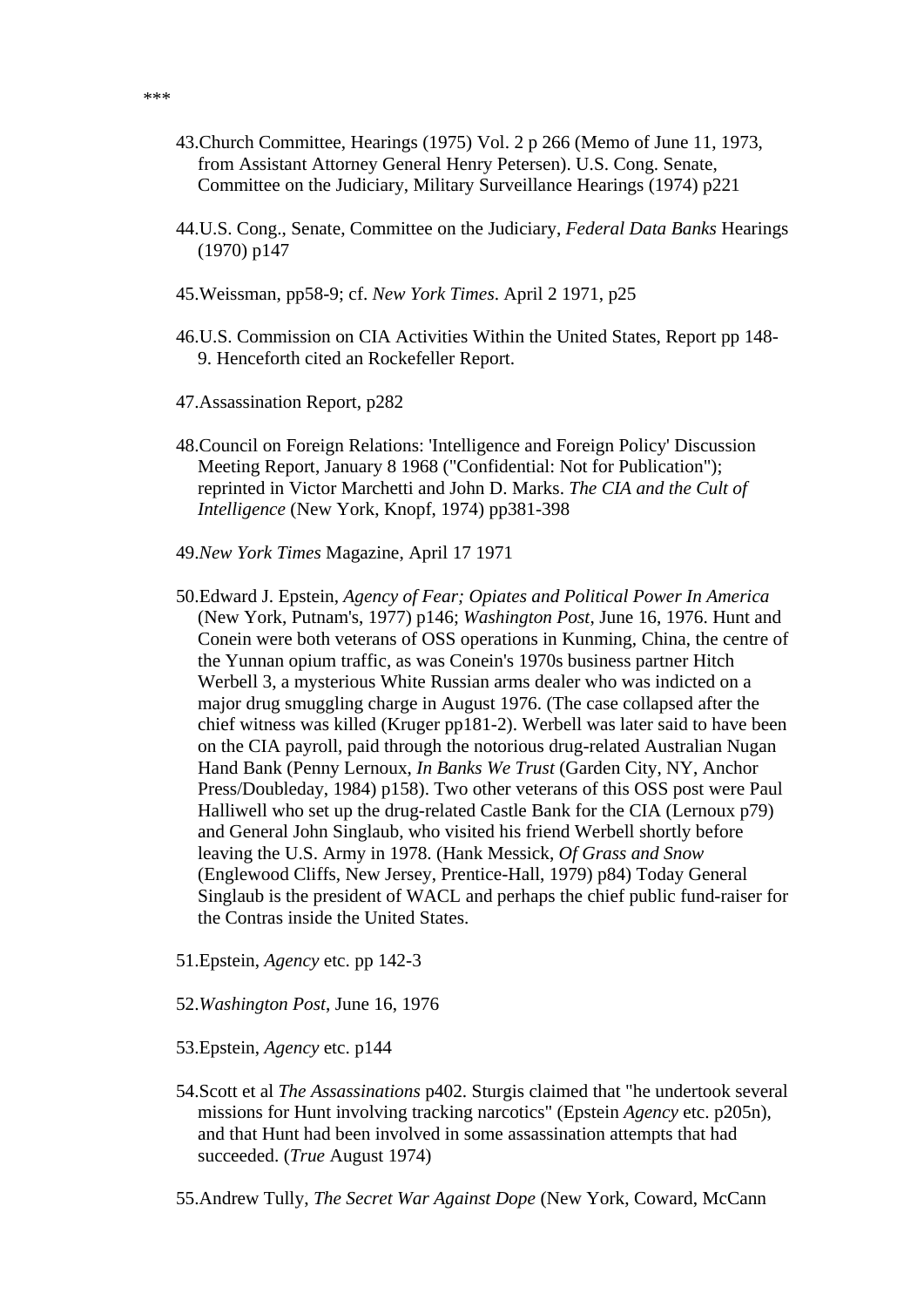***

43. Church Committee, Hearings (1975) Vol. 2 p 266 (Memo of June 11, 1973, from Assistant Attorney General Henry Petersen). U.S. Cong. Senate, Committee on the Judiciary, Military Surveillance Hearings (1974) p221

44. U.S. Cong., Senate, Committee on the Judiciary, *Federal Data Banks* Hearings (1970) p147

45. Weissman, pp58-9; cf. *New York Times*. April 2 1971, p25

46. U.S. Commission on CIA Activities Within the United States, Report pp 148-9. Henceforth cited an Rockefeller Report.

47. Assassination Report, p282

48. Council on Foreign Relations: 'Intelligence and Foreign Policy' Discussion Meeting Report, January 8 1968 ("Confidential: Not for Publication"); reprinted in Victor Marchetti and John D. Marks. *The CIA and the Cult of Intelligence* (New York, Knopf, 1974) pp381-398

49. *New York Times* Magazine, April 17 1971

50. Edward J. Epstein, *Agency of Fear; Opiates and Political Power In America* (New York, Putnam's, 1977) p146; *Washington Post*, June 16, 1976. Hunt and Conein were both veterans of OSS operations in Kunming, China, the centre of the Yunnan opium traffic, as was Conein's 1970s business partner Hitch Werbell 3, a mysterious White Russian arms dealer who was indicted on a major drug smuggling charge in August 1976. (The case collapsed after the chief witness was killed (Kruger pp181-2). Werbell was later said to have been on the CIA payroll, paid through the notorious drug-related Australian Nugan Hand Bank (Penny Lernoux, *In Banks We Trust* (Garden City, NY, Anchor Press/Doubleday, 1984) p158). Two other veterans of this OSS post were Paul Halliwell who set up the drug-related Castle Bank for the CIA (Lernoux p79) and General John Singlaub, who visited his friend Werbell shortly before leaving the U.S. Army in 1978. (Hank Messick, *Of Grass and Snow* (Englewood Cliffs, New Jersey, Prentice-Hall, 1979) p84) Today General Singlaub is the president of WACL and perhaps the chief public fund-raiser for the Contras inside the United States.

51. Epstein, *Agency* etc. pp 142-3

52. *Washington Post*, June 16, 1976

53. Epstein, *Agency* etc. p144

54. Scott et al *The Assassinations* p402. Sturgis claimed that "he undertook several missions for Hunt involving tracking narcotics" (Epstein *Agency* etc. p205n), and that Hunt had been involved in some assassination attempts that had succeeded. (*True* August 1974)

55. Andrew Tully, *The Secret War Against Dope* (New York, Coward, McCann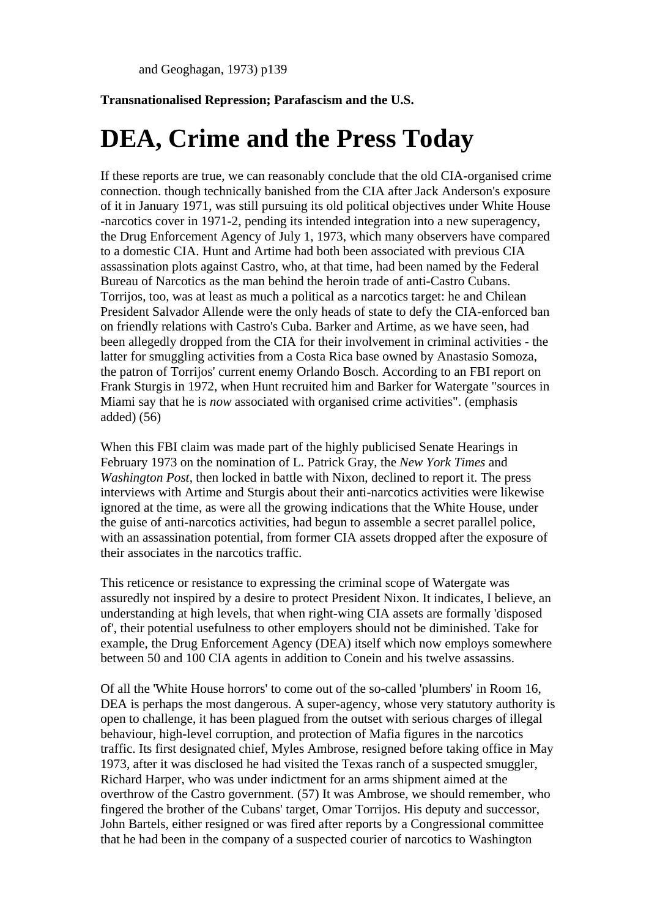and Geoghagan, 1973) p139

**Transnationalised Repression; Parafascism and the U.S.**

# DEA, Crime and the Press Today

If these reports are true, we can reasonably conclude that the old CIA-organised crime connection. though technically banished from the CIA after Jack Anderson's exposure of it in January 1971, was still pursuing its old political objectives under White House -narcotics cover in 1971-2, pending its intended integration into a new superagency, the Drug Enforcement Agency of July 1, 1973, which many observers have compared to a domestic CIA. Hunt and Artime had both been associated with previous CIA assassination plots against Castro, who, at that time, had been named by the Federal Bureau of Narcotics as the man behind the heroin trade of anti-Castro Cubans. Torrijos, too, was at least as much a political as a narcotics target: he and Chilean President Salvador Allende were the only heads of state to defy the CIA-enforced ban on friendly relations with Castro's Cuba. Barker and Artime, as we have seen, had been allegedly dropped from the CIA for their involvement in criminal activities - the latter for smuggling activities from a Costa Rica base owned by Anastasio Somoza, the patron of Torrijos' current enemy Orlando Bosch. According to an FBI report on Frank Sturgis in 1972, when Hunt recruited him and Barker for Watergate "sources in Miami say that he is *now* associated with organised crime activities". (emphasis added) (56)

When this FBI claim was made part of the highly publicised Senate Hearings in February 1973 on the nomination of L. Patrick Gray, the *New York Times* and *Washington Post*, then locked in battle with Nixon, declined to report it. The press interviews with Artime and Sturgis about their anti-narcotics activities were likewise ignored at the time, as were all the growing indications that the White House, under the guise of anti-narcotics activities, had begun to assemble a secret parallel police, with an assassination potential, from former CIA assets dropped after the exposure of their associates in the narcotics traffic.

This reticence or resistance to expressing the criminal scope of Watergate was assuredly not inspired by a desire to protect President Nixon. It indicates, I believe, an understanding at high levels, that when right-wing CIA assets are formally 'disposed of', their potential usefulness to other employers should not be diminished. Take for example, the Drug Enforcement Agency (DEA) itself which now employs somewhere between 50 and 100 CIA agents in addition to Conein and his twelve assassins.

Of all the 'White House horrors' to come out of the so-called 'plumbers' in Room 16, DEA is perhaps the most dangerous. A super-agency, whose very statutory authority is open to challenge, it has been plagued from the outset with serious charges of illegal behaviour, high-level corruption, and protection of Mafia figures in the narcotics traffic. Its first designated chief, Myles Ambrose, resigned before taking office in May 1973, after it was disclosed he had visited the Texas ranch of a suspected smuggler, Richard Harper, who was under indictment for an arms shipment aimed at the overthrow of the Castro government. (57) It was Ambrose, we should remember, who fingered the brother of the Cubans' target, Omar Torrijos. His deputy and successor, John Bartels, either resigned or was fired after reports by a Congressional committee that he had been in the company of a suspected courier of narcotics to Washington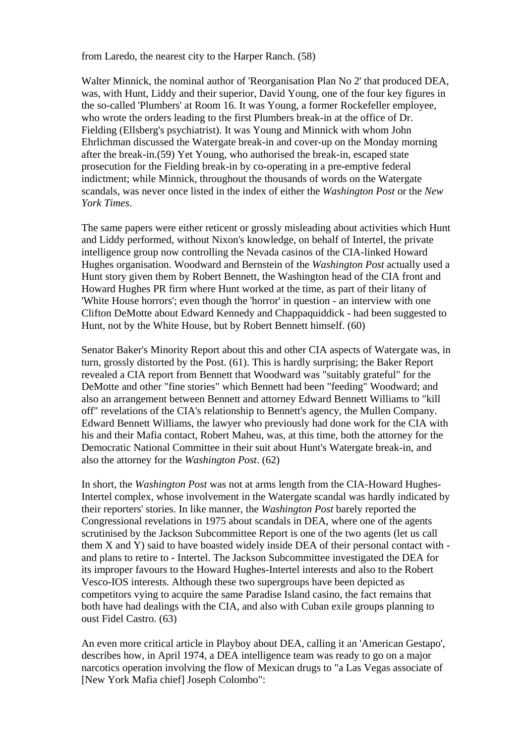from Laredo, the nearest city to the Harper Ranch. (58)

Walter Minnick, the nominal author of 'Reorganisation Plan No 2' that produced DEA, was, with Hunt, Liddy and their superior, David Young, one of the four key figures in the so-called 'Plumbers' at Room 16. It was Young, a former Rockefeller employee, who wrote the orders leading to the first Plumbers break-in at the office of Dr. Fielding (Ellsberg's psychiatrist). It was Young and Minnick with whom John Ehrlichman discussed the Watergate break-in and cover-up on the Monday morning after the break-in.(59) Yet Young, who authorised the break-in, escaped state prosecution for the Fielding break-in by co-operating in a pre-emptive federal indictment; while Minnick, throughout the thousands of words on the Watergate scandals, was never once listed in the index of either the *Washington Post* or the *New York Times*.

The same papers were either reticent or grossly misleading about activities which Hunt and Liddy performed, without Nixon's knowledge, on behalf of Intertel, the private intelligence group now controlling the Nevada casinos of the CIA-linked Howard Hughes organisation. Woodward and Bernstein of the *Washington Post* actually used a Hunt story given them by Robert Bennett, the Washington head of the CIA front and Howard Hughes PR firm where Hunt worked at the time, as part of their litany of 'White House horrors'; even though the 'horror' in question - an interview with one Clifton DeMotte about Edward Kennedy and Chappaquiddick - had been suggested to Hunt, not by the White House, but by Robert Bennett himself. (60)

Senator Baker's Minority Report about this and other CIA aspects of Watergate was, in turn, grossly distorted by the Post. (61). This is hardly surprising; the Baker Report revealed a CIA report from Bennett that Woodward was "suitably grateful" for the DeMotte and other "fine stories" which Bennett had been "feeding" Woodward; and also an arrangement between Bennett and attorney Edward Bennett Williams to "kill off" revelations of the CIA's relationship to Bennett's agency, the Mullen Company. Edward Bennett Williams, the lawyer who previously had done work for the CIA with his and their Mafia contact, Robert Maheu, was, at this time, both the attorney for the Democratic National Committee in their suit about Hunt's Watergate break-in, and also the attorney for the *Washington Post*. (62)

In short, the *Washington Post* was not at arms length from the CIA-Howard Hughes-Intertel complex, whose involvement in the Watergate scandal was hardly indicated by their reporters' stories. In like manner, the *Washington Post* barely reported the Congressional revelations in 1975 about scandals in DEA, where one of the agents scrutinised by the Jackson Subcommittee Report is one of the two agents (let us call them X and Y) said to have boasted widely inside DEA of their personal contact with - and plans to retire to - Intertel. The Jackson Subcommittee investigated the DEA for its improper favours to the Howard Hughes-Intertel interests and also to the Robert Vesco-IOS interests. Although these two supergroups have been depicted as competitors vying to acquire the same Paradise Island casino, the fact remains that both have had dealings with the CIA, and also with Cuban exile groups planning to oust Fidel Castro. (63)

An even more critical article in Playboy about DEA, calling it an 'American Gestapo', describes how, in April 1974, a DEA intelligence team was ready to go on a major narcotics operation involving the flow of Mexican drugs to "a Las Vegas associate of [New York Mafia chief] Joseph Colombo":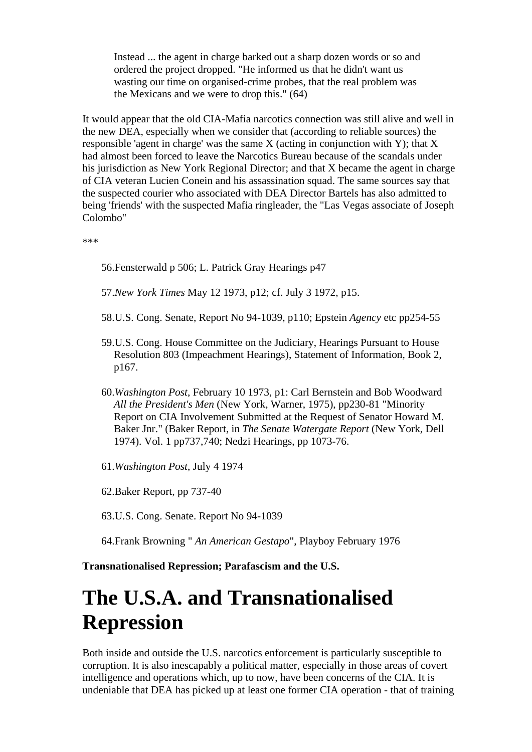> Instead ... the agent in charge barked out a sharp dozen words or so and ordered the project dropped. "He informed us that he didn't want us wasting our time on organised-crime probes, that the real problem was the Mexicans and we were to drop this." (64)

It would appear that the old CIA-Mafia narcotics connection was still alive and well in the new DEA, especially when we consider that (according to reliable sources) the responsible 'agent in charge' was the same X (acting in conjunction with Y); that X had almost been forced to leave the Narcotics Bureau because of the scandals under his jurisdiction as New York Regional Director; and that X became the agent in charge of CIA veteran Lucien Conein and his assassination squad. The same sources say that the suspected courier who associated with DEA Director Bartels has also admitted to being 'friends' with the suspected Mafia ringleader, the "Las Vegas associate of Joseph Colombo"

***

56. Fensterwald p 506; L. Patrick Gray Hearings p47

57. *New York Times* May 12 1973, p12; cf. July 3 1972, p15.

58. U.S. Cong. Senate, Report No 94-1039, p110; Epstein *Agency* etc pp254-55

59. U.S. Cong. House Committee on the Judiciary, Hearings Pursuant to House Resolution 803 (Impeachment Hearings), Statement of Information, Book 2, p167.

60. *Washington Post*, February 10 1973, p1: Carl Bernstein and Bob Woodward *All the President's Men* (New York, Warner, 1975), pp230-81 "Minority Report on CIA Involvement Submitted at the Request of Senator Howard M. Baker Jnr." (Baker Report, in *The Senate Watergate Report* (New York, Dell 1974). Vol. 1 pp737,740; Nedzi Hearings, pp 1073-76.

61. *Washington Post*, July 4 1974

62. Baker Report, pp 737-40

63. U.S. Cong. Senate. Report No 94-1039

64. Frank Browning " *An American Gestapo*", Playboy February 1976

**Transnationalised Repression; Parafascism and the U.S.**

# The U.S.A. and Transnationalised Repression

Both inside and outside the U.S. narcotics enforcement is particularly susceptible to corruption. It is also inescapably a political matter, especially in those areas of covert intelligence and operations which, up to now, have been concerns of the CIA. It is undeniable that DEA has picked up at least one former CIA operation - that of training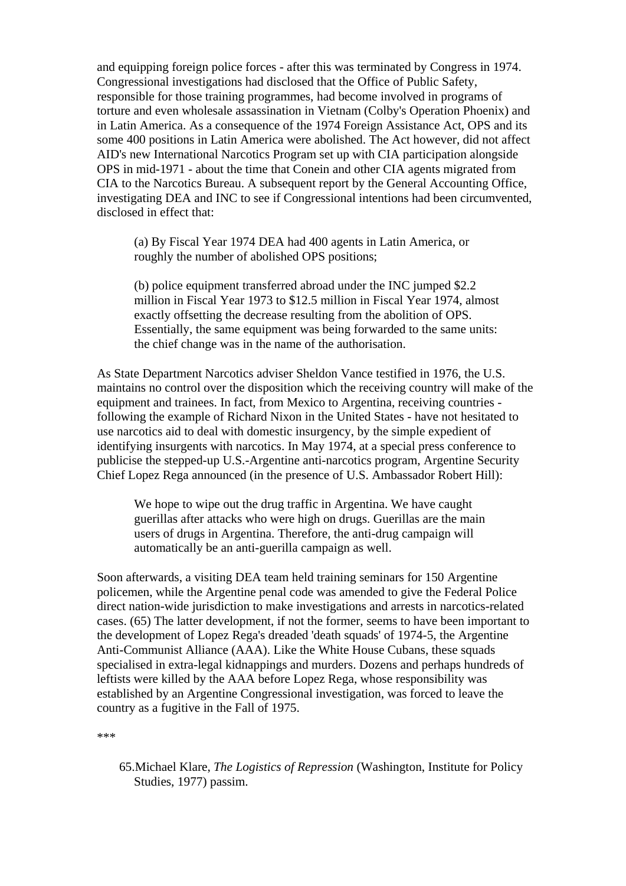and equipping foreign police forces - after this was terminated by Congress in 1974. Congressional investigations had disclosed that the Office of Public Safety, responsible for those training programmes, had become involved in programs of torture and even wholesale assassination in Vietnam (Colby's Operation Phoenix) and in Latin America. As a consequence of the 1974 Foreign Assistance Act, OPS and its some 400 positions in Latin America were abolished. The Act however, did not affect AID's new International Narcotics Program set up with CIA participation alongside OPS in mid-1971 - about the time that Conein and other CIA agents migrated from CIA to the Narcotics Bureau. A subsequent report by the General Accounting Office, investigating DEA and INC to see if Congressional intentions had been circumvented, disclosed in effect that:

> (a) By Fiscal Year 1974 DEA had 400 agents in Latin America, or roughly the number of abolished OPS positions;
>
> (b) police equipment transferred abroad under the INC jumped $2.2 million in Fiscal Year 1973 to $12.5 million in Fiscal Year 1974, almost exactly offsetting the decrease resulting from the abolition of OPS. Essentially, the same equipment was being forwarded to the same units: the chief change was in the name of the authorisation.

As State Department Narcotics adviser Sheldon Vance testified in 1976, the U.S. maintains no control over the disposition which the receiving country will make of the equipment and trainees. In fact, from Mexico to Argentina, receiving countries - following the example of Richard Nixon in the United States - have not hesitated to use narcotics aid to deal with domestic insurgency, by the simple expedient of identifying insurgents with narcotics. In May 1974, at a special press conference to publicise the stepped-up U.S.-Argentine anti-narcotics program, Argentine Security Chief Lopez Rega announced (in the presence of U.S. Ambassador Robert Hill):

> We hope to wipe out the drug traffic in Argentina. We have caught guerillas after attacks who were high on drugs. Guerillas are the main users of drugs in Argentina. Therefore, the anti-drug campaign will automatically be an anti-guerilla campaign as well.

Soon afterwards, a visiting DEA team held training seminars for 150 Argentine policemen, while the Argentine penal code was amended to give the Federal Police direct nation-wide jurisdiction to make investigations and arrests in narcotics-related cases. (65) The latter development, if not the former, seems to have been important to the development of Lopez Rega's dreaded 'death squads' of 1974-5, the Argentine Anti-Communist Alliance (AAA). Like the White House Cubans, these squads specialised in extra-legal kidnappings and murders. Dozens and perhaps hundreds of leftists were killed by the AAA before Lopez Rega, whose responsibility was established by an Argentine Congressional investigation, was forced to leave the country as a fugitive in the Fall of 1975.

***

65. Michael Klare, *The Logistics of Repression* (Washington, Institute for Policy Studies, 1977) passim.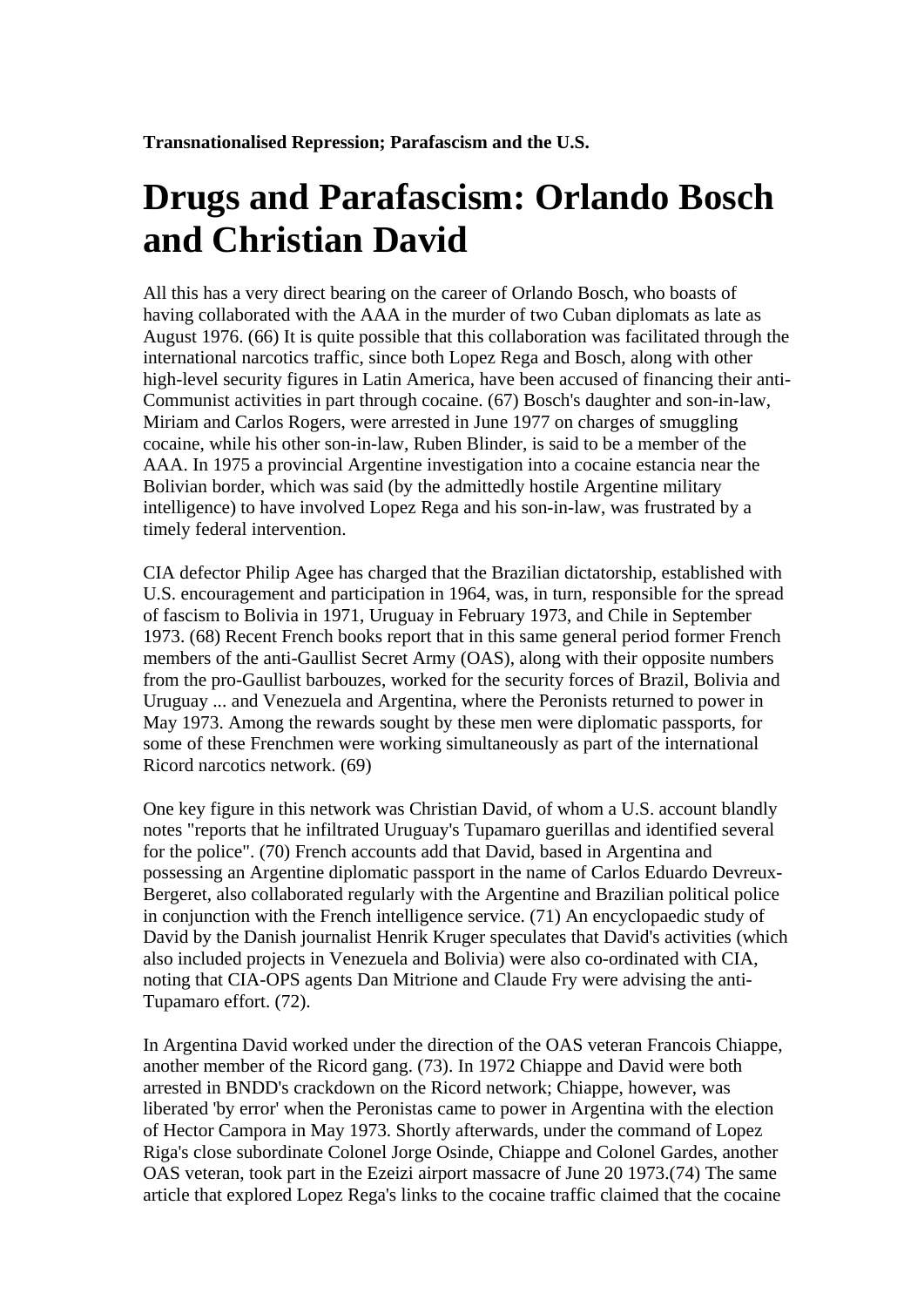**Transnationalised Repression; Parafascism and the U.S.**

# Drugs and Parafascism: Orlando Bosch and Christian David

All this has a very direct bearing on the career of Orlando Bosch, who boasts of having collaborated with the AAA in the murder of two Cuban diplomats as late as August 1976. (66) It is quite possible that this collaboration was facilitated through the international narcotics traffic, since both Lopez Rega and Bosch, along with other high-level security figures in Latin America, have been accused of financing their anti-Communist activities in part through cocaine. (67) Bosch's daughter and son-in-law, Miriam and Carlos Rogers, were arrested in June 1977 on charges of smuggling cocaine, while his other son-in-law, Ruben Blinder, is said to be a member of the AAA. In 1975 a provincial Argentine investigation into a cocaine estancia near the Bolivian border, which was said (by the admittedly hostile Argentine military intelligence) to have involved Lopez Rega and his son-in-law, was frustrated by a timely federal intervention.

CIA defector Philip Agee has charged that the Brazilian dictatorship, established with U.S. encouragement and participation in 1964, was, in turn, responsible for the spread of fascism to Bolivia in 1971, Uruguay in February 1973, and Chile in September 1973. (68) Recent French books report that in this same general period former French members of the anti-Gaullist Secret Army (OAS), along with their opposite numbers from the pro-Gaullist barbouzes, worked for the security forces of Brazil, Bolivia and Uruguay ... and Venezuela and Argentina, where the Peronists returned to power in May 1973. Among the rewards sought by these men were diplomatic passports, for some of these Frenchmen were working simultaneously as part of the international Ricord narcotics network. (69)

One key figure in this network was Christian David, of whom a U.S. account blandly notes "reports that he infiltrated Uruguay's Tupamaro guerillas and identified several for the police". (70) French accounts add that David, based in Argentina and possessing an Argentine diplomatic passport in the name of Carlos Eduardo Devreux-Bergeret, also collaborated regularly with the Argentine and Brazilian political police in conjunction with the French intelligence service. (71) An encyclopaedic study of David by the Danish journalist Henrik Kruger speculates that David's activities (which also included projects in Venezuela and Bolivia) were also co-ordinated with CIA, noting that CIA-OPS agents Dan Mitrione and Claude Fry were advising the anti-Tupamaro effort. (72).

In Argentina David worked under the direction of the OAS veteran Francois Chiappe, another member of the Ricord gang. (73). In 1972 Chiappe and David were both arrested in BNDD's crackdown on the Ricord network; Chiappe, however, was liberated 'by error' when the Peronistas came to power in Argentina with the election of Hector Campora in May 1973. Shortly afterwards, under the command of Lopez Riga's close subordinate Colonel Jorge Osinde, Chiappe and Colonel Gardes, another OAS veteran, took part in the Ezeizi airport massacre of June 20 1973.(74) The same article that explored Lopez Rega's links to the cocaine traffic claimed that the cocaine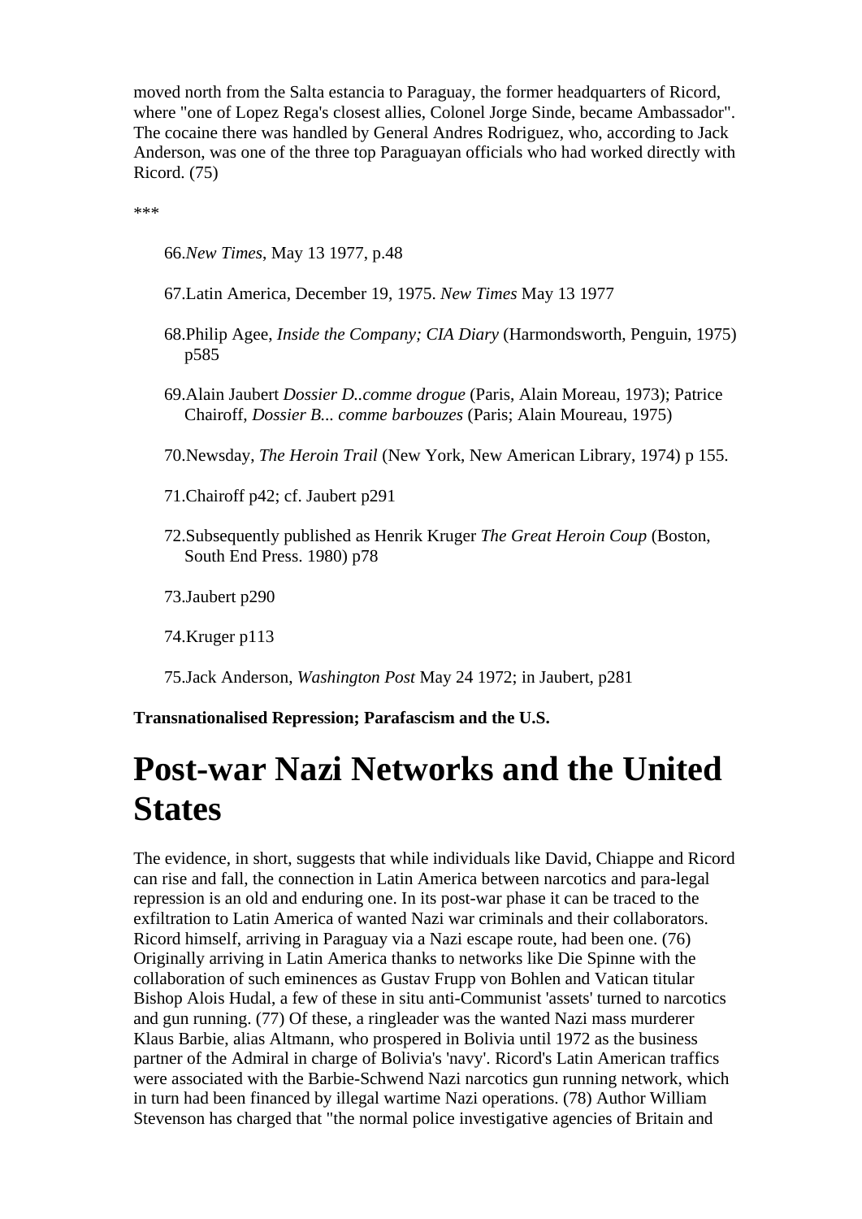moved north from the Salta estancia to Paraguay, the former headquarters of Ricord, where "one of Lopez Rega's closest allies, Colonel Jorge Sinde, became Ambassador". The cocaine there was handled by General Andres Rodriguez, who, according to Jack Anderson, was one of the three top Paraguayan officials who had worked directly with Ricord. (75)

***

66. *New Times*, May 13 1977, p.48

67. Latin America, December 19, 1975. *New Times* May 13 1977

68. Philip Agee, *Inside the Company; CIA Diary* (Harmondsworth, Penguin, 1975) p585

69. Alain Jaubert *Dossier D..comme drogue* (Paris, Alain Moreau, 1973); Patrice Chairoff, *Dossier B... comme barbouzes* (Paris; Alain Moureau, 1975)

70. Newsday, *The Heroin Trail* (New York, New American Library, 1974) p 155.

71. Chairoff p42; cf. Jaubert p291

72. Subsequently published as Henrik Kruger *The Great Heroin Coup* (Boston, South End Press. 1980) p78

73. Jaubert p290

74. Kruger p113

75. Jack Anderson, *Washington Post* May 24 1972; in Jaubert, p281

**Transnationalised Repression; Parafascism and the U.S.**

# Post-war Nazi Networks and the United States

The evidence, in short, suggests that while individuals like David, Chiappe and Ricord can rise and fall, the connection in Latin America between narcotics and para-legal repression is an old and enduring one. In its post-war phase it can be traced to the exfiltration to Latin America of wanted Nazi war criminals and their collaborators. Ricord himself, arriving in Paraguay via a Nazi escape route, had been one. (76) Originally arriving in Latin America thanks to networks like Die Spinne with the collaboration of such eminences as Gustav Frupp von Bohlen and Vatican titular Bishop Alois Hudal, a few of these in situ anti-Communist 'assets' turned to narcotics and gun running. (77) Of these, a ringleader was the wanted Nazi mass murderer Klaus Barbie, alias Altmann, who prospered in Bolivia until 1972 as the business partner of the Admiral in charge of Bolivia's 'navy'. Ricord's Latin American traffics were associated with the Barbie-Schwend Nazi narcotics gun running network, which in turn had been financed by illegal wartime Nazi operations. (78) Author William Stevenson has charged that "the normal police investigative agencies of Britain and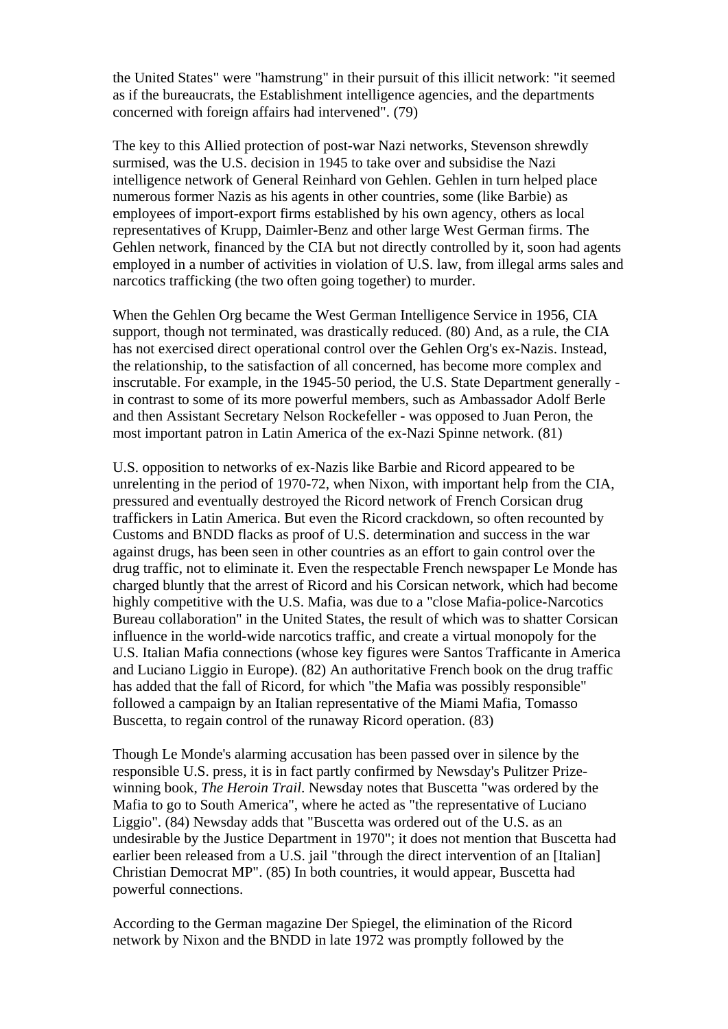the United States" were "hamstrung" in their pursuit of this illicit network: "it seemed as if the bureaucrats, the Establishment intelligence agencies, and the departments concerned with foreign affairs had intervened". (79)

The key to this Allied protection of post-war Nazi networks, Stevenson shrewdly surmised, was the U.S. decision in 1945 to take over and subsidise the Nazi intelligence network of General Reinhard von Gehlen. Gehlen in turn helped place numerous former Nazis as his agents in other countries, some (like Barbie) as employees of import-export firms established by his own agency, others as local representatives of Krupp, Daimler-Benz and other large West German firms. The Gehlen network, financed by the CIA but not directly controlled by it, soon had agents employed in a number of activities in violation of U.S. law, from illegal arms sales and narcotics trafficking (the two often going together) to murder.

When the Gehlen Org became the West German Intelligence Service in 1956, CIA support, though not terminated, was drastically reduced. (80) And, as a rule, the CIA has not exercised direct operational control over the Gehlen Org's ex-Nazis. Instead, the relationship, to the satisfaction of all concerned, has become more complex and inscrutable. For example, in the 1945-50 period, the U.S. State Department generally - in contrast to some of its more powerful members, such as Ambassador Adolf Berle and then Assistant Secretary Nelson Rockefeller - was opposed to Juan Peron, the most important patron in Latin America of the ex-Nazi Spinne network. (81)

U.S. opposition to networks of ex-Nazis like Barbie and Ricord appeared to be unrelenting in the period of 1970-72, when Nixon, with important help from the CIA, pressured and eventually destroyed the Ricord network of French Corsican drug traffickers in Latin America. But even the Ricord crackdown, so often recounted by Customs and BNDD flacks as proof of U.S. determination and success in the war against drugs, has been seen in other countries as an effort to gain control over the drug traffic, not to eliminate it. Even the respectable French newspaper Le Monde has charged bluntly that the arrest of Ricord and his Corsican network, which had become highly competitive with the U.S. Mafia, was due to a "close Mafia-police-Narcotics Bureau collaboration" in the United States, the result of which was to shatter Corsican influence in the world-wide narcotics traffic, and create a virtual monopoly for the U.S. Italian Mafia connections (whose key figures were Santos Trafficante in America and Luciano Liggio in Europe). (82) An authoritative French book on the drug traffic has added that the fall of Ricord, for which "the Mafia was possibly responsible" followed a campaign by an Italian representative of the Miami Mafia, Tomasso Buscetta, to regain control of the runaway Ricord operation. (83)

Though Le Monde's alarming accusation has been passed over in silence by the responsible U.S. press, it is in fact partly confirmed by Newsday's Pulitzer Prize-winning book, *The Heroin Trail*. Newsday notes that Buscetta "was ordered by the Mafia to go to South America", where he acted as "the representative of Luciano Liggio". (84) Newsday adds that "Buscetta was ordered out of the U.S. as an undesirable by the Justice Department in 1970"; it does not mention that Buscetta had earlier been released from a U.S. jail "through the direct intervention of an [Italian] Christian Democrat MP". (85) In both countries, it would appear, Buscetta had powerful connections.

According to the German magazine Der Spiegel, the elimination of the Ricord network by Nixon and the BNDD in late 1972 was promptly followed by the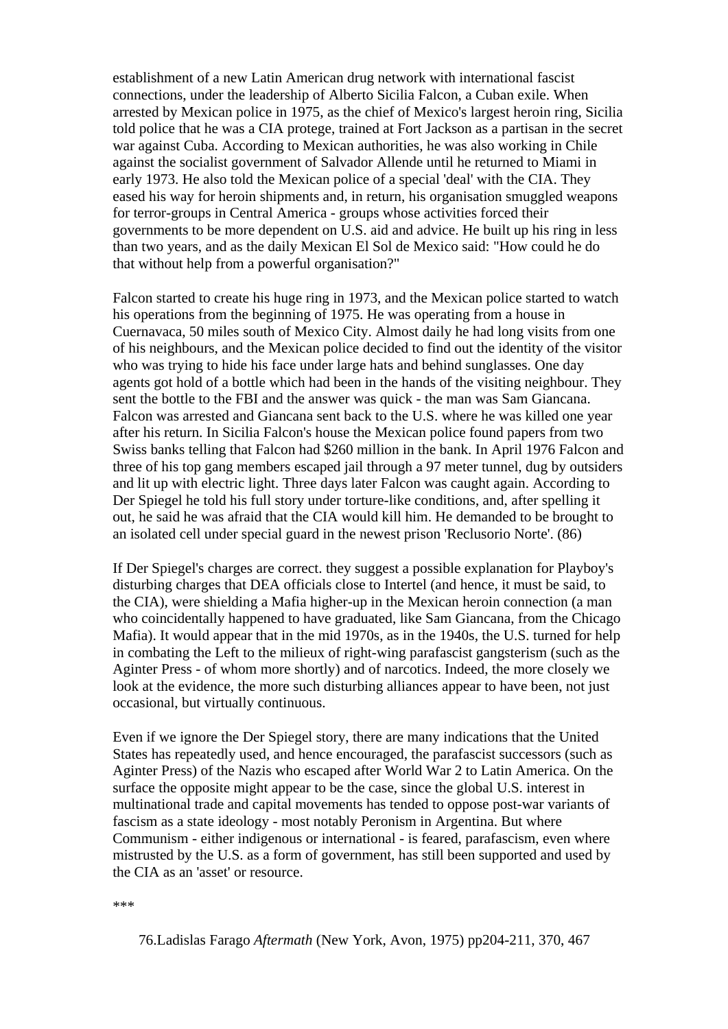establishment of a new Latin American drug network with international fascist connections, under the leadership of Alberto Sicilia Falcon, a Cuban exile. When arrested by Mexican police in 1975, as the chief of Mexico's largest heroin ring, Sicilia told police that he was a CIA protege, trained at Fort Jackson as a partisan in the secret war against Cuba. According to Mexican authorities, he was also working in Chile against the socialist government of Salvador Allende until he returned to Miami in early 1973. He also told the Mexican police of a special 'deal' with the CIA. They eased his way for heroin shipments and, in return, his organisation smuggled weapons for terror-groups in Central America - groups whose activities forced their governments to be more dependent on U.S. aid and advice. He built up his ring in less than two years, and as the daily Mexican El Sol de Mexico said: "How could he do that without help from a powerful organisation?"

Falcon started to create his huge ring in 1973, and the Mexican police started to watch his operations from the beginning of 1975. He was operating from a house in Cuernavaca, 50 miles south of Mexico City. Almost daily he had long visits from one of his neighbours, and the Mexican police decided to find out the identity of the visitor who was trying to hide his face under large hats and behind sunglasses. One day agents got hold of a bottle which had been in the hands of the visiting neighbour. They sent the bottle to the FBI and the answer was quick - the man was Sam Giancana. Falcon was arrested and Giancana sent back to the U.S. where he was killed one year after his return. In Sicilia Falcon's house the Mexican police found papers from two Swiss banks telling that Falcon had $260 million in the bank. In April 1976 Falcon and three of his top gang members escaped jail through a 97 meter tunnel, dug by outsiders and lit up with electric light. Three days later Falcon was caught again. According to Der Spiegel he told his full story under torture-like conditions, and, after spelling it out, he said he was afraid that the CIA would kill him. He demanded to be brought to an isolated cell under special guard in the newest prison 'Reclusorio Norte'. (86)

If Der Spiegel's charges are correct. they suggest a possible explanation for Playboy's disturbing charges that DEA officials close to Intertel (and hence, it must be said, to the CIA), were shielding a Mafia higher-up in the Mexican heroin connection (a man who coincidentally happened to have graduated, like Sam Giancana, from the Chicago Mafia). It would appear that in the mid 1970s, as in the 1940s, the U.S. turned for help in combating the Left to the milieux of right-wing parafascist gangsterism (such as the Aginter Press - of whom more shortly) and of narcotics. Indeed, the more closely we look at the evidence, the more such disturbing alliances appear to have been, not just occasional, but virtually continuous.

Even if we ignore the Der Spiegel story, there are many indications that the United States has repeatedly used, and hence encouraged, the parafascist successors (such as Aginter Press) of the Nazis who escaped after World War 2 to Latin America. On the surface the opposite might appear to be the case, since the global U.S. interest in multinational trade and capital movements has tended to oppose post-war variants of fascism as a state ideology - most notably Peronism in Argentina. But where Communism - either indigenous or international - is feared, parafascism, even where mistrusted by the U.S. as a form of government, has still been supported and used by the CIA as an 'asset' or resource.

***

76.Ladislas Farago *Aftermath* (New York, Avon, 1975) pp204-211, 370, 467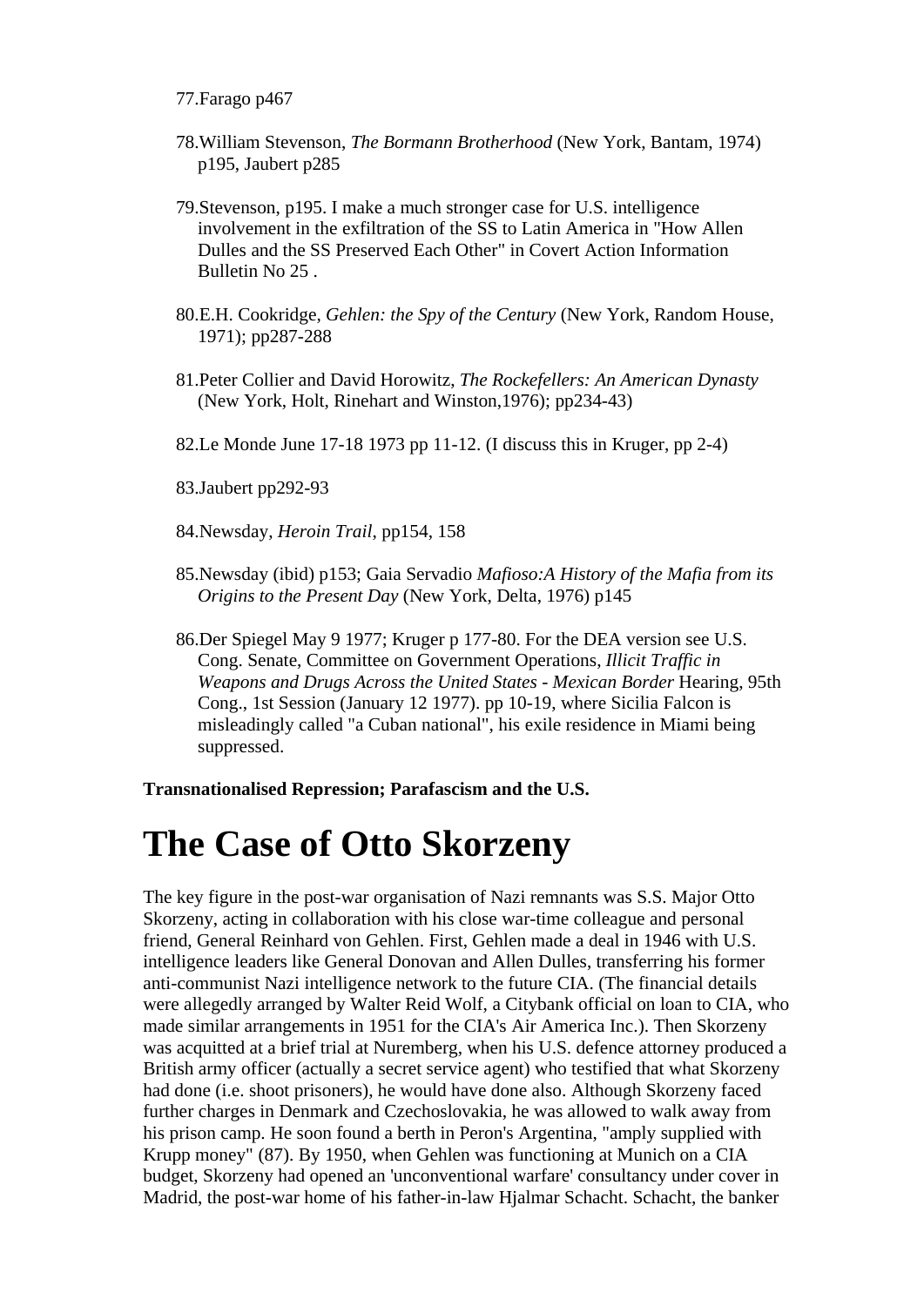77.Farago p467

78.William Stevenson, *The Bormann Brotherhood* (New York, Bantam, 1974) p195, Jaubert p285

79.Stevenson, p195. I make a much stronger case for U.S. intelligence involvement in the exfiltration of the SS to Latin America in "How Allen Dulles and the SS Preserved Each Other" in Covert Action Information Bulletin No 25 .

80.E.H. Cookridge, *Gehlen: the Spy of the Century* (New York, Random House, 1971); pp287-288

81.Peter Collier and David Horowitz, *The Rockefellers: An American Dynasty* (New York, Holt, Rinehart and Winston,1976); pp234-43)

82.Le Monde June 17-18 1973 pp 11-12. (I discuss this in Kruger, pp 2-4)

83.Jaubert pp292-93

84.Newsday, *Heroin Trail*, pp154, 158

85.Newsday (ibid) p153; Gaia Servadio *Mafioso:A History of the Mafia from its Origins to the Present Day* (New York, Delta, 1976) p145

86.Der Spiegel May 9 1977; Kruger p 177-80. For the DEA version see U.S. Cong. Senate, Committee on Government Operations, *Illicit Traffic in Weapons and Drugs Across the United States - Mexican Border* Hearing, 95th Cong., 1st Session (January 12 1977). pp 10-19, where Sicilia Falcon is misleadingly called "a Cuban national", his exile residence in Miami being suppressed.

**Transnationalised Repression; Parafascism and the U.S.**

# The Case of Otto Skorzeny

The key figure in the post-war organisation of Nazi remnants was S.S. Major Otto Skorzeny, acting in collaboration with his close war-time colleague and personal friend, General Reinhard von Gehlen. First, Gehlen made a deal in 1946 with U.S. intelligence leaders like General Donovan and Allen Dulles, transferring his former anti-communist Nazi intelligence network to the future CIA. (The financial details were allegedly arranged by Walter Reid Wolf, a Citybank official on loan to CIA, who made similar arrangements in 1951 for the CIA's Air America Inc.). Then Skorzeny was acquitted at a brief trial at Nuremberg, when his U.S. defence attorney produced a British army officer (actually a secret service agent) who testified that what Skorzeny had done (i.e. shoot prisoners), he would have done also. Although Skorzeny faced further charges in Denmark and Czechoslovakia, he was allowed to walk away from his prison camp. He soon found a berth in Peron's Argentina, "amply supplied with Krupp money" (87). By 1950, when Gehlen was functioning at Munich on a CIA budget, Skorzeny had opened an 'unconventional warfare' consultancy under cover in Madrid, the post-war home of his father-in-law Hjalmar Schacht. Schacht, the banker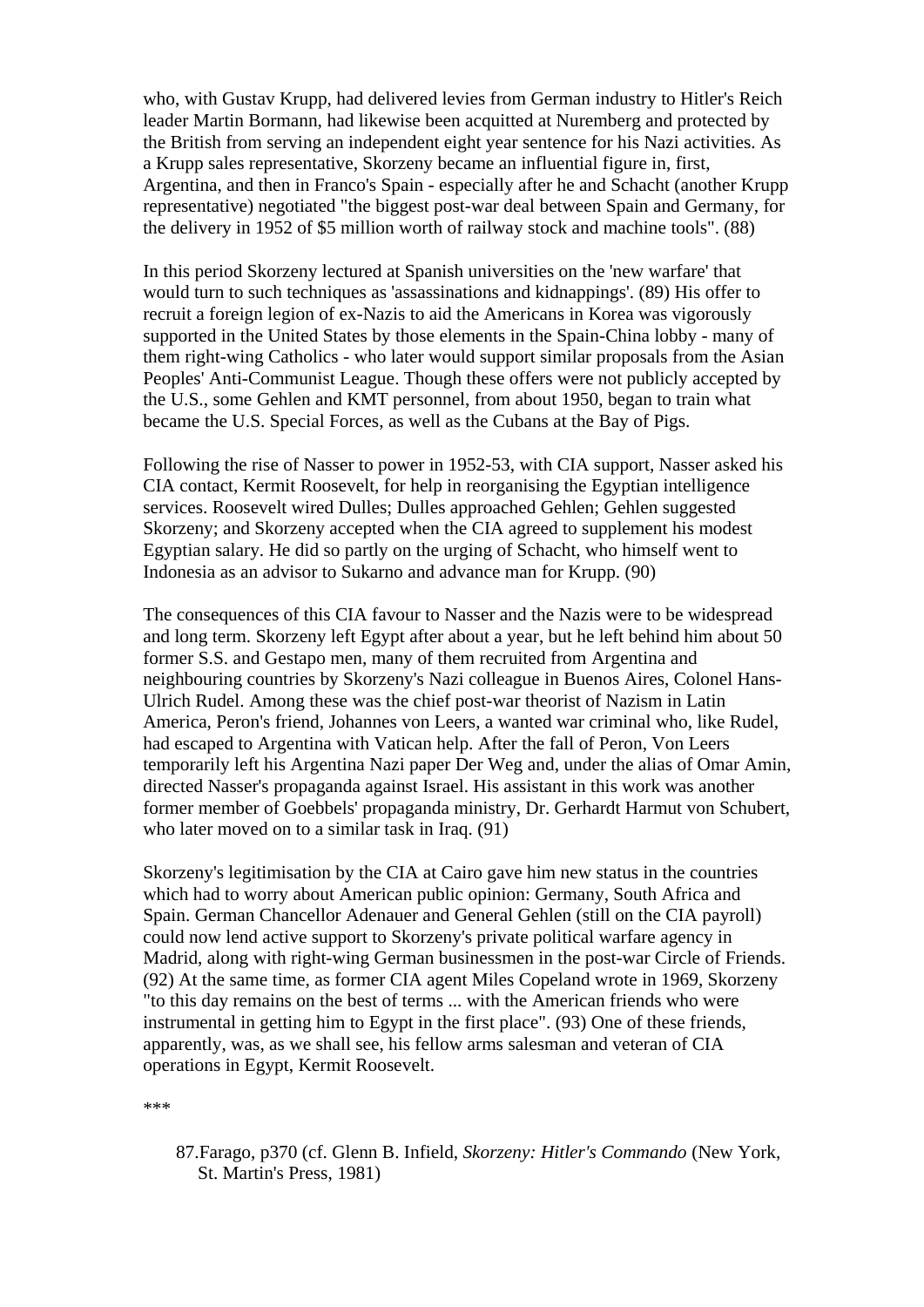who, with Gustav Krupp, had delivered levies from German industry to Hitler's Reich leader Martin Bormann, had likewise been acquitted at Nuremberg and protected by the British from serving an independent eight year sentence for his Nazi activities. As a Krupp sales representative, Skorzeny became an influential figure in, first, Argentina, and then in Franco's Spain - especially after he and Schacht (another Krupp representative) negotiated "the biggest post-war deal between Spain and Germany, for the delivery in 1952 of $5 million worth of railway stock and machine tools". (88)

In this period Skorzeny lectured at Spanish universities on the 'new warfare' that would turn to such techniques as 'assassinations and kidnappings'. (89) His offer to recruit a foreign legion of ex-Nazis to aid the Americans in Korea was vigorously supported in the United States by those elements in the Spain-China lobby - many of them right-wing Catholics - who later would support similar proposals from the Asian Peoples' Anti-Communist League. Though these offers were not publicly accepted by the U.S., some Gehlen and KMT personnel, from about 1950, began to train what became the U.S. Special Forces, as well as the Cubans at the Bay of Pigs.

Following the rise of Nasser to power in 1952-53, with CIA support, Nasser asked his CIA contact, Kermit Roosevelt, for help in reorganising the Egyptian intelligence services. Roosevelt wired Dulles; Dulles approached Gehlen; Gehlen suggested Skorzeny; and Skorzeny accepted when the CIA agreed to supplement his modest Egyptian salary. He did so partly on the urging of Schacht, who himself went to Indonesia as an advisor to Sukarno and advance man for Krupp. (90)

The consequences of this CIA favour to Nasser and the Nazis were to be widespread and long term. Skorzeny left Egypt after about a year, but he left behind him about 50 former S.S. and Gestapo men, many of them recruited from Argentina and neighbouring countries by Skorzeny's Nazi colleague in Buenos Aires, Colonel Hans-Ulrich Rudel. Among these was the chief post-war theorist of Nazism in Latin America, Peron's friend, Johannes von Leers, a wanted war criminal who, like Rudel, had escaped to Argentina with Vatican help. After the fall of Peron, Von Leers temporarily left his Argentina Nazi paper Der Weg and, under the alias of Omar Amin, directed Nasser's propaganda against Israel. His assistant in this work was another former member of Goebbels' propaganda ministry, Dr. Gerhardt Harmut von Schubert, who later moved on to a similar task in Iraq. (91)

Skorzeny's legitimisation by the CIA at Cairo gave him new status in the countries which had to worry about American public opinion: Germany, South Africa and Spain. German Chancellor Adenauer and General Gehlen (still on the CIA payroll) could now lend active support to Skorzeny's private political warfare agency in Madrid, along with right-wing German businessmen in the post-war Circle of Friends. (92) At the same time, as former CIA agent Miles Copeland wrote in 1969, Skorzeny "to this day remains on the best of terms ... with the American friends who were instrumental in getting him to Egypt in the first place". (93) One of these friends, apparently, was, as we shall see, his fellow arms salesman and veteran of CIA operations in Egypt, Kermit Roosevelt.

***

87. Farago, p370 (cf. Glenn B. Infield, *Skorzeny: Hitler's Commando* (New York, St. Martin's Press, 1981)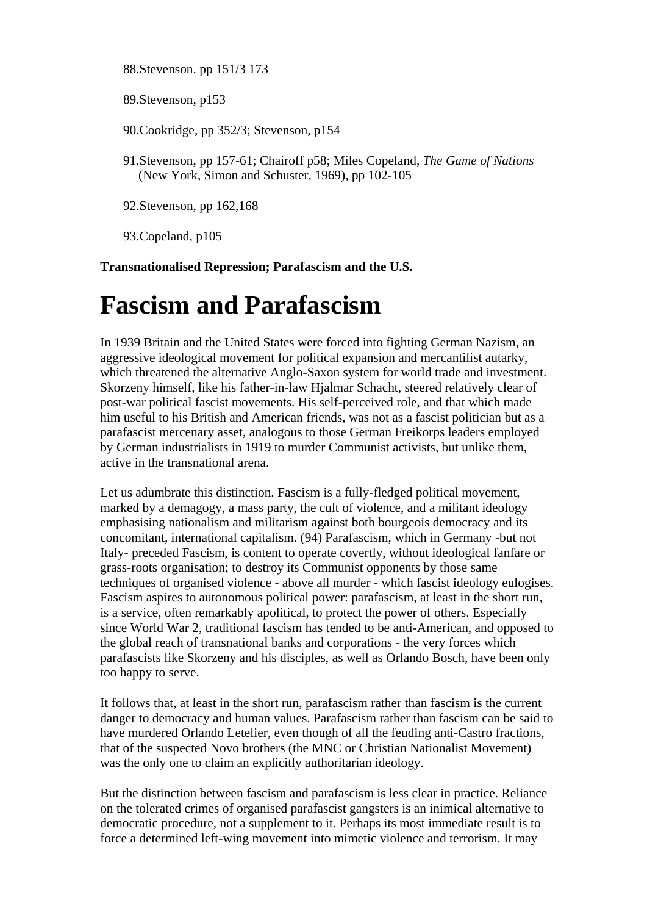88. Stevenson. pp 151/3 173

89. Stevenson, p153

90. Cookridge, pp 352/3; Stevenson, p154

91. Stevenson, pp 157-61; Chairoff p58; Miles Copeland, *The Game of Nations* (New York, Simon and Schuster, 1969), pp 102-105

92. Stevenson, pp 162,168

93. Copeland, p105

**Transnationalised Repression; Parafascism and the U.S.**

# Fascism and Parafascism

In 1939 Britain and the United States were forced into fighting German Nazism, an aggressive ideological movement for political expansion and mercantilist autarky, which threatened the alternative Anglo-Saxon system for world trade and investment. Skorzeny himself, like his father-in-law Hjalmar Schacht, steered relatively clear of post-war political fascist movements. His self-perceived role, and that which made him useful to his British and American friends, was not as a fascist politician but as a parafascist mercenary asset, analogous to those German Freikorps leaders employed by German industrialists in 1919 to murder Communist activists, but unlike them, active in the transnational arena.

Let us adumbrate this distinction. Fascism is a fully-fledged political movement, marked by a demagogy, a mass party, the cult of violence, and a militant ideology emphasising nationalism and militarism against both bourgeois democracy and its concomitant, international capitalism. (94) Parafascism, which in Germany -but not Italy- preceded Fascism, is content to operate covertly, without ideological fanfare or grass-roots organisation; to destroy its Communist opponents by those same techniques of organised violence - above all murder - which fascist ideology eulogises. Fascism aspires to autonomous political power: parafascism, at least in the short run, is a service, often remarkably apolitical, to protect the power of others. Especially since World War 2, traditional fascism has tended to be anti-American, and opposed to the global reach of transnational banks and corporations - the very forces which parafascists like Skorzeny and his disciples, as well as Orlando Bosch, have been only too happy to serve.

It follows that, at least in the short run, parafascism rather than fascism is the current danger to democracy and human values. Parafascism rather than fascism can be said to have murdered Orlando Letelier, even though of all the feuding anti-Castro fractions, that of the suspected Novo brothers (the MNC or Christian Nationalist Movement) was the only one to claim an explicitly authoritarian ideology.

But the distinction between fascism and parafascism is less clear in practice. Reliance on the tolerated crimes of organised parafascist gangsters is an inimical alternative to democratic procedure, not a supplement to it. Perhaps its most immediate result is to force a determined left-wing movement into mimetic violence and terrorism. It may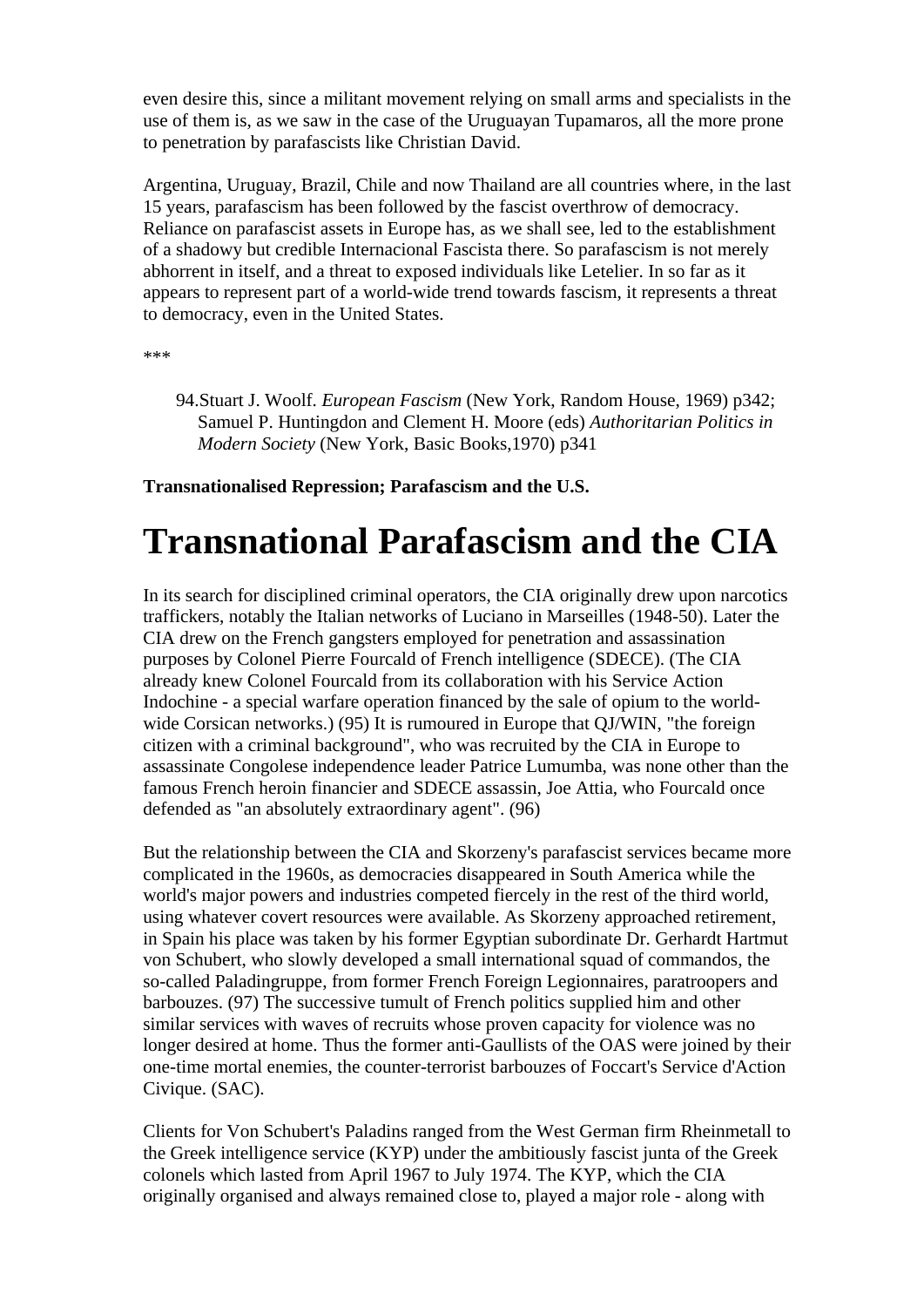even desire this, since a militant movement relying on small arms and specialists in the use of them is, as we saw in the case of the Uruguayan Tupamaros, all the more prone to penetration by parafascists like Christian David.

Argentina, Uruguay, Brazil, Chile and now Thailand are all countries where, in the last 15 years, parafascism has been followed by the fascist overthrow of democracy. Reliance on parafascist assets in Europe has, as we shall see, led to the establishment of a shadowy but credible Internacional Fascista there. So parafascism is not merely abhorrent in itself, and a threat to exposed individuals like Letelier. In so far as it appears to represent part of a world-wide trend towards fascism, it represents a threat to democracy, even in the United States.

***

94. Stuart J. Woolf. *European Fascism* (New York, Random House, 1969) p342; Samuel P. Huntingdon and Clement H. Moore (eds) *Authoritarian Politics in Modern Society* (New York, Basic Books,1970) p341

**Transnationalised Repression; Parafascism and the U.S.**

# Transnational Parafascism and the CIA

In its search for disciplined criminal operators, the CIA originally drew upon narcotics traffickers, notably the Italian networks of Luciano in Marseilles (1948-50). Later the CIA drew on the French gangsters employed for penetration and assassination purposes by Colonel Pierre Fourcald of French intelligence (SDECE). (The CIA already knew Colonel Fourcald from its collaboration with his Service Action Indochine - a special warfare operation financed by the sale of opium to the world-wide Corsican networks.) (95) It is rumoured in Europe that QJ/WIN, "the foreign citizen with a criminal background", who was recruited by the CIA in Europe to assassinate Congolese independence leader Patrice Lumumba, was none other than the famous French heroin financier and SDECE assassin, Joe Attia, who Fourcald once defended as "an absolutely extraordinary agent". (96)

But the relationship between the CIA and Skorzeny's parafascist services became more complicated in the 1960s, as democracies disappeared in South America while the world's major powers and industries competed fiercely in the rest of the third world, using whatever covert resources were available. As Skorzeny approached retirement, in Spain his place was taken by his former Egyptian subordinate Dr. Gerhardt Hartmut von Schubert, who slowly developed a small international squad of commandos, the so-called Paladingruppe, from former French Foreign Legionnaires, paratroopers and barbouzes. (97) The successive tumult of French politics supplied him and other similar services with waves of recruits whose proven capacity for violence was no longer desired at home. Thus the former anti-Gaullists of the OAS were joined by their one-time mortal enemies, the counter-terrorist barbouzes of Foccart's Service d'Action Civique. (SAC).

Clients for Von Schubert's Paladins ranged from the West German firm Rheinmetall to the Greek intelligence service (KYP) under the ambitiously fascist junta of the Greek colonels which lasted from April 1967 to July 1974. The KYP, which the CIA originally organised and always remained close to, played a major role - along with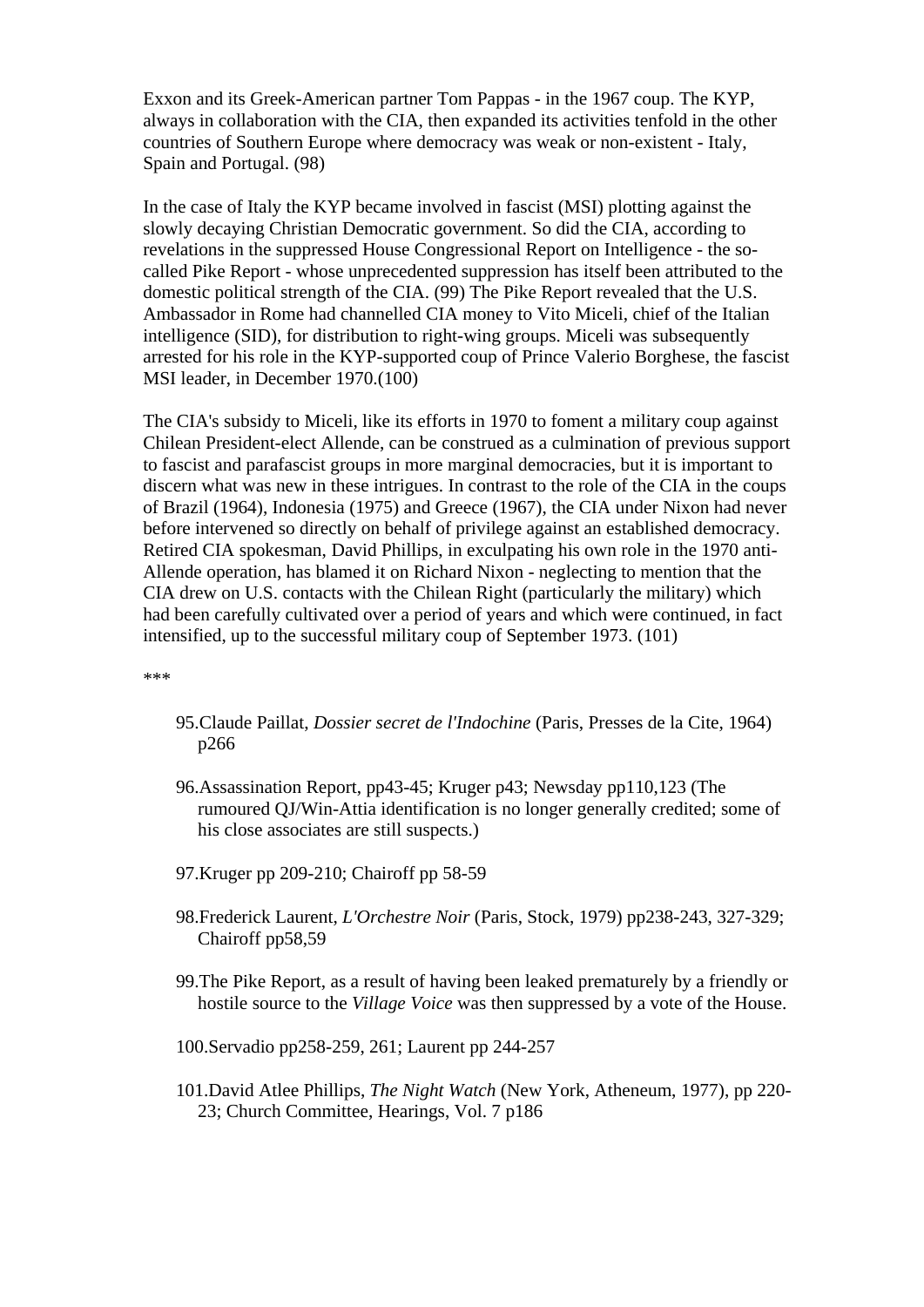Exxon and its Greek-American partner Tom Pappas - in the 1967 coup. The KYP, always in collaboration with the CIA, then expanded its activities tenfold in the other countries of Southern Europe where democracy was weak or non-existent - Italy, Spain and Portugal. (98)

In the case of Italy the KYP became involved in fascist (MSI) plotting against the slowly decaying Christian Democratic government. So did the CIA, according to revelations in the suppressed House Congressional Report on Intelligence - the so-called Pike Report - whose unprecedented suppression has itself been attributed to the domestic political strength of the CIA. (99) The Pike Report revealed that the U.S. Ambassador in Rome had channelled CIA money to Vito Miceli, chief of the Italian intelligence (SID), for distribution to right-wing groups. Miceli was subsequently arrested for his role in the KYP-supported coup of Prince Valerio Borghese, the fascist MSI leader, in December 1970.(100)

The CIA's subsidy to Miceli, like its efforts in 1970 to foment a military coup against Chilean President-elect Allende, can be construed as a culmination of previous support to fascist and parafascist groups in more marginal democracies, but it is important to discern what was new in these intrigues. In contrast to the role of the CIA in the coups of Brazil (1964), Indonesia (1975) and Greece (1967), the CIA under Nixon had never before intervened so directly on behalf of privilege against an established democracy. Retired CIA spokesman, David Phillips, in exculpating his own role in the 1970 anti-Allende operation, has blamed it on Richard Nixon - neglecting to mention that the CIA drew on U.S. contacts with the Chilean Right (particularly the military) which had been carefully cultivated over a period of years and which were continued, in fact intensified, up to the successful military coup of September 1973. (101)

***

95. Claude Paillat, *Dossier secret de l'Indochine* (Paris, Presses de la Cite, 1964) p266

96. Assassination Report, pp43-45; Kruger p43; Newsday pp110,123 (The rumoured QJ/Win-Attia identification is no longer generally credited; some of his close associates are still suspects.)

97. Kruger pp 209-210; Chairoff pp 58-59

98. Frederick Laurent, *L'Orchestre Noir* (Paris, Stock, 1979) pp238-243, 327-329; Chairoff pp58,59

99. The Pike Report, as a result of having been leaked prematurely by a friendly or hostile source to the *Village Voice* was then suppressed by a vote of the House.

100. Servadio pp258-259, 261; Laurent pp 244-257

101. David Atlee Phillips, *The Night Watch* (New York, Atheneum, 1977), pp 220-23; Church Committee, Hearings, Vol. 7 p186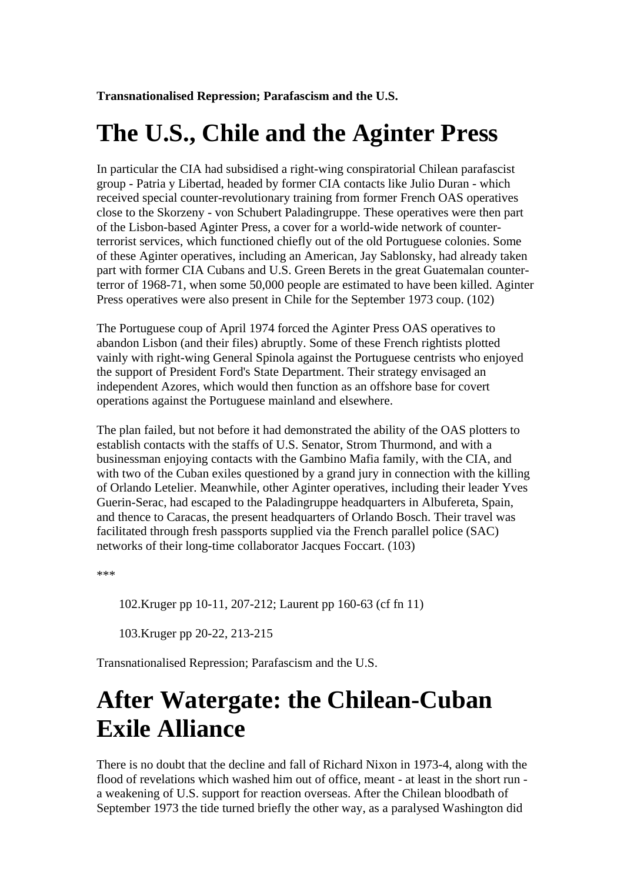**Transnationalised Repression; Parafascism and the U.S.**

# The U.S., Chile and the Aginter Press

In particular the CIA had subsidised a right-wing conspiratorial Chilean parafascist group - Patria y Libertad, headed by former CIA contacts like Julio Duran - which received special counter-revolutionary training from former French OAS operatives close to the Skorzeny - von Schubert Paladingruppe. These operatives were then part of the Lisbon-based Aginter Press, a cover for a world-wide network of counter-terrorist services, which functioned chiefly out of the old Portuguese colonies. Some of these Aginter operatives, including an American, Jay Sablonsky, had already taken part with former CIA Cubans and U.S. Green Berets in the great Guatemalan counter-terror of 1968-71, when some 50,000 people are estimated to have been killed. Aginter Press operatives were also present in Chile for the September 1973 coup. (102)

The Portuguese coup of April 1974 forced the Aginter Press OAS operatives to abandon Lisbon (and their files) abruptly. Some of these French rightists plotted vainly with right-wing General Spinola against the Portuguese centrists who enjoyed the support of President Ford's State Department. Their strategy envisaged an independent Azores, which would then function as an offshore base for covert operations against the Portuguese mainland and elsewhere.

The plan failed, but not before it had demonstrated the ability of the OAS plotters to establish contacts with the staffs of U.S. Senator, Strom Thurmond, and with a businessman enjoying contacts with the Gambino Mafia family, with the CIA, and with two of the Cuban exiles questioned by a grand jury in connection with the killing of Orlando Letelier. Meanwhile, other Aginter operatives, including their leader Yves Guerin-Serac, had escaped to the Paladingruppe headquarters in Albufereta, Spain, and thence to Caracas, the present headquarters of Orlando Bosch. Their travel was facilitated through fresh passports supplied via the French parallel police (SAC) networks of their long-time collaborator Jacques Foccart. (103)

***

102.Kruger pp 10-11, 207-212; Laurent pp 160-63 (cf fn 11)

103.Kruger pp 20-22, 213-215

Transnationalised Repression; Parafascism and the U.S.

# After Watergate: the Chilean-Cuban Exile Alliance

There is no doubt that the decline and fall of Richard Nixon in 1973-4, along with the flood of revelations which washed him out of office, meant - at least in the short run - a weakening of U.S. support for reaction overseas. After the Chilean bloodbath of September 1973 the tide turned briefly the other way, as a paralysed Washington did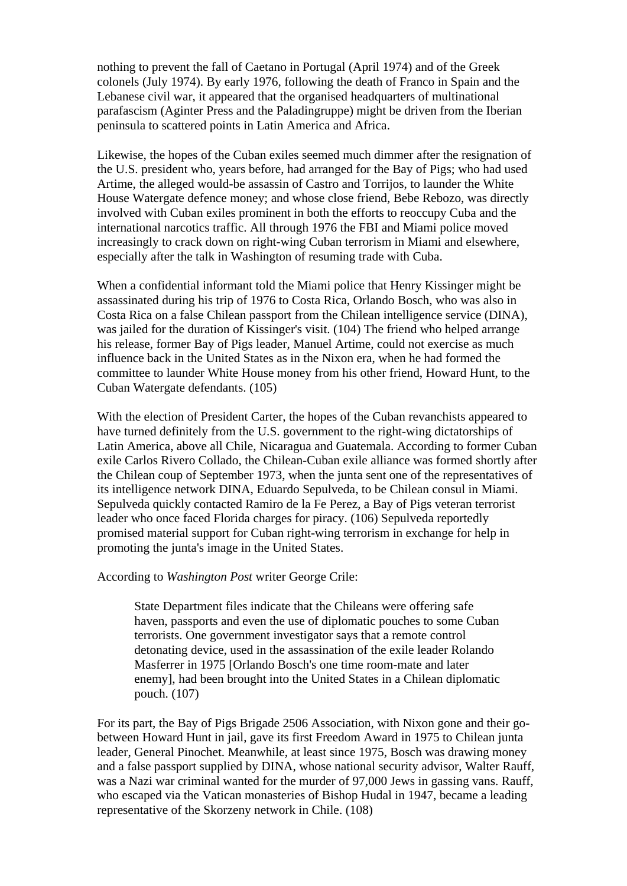nothing to prevent the fall of Caetano in Portugal (April 1974) and of the Greek colonels (July 1974). By early 1976, following the death of Franco in Spain and the Lebanese civil war, it appeared that the organised headquarters of multinational parafascism (Aginter Press and the Paladingruppe) might be driven from the Iberian peninsula to scattered points in Latin America and Africa.

Likewise, the hopes of the Cuban exiles seemed much dimmer after the resignation of the U.S. president who, years before, had arranged for the Bay of Pigs; who had used Artime, the alleged would-be assassin of Castro and Torrijos, to launder the White House Watergate defence money; and whose close friend, Bebe Rebozo, was directly involved with Cuban exiles prominent in both the efforts to reoccupy Cuba and the international narcotics traffic. All through 1976 the FBI and Miami police moved increasingly to crack down on right-wing Cuban terrorism in Miami and elsewhere, especially after the talk in Washington of resuming trade with Cuba.

When a confidential informant told the Miami police that Henry Kissinger might be assassinated during his trip of 1976 to Costa Rica, Orlando Bosch, who was also in Costa Rica on a false Chilean passport from the Chilean intelligence service (DINA), was jailed for the duration of Kissinger's visit. (104) The friend who helped arrange his release, former Bay of Pigs leader, Manuel Artime, could not exercise as much influence back in the United States as in the Nixon era, when he had formed the committee to launder White House money from his other friend, Howard Hunt, to the Cuban Watergate defendants. (105)

With the election of President Carter, the hopes of the Cuban revanchists appeared to have turned definitely from the U.S. government to the right-wing dictatorships of Latin America, above all Chile, Nicaragua and Guatemala. According to former Cuban exile Carlos Rivero Collado, the Chilean-Cuban exile alliance was formed shortly after the Chilean coup of September 1973, when the junta sent one of the representatives of its intelligence network DINA, Eduardo Sepulveda, to be Chilean consul in Miami. Sepulveda quickly contacted Ramiro de la Fe Perez, a Bay of Pigs veteran terrorist leader who once faced Florida charges for piracy. (106) Sepulveda reportedly promised material support for Cuban right-wing terrorism in exchange for help in promoting the junta's image in the United States.

According to *Washington Post* writer George Crile:

> State Department files indicate that the Chileans were offering safe haven, passports and even the use of diplomatic pouches to some Cuban terrorists. One government investigator says that a remote control detonating device, used in the assassination of the exile leader Rolando Masferrer in 1975 [Orlando Bosch's one time room-mate and later enemy], had been brought into the United States in a Chilean diplomatic pouch. (107)

For its part, the Bay of Pigs Brigade 2506 Association, with Nixon gone and their go-between Howard Hunt in jail, gave its first Freedom Award in 1975 to Chilean junta leader, General Pinochet. Meanwhile, at least since 1975, Bosch was drawing money and a false passport supplied by DINA, whose national security advisor, Walter Rauff, was a Nazi war criminal wanted for the murder of 97,000 Jews in gassing vans. Rauff, who escaped via the Vatican monasteries of Bishop Hudal in 1947, became a leading representative of the Skorzeny network in Chile. (108)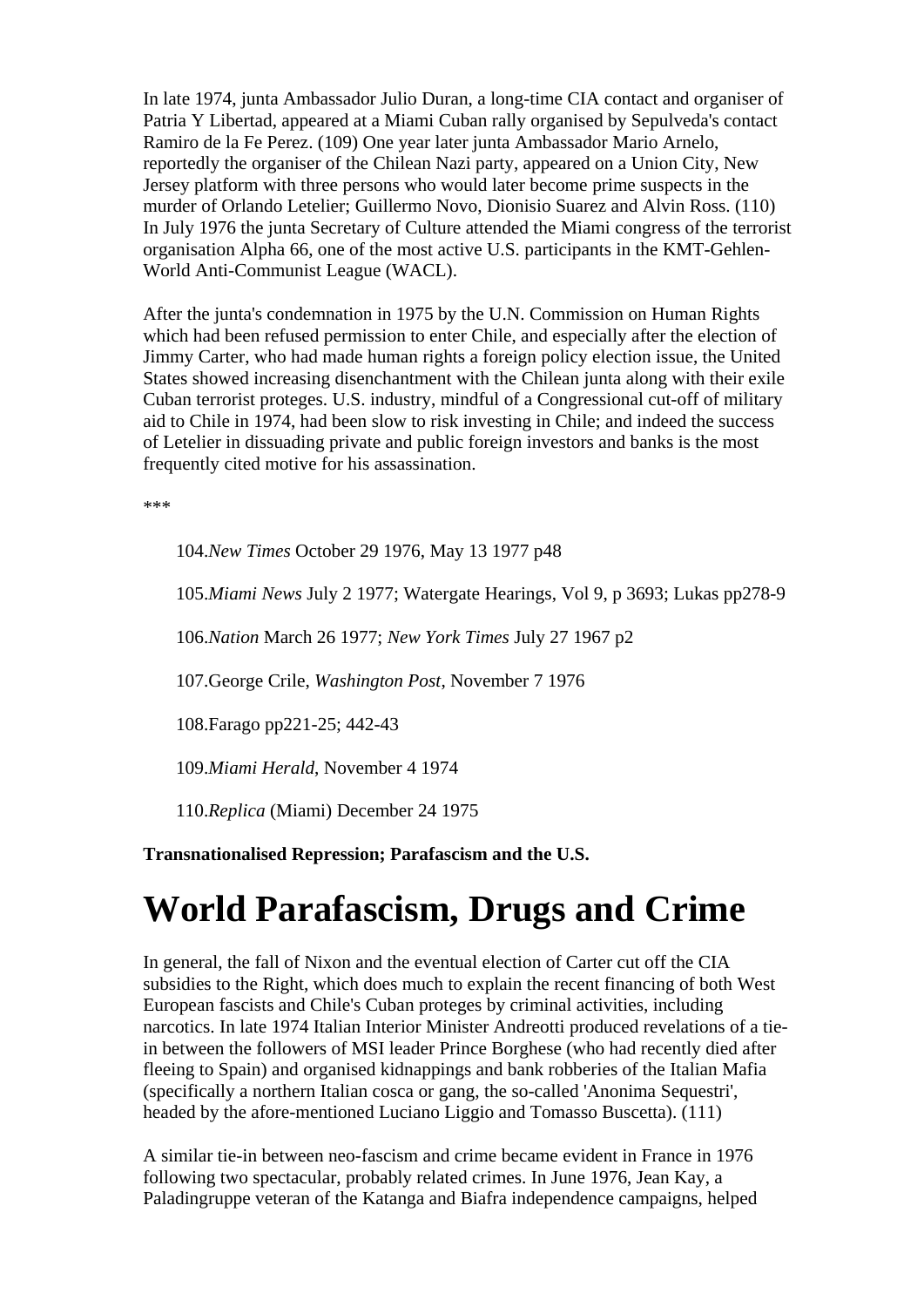In late 1974, junta Ambassador Julio Duran, a long-time CIA contact and organiser of Patria Y Libertad, appeared at a Miami Cuban rally organised by Sepulveda's contact Ramiro de la Fe Perez. (109) One year later junta Ambassador Mario Arnelo, reportedly the organiser of the Chilean Nazi party, appeared on a Union City, New Jersey platform with three persons who would later become prime suspects in the murder of Orlando Letelier; Guillermo Novo, Dionisio Suarez and Alvin Ross. (110) In July 1976 the junta Secretary of Culture attended the Miami congress of the terrorist organisation Alpha 66, one of the most active U.S. participants in the KMT-Gehlen-World Anti-Communist League (WACL).

After the junta's condemnation in 1975 by the U.N. Commission on Human Rights which had been refused permission to enter Chile, and especially after the election of Jimmy Carter, who had made human rights a foreign policy election issue, the United States showed increasing disenchantment with the Chilean junta along with their exile Cuban terrorist proteges. U.S. industry, mindful of a Congressional cut-off of military aid to Chile in 1974, had been slow to risk investing in Chile; and indeed the success of Letelier in dissuading private and public foreign investors and banks is the most frequently cited motive for his assassination.

***

104.*New Times* October 29 1976, May 13 1977 p48

105.*Miami News* July 2 1977; Watergate Hearings, Vol 9, p 3693; Lukas pp278-9

106.*Nation* March 26 1977; *New York Times* July 27 1967 p2

107.George Crile, *Washington Post*, November 7 1976

108.Farago pp221-25; 442-43

109.*Miami Herald*, November 4 1974

110.*Replica* (Miami) December 24 1975

**Transnationalised Repression; Parafascism and the U.S.**

# World Parafascism, Drugs and Crime

In general, the fall of Nixon and the eventual election of Carter cut off the CIA subsidies to the Right, which does much to explain the recent financing of both West European fascists and Chile's Cuban proteges by criminal activities, including narcotics. In late 1974 Italian Interior Minister Andreotti produced revelations of a tie-in between the followers of MSI leader Prince Borghese (who had recently died after fleeing to Spain) and organised kidnappings and bank robberies of the Italian Mafia (specifically a northern Italian cosca or gang, the so-called 'Anonima Sequestri', headed by the afore-mentioned Luciano Liggio and Tomasso Buscetta). (111)

A similar tie-in between neo-fascism and crime became evident in France in 1976 following two spectacular, probably related crimes. In June 1976, Jean Kay, a Paladingruppe veteran of the Katanga and Biafra independence campaigns, helped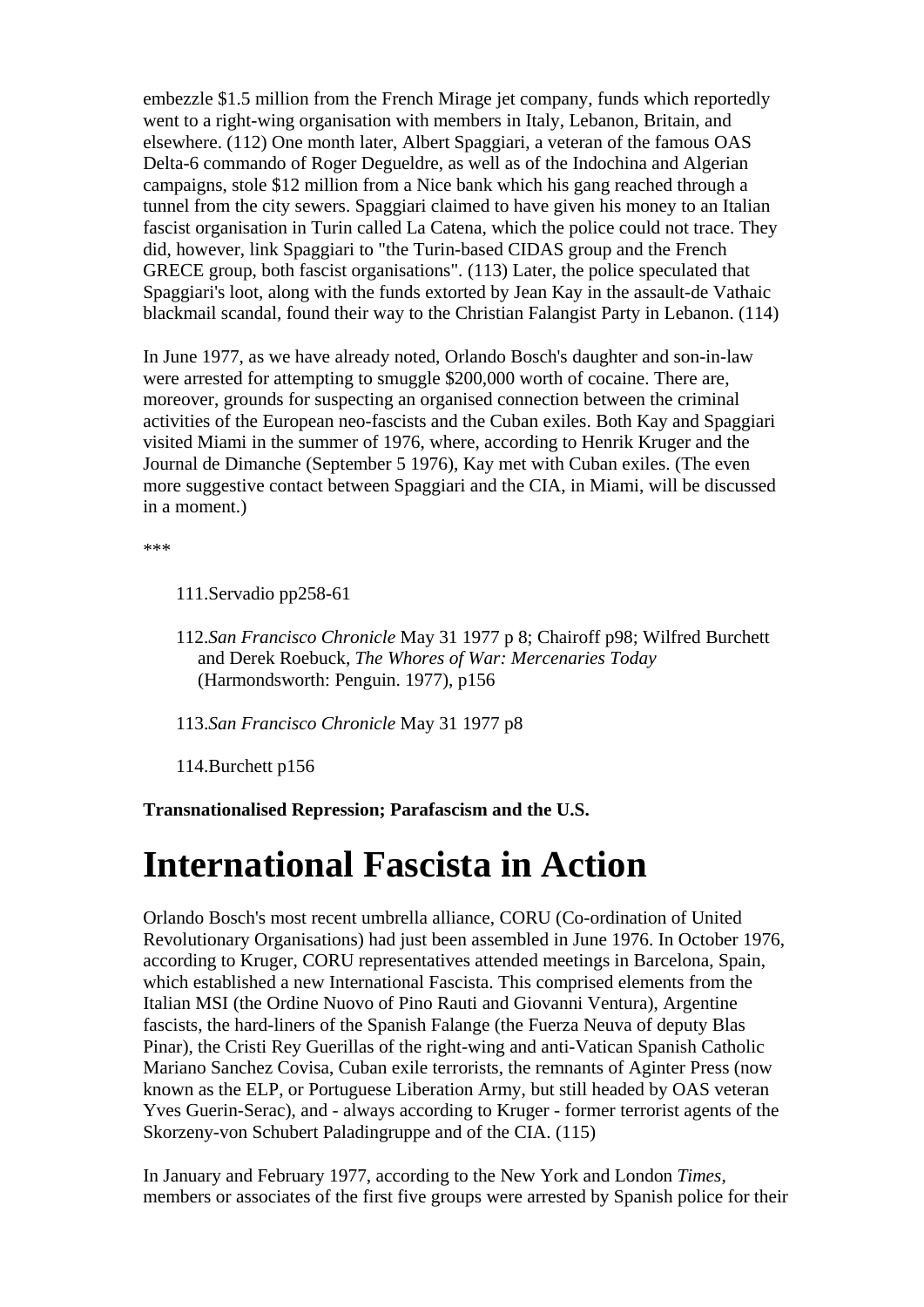embezzle $1.5 million from the French Mirage jet company, funds which reportedly went to a right-wing organisation with members in Italy, Lebanon, Britain, and elsewhere. (112) One month later, Albert Spaggiari, a veteran of the famous OAS Delta-6 commando of Roger Degueldre, as well as of the Indochina and Algerian campaigns, stole $12 million from a Nice bank which his gang reached through a tunnel from the city sewers. Spaggiari claimed to have given his money to an Italian fascist organisation in Turin called La Catena, which the police could not trace. They did, however, link Spaggiari to "the Turin-based CIDAS group and the French GRECE group, both fascist organisations". (113) Later, the police speculated that Spaggiari's loot, along with the funds extorted by Jean Kay in the assault-de Vathaic blackmail scandal, found their way to the Christian Falangist Party in Lebanon. (114)

In June 1977, as we have already noted, Orlando Bosch's daughter and son-in-law were arrested for attempting to smuggle $200,000 worth of cocaine. There are, moreover, grounds for suspecting an organised connection between the criminal activities of the European neo-fascists and the Cuban exiles. Both Kay and Spaggiari visited Miami in the summer of 1976, where, according to Henrik Kruger and the Journal de Dimanche (September 5 1976), Kay met with Cuban exiles. (The even more suggestive contact between Spaggiari and the CIA, in Miami, will be discussed in a moment.)

***

111.Servadio pp258-61

112.*San Francisco Chronicle* May 31 1977 p 8; Chairoff p98; Wilfred Burchett and Derek Roebuck, *The Whores of War: Mercenaries Today* (Harmondsworth: Penguin. 1977), p156

113.*San Francisco Chronicle* May 31 1977 p8

114.Burchett p156

**Transnationalised Repression; Parafascism and the U.S.**

# International Fascista in Action

Orlando Bosch's most recent umbrella alliance, CORU (Co-ordination of United Revolutionary Organisations) had just been assembled in June 1976. In October 1976, according to Kruger, CORU representatives attended meetings in Barcelona, Spain, which established a new International Fascista. This comprised elements from the Italian MSI (the Ordine Nuovo of Pino Rauti and Giovanni Ventura), Argentine fascists, the hard-liners of the Spanish Falange (the Fuerza Neuva of deputy Blas Pinar), the Cristi Rey Guerillas of the right-wing and anti-Vatican Spanish Catholic Mariano Sanchez Covisa, Cuban exile terrorists, the remnants of Aginter Press (now known as the ELP, or Portuguese Liberation Army, but still headed by OAS veteran Yves Guerin-Serac), and - always according to Kruger - former terrorist agents of the Skorzeny-von Schubert Paladingruppe and of the CIA. (115)

In January and February 1977, according to the New York and London *Times*, members or associates of the first five groups were arrested by Spanish police for their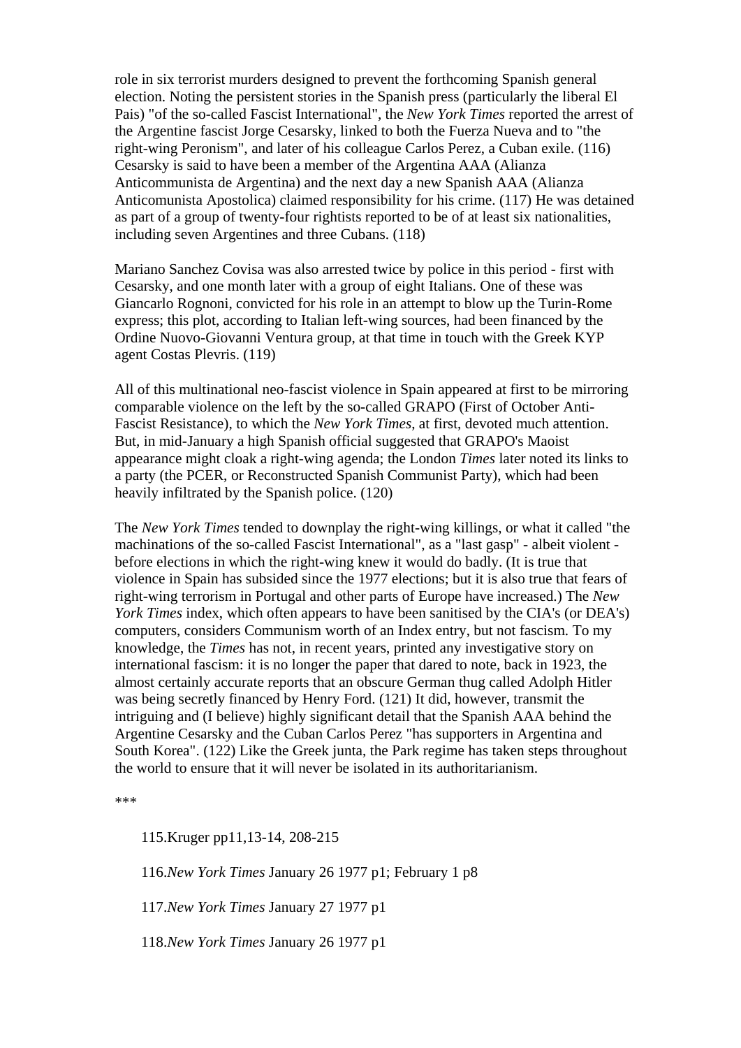role in six terrorist murders designed to prevent the forthcoming Spanish general election. Noting the persistent stories in the Spanish press (particularly the liberal El Pais) "of the so-called Fascist International", the *New York Times* reported the arrest of the Argentine fascist Jorge Cesarsky, linked to both the Fuerza Nueva and to "the right-wing Peronism", and later of his colleague Carlos Perez, a Cuban exile. (116) Cesarsky is said to have been a member of the Argentina AAA (Alianza Anticommunista de Argentina) and the next day a new Spanish AAA (Alianza Anticomunista Apostolica) claimed responsibility for his crime. (117) He was detained as part of a group of twenty-four rightists reported to be of at least six nationalities, including seven Argentines and three Cubans. (118)

Mariano Sanchez Covisa was also arrested twice by police in this period - first with Cesarsky, and one month later with a group of eight Italians. One of these was Giancarlo Rognoni, convicted for his role in an attempt to blow up the Turin-Rome express; this plot, according to Italian left-wing sources, had been financed by the Ordine Nuovo-Giovanni Ventura group, at that time in touch with the Greek KYP agent Costas Plevris. (119)

All of this multinational neo-fascist violence in Spain appeared at first to be mirroring comparable violence on the left by the so-called GRAPO (First of October Anti-Fascist Resistance), to which the *New York Times*, at first, devoted much attention. But, in mid-January a high Spanish official suggested that GRAPO's Maoist appearance might cloak a right-wing agenda; the London *Times* later noted its links to a party (the PCER, or Reconstructed Spanish Communist Party), which had been heavily infiltrated by the Spanish police. (120)

The *New York Times* tended to downplay the right-wing killings, or what it called "the machinations of the so-called Fascist International", as a "last gasp" - albeit violent - before elections in which the right-wing knew it would do badly. (It is true that violence in Spain has subsided since the 1977 elections; but it is also true that fears of right-wing terrorism in Portugal and other parts of Europe have increased.) The *New York Times* index, which often appears to have been sanitised by the CIA's (or DEA's) computers, considers Communism worth of an Index entry, but not fascism. To my knowledge, the *Times* has not, in recent years, printed any investigative story on international fascism: it is no longer the paper that dared to note, back in 1923, the almost certainly accurate reports that an obscure German thug called Adolph Hitler was being secretly financed by Henry Ford. (121) It did, however, transmit the intriguing and (I believe) highly significant detail that the Spanish AAA behind the Argentine Cesarsky and the Cuban Carlos Perez "has supporters in Argentina and South Korea". (122) Like the Greek junta, the Park regime has taken steps throughout the world to ensure that it will never be isolated in its authoritarianism.

***

115.Kruger pp11,13-14, 208-215

116.*New York Times* January 26 1977 p1; February 1 p8

117.*New York Times* January 27 1977 p1

118.*New York Times* January 26 1977 p1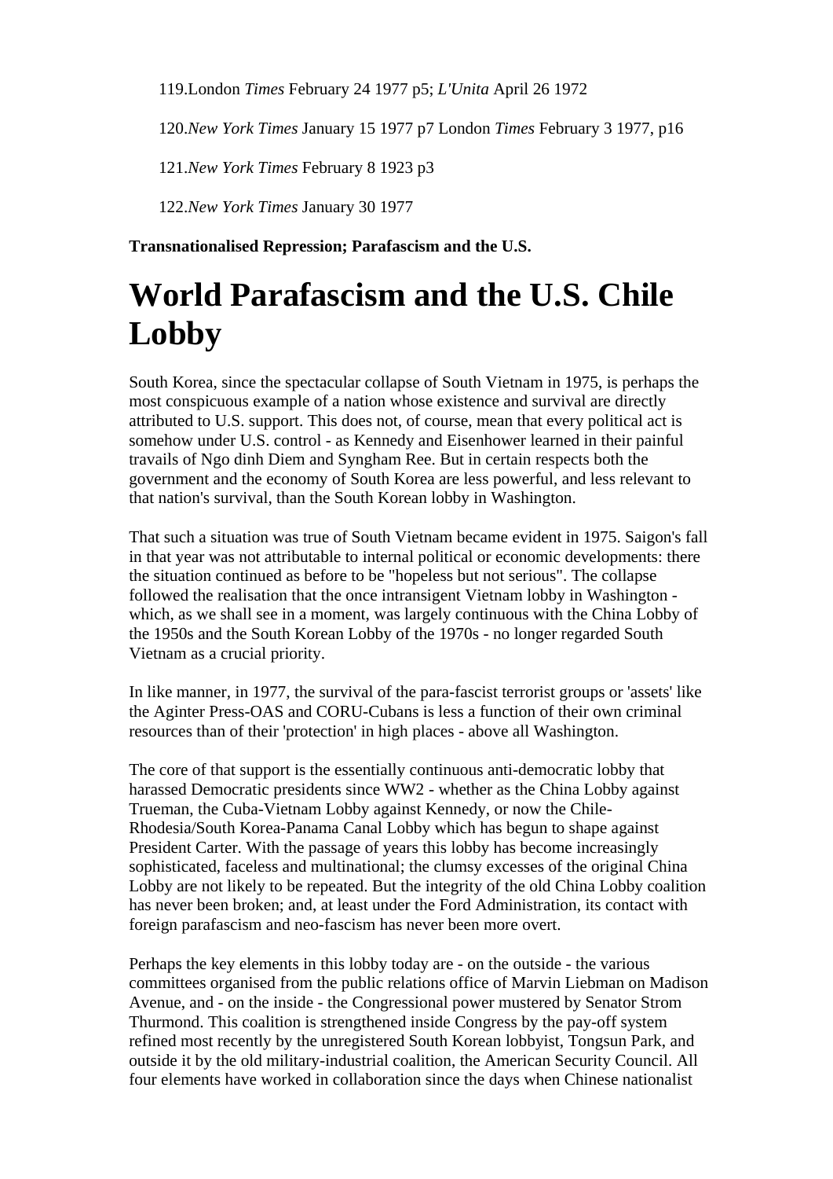119.London *Times* February 24 1977 p5; *L'Unita* April 26 1972

120.*New York Times* January 15 1977 p7 London *Times* February 3 1977, p16

121.*New York Times* February 8 1923 p3

122.*New York Times* January 30 1977

**Transnationalised Repression; Parafascism and the U.S.**

# World Parafascism and the U.S. Chile Lobby

South Korea, since the spectacular collapse of South Vietnam in 1975, is perhaps the most conspicuous example of a nation whose existence and survival are directly attributed to U.S. support. This does not, of course, mean that every political act is somehow under U.S. control - as Kennedy and Eisenhower learned in their painful travails of Ngo dinh Diem and Syngham Ree. But in certain respects both the government and the economy of South Korea are less powerful, and less relevant to that nation's survival, than the South Korean lobby in Washington.

That such a situation was true of South Vietnam became evident in 1975. Saigon's fall in that year was not attributable to internal political or economic developments: there the situation continued as before to be "hopeless but not serious". The collapse followed the realisation that the once intransigent Vietnam lobby in Washington - which, as we shall see in a moment, was largely continuous with the China Lobby of the 1950s and the South Korean Lobby of the 1970s - no longer regarded South Vietnam as a crucial priority.

In like manner, in 1977, the survival of the para-fascist terrorist groups or 'assets' like the Aginter Press-OAS and CORU-Cubans is less a function of their own criminal resources than of their 'protection' in high places - above all Washington.

The core of that support is the essentially continuous anti-democratic lobby that harassed Democratic presidents since WW2 - whether as the China Lobby against Trueman, the Cuba-Vietnam Lobby against Kennedy, or now the Chile-Rhodesia/South Korea-Panama Canal Lobby which has begun to shape against President Carter. With the passage of years this lobby has become increasingly sophisticated, faceless and multinational; the clumsy excesses of the original China Lobby are not likely to be repeated. But the integrity of the old China Lobby coalition has never been broken; and, at least under the Ford Administration, its contact with foreign parafascism and neo-fascism has never been more overt.

Perhaps the key elements in this lobby today are - on the outside - the various committees organised from the public relations office of Marvin Liebman on Madison Avenue, and - on the inside - the Congressional power mustered by Senator Strom Thurmond. This coalition is strengthened inside Congress by the pay-off system refined most recently by the unregistered South Korean lobbyist, Tongsun Park, and outside it by the old military-industrial coalition, the American Security Council. All four elements have worked in collaboration since the days when Chinese nationalist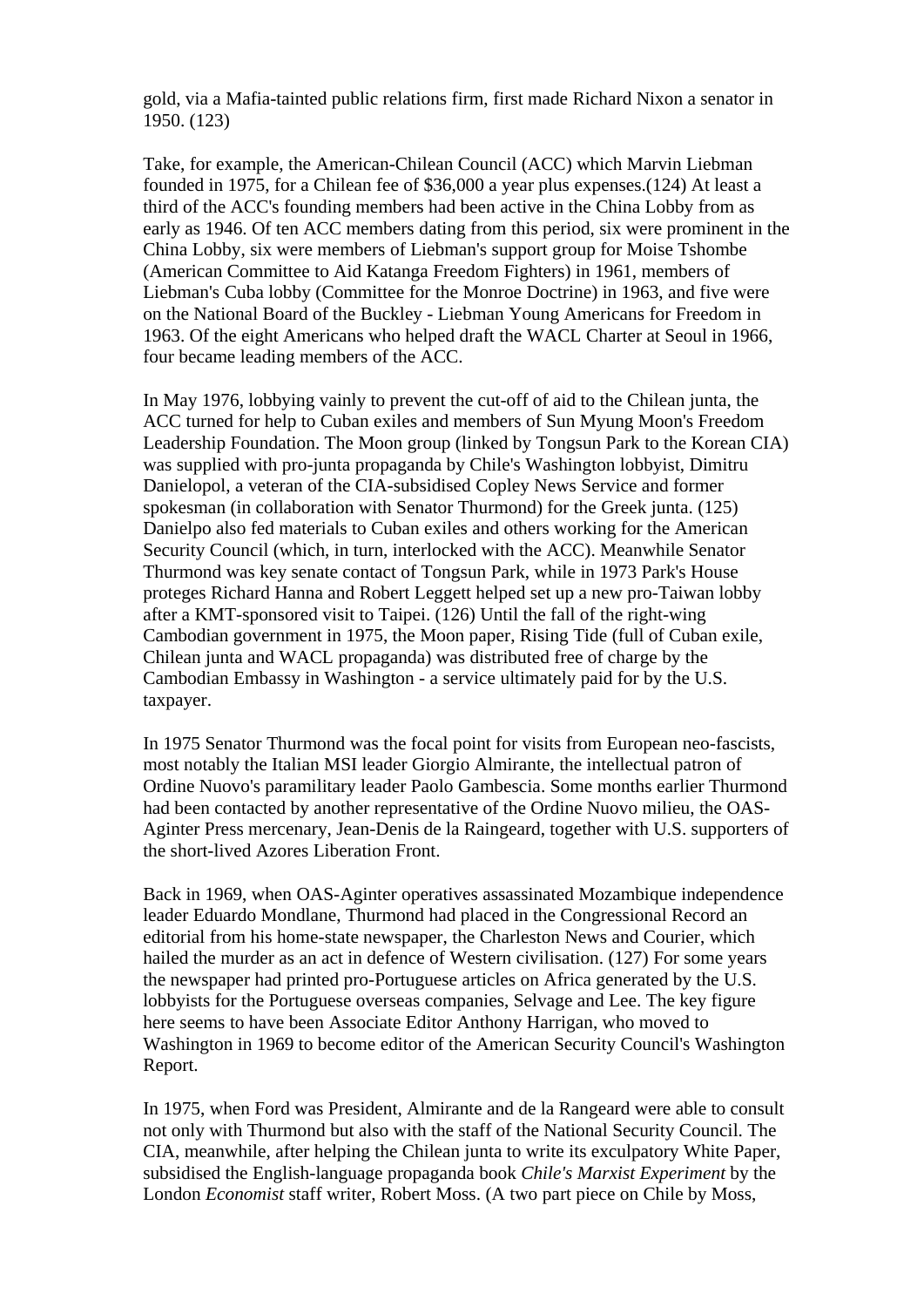gold, via a Mafia-tainted public relations firm, first made Richard Nixon a senator in 1950. (123)

Take, for example, the American-Chilean Council (ACC) which Marvin Liebman founded in 1975, for a Chilean fee of $36,000 a year plus expenses.(124) At least a third of the ACC's founding members had been active in the China Lobby from as early as 1946. Of ten ACC members dating from this period, six were prominent in the China Lobby, six were members of Liebman's support group for Moise Tshombe (American Committee to Aid Katanga Freedom Fighters) in 1961, members of Liebman's Cuba lobby (Committee for the Monroe Doctrine) in 1963, and five were on the National Board of the Buckley - Liebman Young Americans for Freedom in 1963. Of the eight Americans who helped draft the WACL Charter at Seoul in 1966, four became leading members of the ACC.

In May 1976, lobbying vainly to prevent the cut-off of aid to the Chilean junta, the ACC turned for help to Cuban exiles and members of Sun Myung Moon's Freedom Leadership Foundation. The Moon group (linked by Tongsun Park to the Korean CIA) was supplied with pro-junta propaganda by Chile's Washington lobbyist, Dimitru Danielopol, a veteran of the CIA-subsidised Copley News Service and former spokesman (in collaboration with Senator Thurmond) for the Greek junta. (125) Danielpo also fed materials to Cuban exiles and others working for the American Security Council (which, in turn, interlocked with the ACC). Meanwhile Senator Thurmond was key senate contact of Tongsun Park, while in 1973 Park's House proteges Richard Hanna and Robert Leggett helped set up a new pro-Taiwan lobby after a KMT-sponsored visit to Taipei. (126) Until the fall of the right-wing Cambodian government in 1975, the Moon paper, Rising Tide (full of Cuban exile, Chilean junta and WACL propaganda) was distributed free of charge by the Cambodian Embassy in Washington - a service ultimately paid for by the U.S. taxpayer.

In 1975 Senator Thurmond was the focal point for visits from European neo-fascists, most notably the Italian MSI leader Giorgio Almirante, the intellectual patron of Ordine Nuovo's paramilitary leader Paolo Gambescia. Some months earlier Thurmond had been contacted by another representative of the Ordine Nuovo milieu, the OAS-Aginter Press mercenary, Jean-Denis de la Raingeard, together with U.S. supporters of the short-lived Azores Liberation Front.

Back in 1969, when OAS-Aginter operatives assassinated Mozambique independence leader Eduardo Mondlane, Thurmond had placed in the Congressional Record an editorial from his home-state newspaper, the Charleston News and Courier, which hailed the murder as an act in defence of Western civilisation. (127) For some years the newspaper had printed pro-Portuguese articles on Africa generated by the U.S. lobbyists for the Portuguese overseas companies, Selvage and Lee. The key figure here seems to have been Associate Editor Anthony Harrigan, who moved to Washington in 1969 to become editor of the American Security Council's Washington Report.

In 1975, when Ford was President, Almirante and de la Rangeard were able to consult not only with Thurmond but also with the staff of the National Security Council. The CIA, meanwhile, after helping the Chilean junta to write its exculpatory White Paper, subsidised the English-language propaganda book *Chile's Marxist Experiment* by the London *Economist* staff writer, Robert Moss. (A two part piece on Chile by Moss,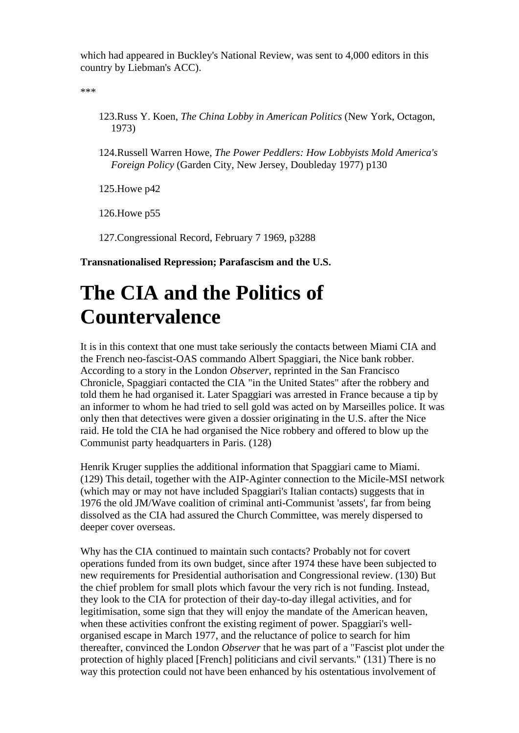which had appeared in Buckley's National Review, was sent to 4,000 editors in this country by Liebman's ACC).

***

123. Russ Y. Koen, *The China Lobby in American Politics* (New York, Octagon, 1973)

124. Russell Warren Howe, *The Power Peddlers: How Lobbyists Mold America's Foreign Policy* (Garden City, New Jersey, Doubleday 1977) p130

125. Howe p42

126. Howe p55

127. Congressional Record, February 7 1969, p3288

**Transnationalised Repression; Parafascism and the U.S.**

# The CIA and the Politics of Countervalence

It is in this context that one must take seriously the contacts between Miami CIA and the French neo-fascist-OAS commando Albert Spaggiari, the Nice bank robber. According to a story in the London *Observer*, reprinted in the San Francisco Chronicle, Spaggiari contacted the CIA "in the United States" after the robbery and told them he had organised it. Later Spaggiari was arrested in France because a tip by an informer to whom he had tried to sell gold was acted on by Marseilles police. It was only then that detectives were given a dossier originating in the U.S. after the Nice raid. He told the CIA he had organised the Nice robbery and offered to blow up the Communist party headquarters in Paris. (128)

Henrik Kruger supplies the additional information that Spaggiari came to Miami. (129) This detail, together with the AIP-Aginter connection to the Micile-MSI network (which may or may not have included Spaggiari's Italian contacts) suggests that in 1976 the old JM/Wave coalition of criminal anti-Communist 'assets', far from being dissolved as the CIA had assured the Church Committee, was merely dispersed to deeper cover overseas.

Why has the CIA continued to maintain such contacts? Probably not for covert operations funded from its own budget, since after 1974 these have been subjected to new requirements for Presidential authorisation and Congressional review. (130) But the chief problem for small plots which favour the very rich is not funding. Instead, they look to the CIA for protection of their day-to-day illegal activities, and for legitimisation, some sign that they will enjoy the mandate of the American heaven, when these activities confront the existing regiment of power. Spaggiari's well-organised escape in March 1977, and the reluctance of police to search for him thereafter, convinced the London *Observer* that he was part of a "Fascist plot under the protection of highly placed [French] politicians and civil servants." (131) There is no way this protection could not have been enhanced by his ostentatious involvement of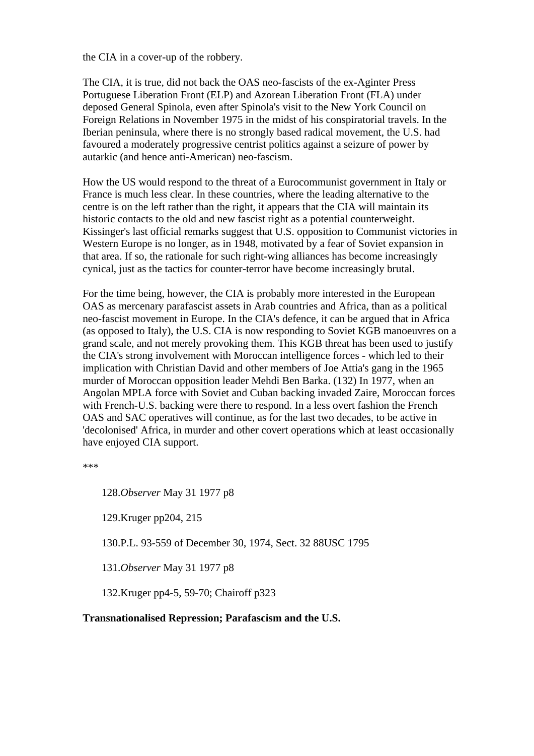the CIA in a cover-up of the robbery.

The CIA, it is true, did not back the OAS neo-fascists of the ex-Aginter Press Portuguese Liberation Front (ELP) and Azorean Liberation Front (FLA) under deposed General Spinola, even after Spinola's visit to the New York Council on Foreign Relations in November 1975 in the midst of his conspiratorial travels. In the Iberian peninsula, where there is no strongly based radical movement, the U.S. had favoured a moderately progressive centrist politics against a seizure of power by autarkic (and hence anti-American) neo-fascism.

How the US would respond to the threat of a Eurocommunist government in Italy or France is much less clear. In these countries, where the leading alternative to the centre is on the left rather than the right, it appears that the CIA will maintain its historic contacts to the old and new fascist right as a potential counterweight. Kissinger's last official remarks suggest that U.S. opposition to Communist victories in Western Europe is no longer, as in 1948, motivated by a fear of Soviet expansion in that area. If so, the rationale for such right-wing alliances has become increasingly cynical, just as the tactics for counter-terror have become increasingly brutal.

For the time being, however, the CIA is probably more interested in the European OAS as mercenary parafascist assets in Arab countries and Africa, than as a political neo-fascist movement in Europe. In the CIA's defence, it can be argued that in Africa (as opposed to Italy), the U.S. CIA is now responding to Soviet KGB manoeuvres on a grand scale, and not merely provoking them. This KGB threat has been used to justify the CIA's strong involvement with Moroccan intelligence forces - which led to their implication with Christian David and other members of Joe Attia's gang in the 1965 murder of Moroccan opposition leader Mehdi Ben Barka. (132) In 1977, when an Angolan MPLA force with Soviet and Cuban backing invaded Zaire, Moroccan forces with French-U.S. backing were there to respond. In a less overt fashion the French OAS and SAC operatives will continue, as for the last two decades, to be active in 'decolonised' Africa, in murder and other covert operations which at least occasionally have enjoyed CIA support.

***

128.*Observer* May 31 1977 p8

129.Kruger pp204, 215

130.P.L. 93-559 of December 30, 1974, Sect. 32 88USC 1795

131.*Observer* May 31 1977 p8

132.Kruger pp4-5, 59-70; Chairoff p323

**Transnationalised Repression; Parafascism and the U.S.**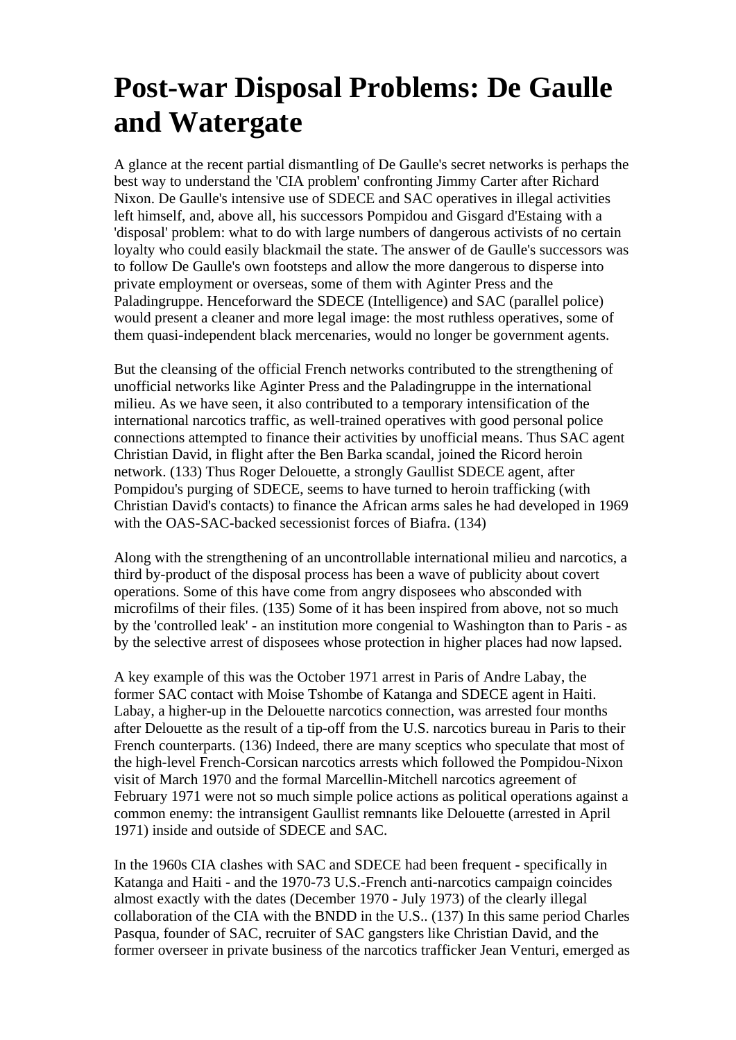# Post-war Disposal Problems: De Gaulle and Watergate

A glance at the recent partial dismantling of De Gaulle's secret networks is perhaps the best way to understand the 'CIA problem' confronting Jimmy Carter after Richard Nixon. De Gaulle's intensive use of SDECE and SAC operatives in illegal activities left himself, and, above all, his successors Pompidou and Gisgard d'Estaing with a 'disposal' problem: what to do with large numbers of dangerous activists of no certain loyalty who could easily blackmail the state. The answer of de Gaulle's successors was to follow De Gaulle's own footsteps and allow the more dangerous to disperse into private employment or overseas, some of them with Aginter Press and the Paladingruppe. Henceforward the SDECE (Intelligence) and SAC (parallel police) would present a cleaner and more legal image: the most ruthless operatives, some of them quasi-independent black mercenaries, would no longer be government agents.

But the cleansing of the official French networks contributed to the strengthening of unofficial networks like Aginter Press and the Paladingruppe in the international milieu. As we have seen, it also contributed to a temporary intensification of the international narcotics traffic, as well-trained operatives with good personal police connections attempted to finance their activities by unofficial means. Thus SAC agent Christian David, in flight after the Ben Barka scandal, joined the Ricord heroin network. (133) Thus Roger Delouette, a strongly Gaullist SDECE agent, after Pompidou's purging of SDECE, seems to have turned to heroin trafficking (with Christian David's contacts) to finance the African arms sales he had developed in 1969 with the OAS-SAC-backed secessionist forces of Biafra. (134)

Along with the strengthening of an uncontrollable international milieu and narcotics, a third by-product of the disposal process has been a wave of publicity about covert operations. Some of this have come from angry disposees who absconded with microfilms of their files. (135) Some of it has been inspired from above, not so much by the 'controlled leak' - an institution more congenial to Washington than to Paris - as by the selective arrest of disposees whose protection in higher places had now lapsed.

A key example of this was the October 1971 arrest in Paris of Andre Labay, the former SAC contact with Moise Tshombe of Katanga and SDECE agent in Haiti. Labay, a higher-up in the Delouette narcotics connection, was arrested four months after Delouette as the result of a tip-off from the U.S. narcotics bureau in Paris to their French counterparts. (136) Indeed, there are many sceptics who speculate that most of the high-level French-Corsican narcotics arrests which followed the Pompidou-Nixon visit of March 1970 and the formal Marcellin-Mitchell narcotics agreement of February 1971 were not so much simple police actions as political operations against a common enemy: the intransigent Gaullist remnants like Delouette (arrested in April 1971) inside and outside of SDECE and SAC.

In the 1960s CIA clashes with SAC and SDECE had been frequent - specifically in Katanga and Haiti - and the 1970-73 U.S.-French anti-narcotics campaign coincides almost exactly with the dates (December 1970 - July 1973) of the clearly illegal collaboration of the CIA with the BNDD in the U.S.. (137) In this same period Charles Pasqua, founder of SAC, recruiter of SAC gangsters like Christian David, and the former overseer in private business of the narcotics trafficker Jean Venturi, emerged as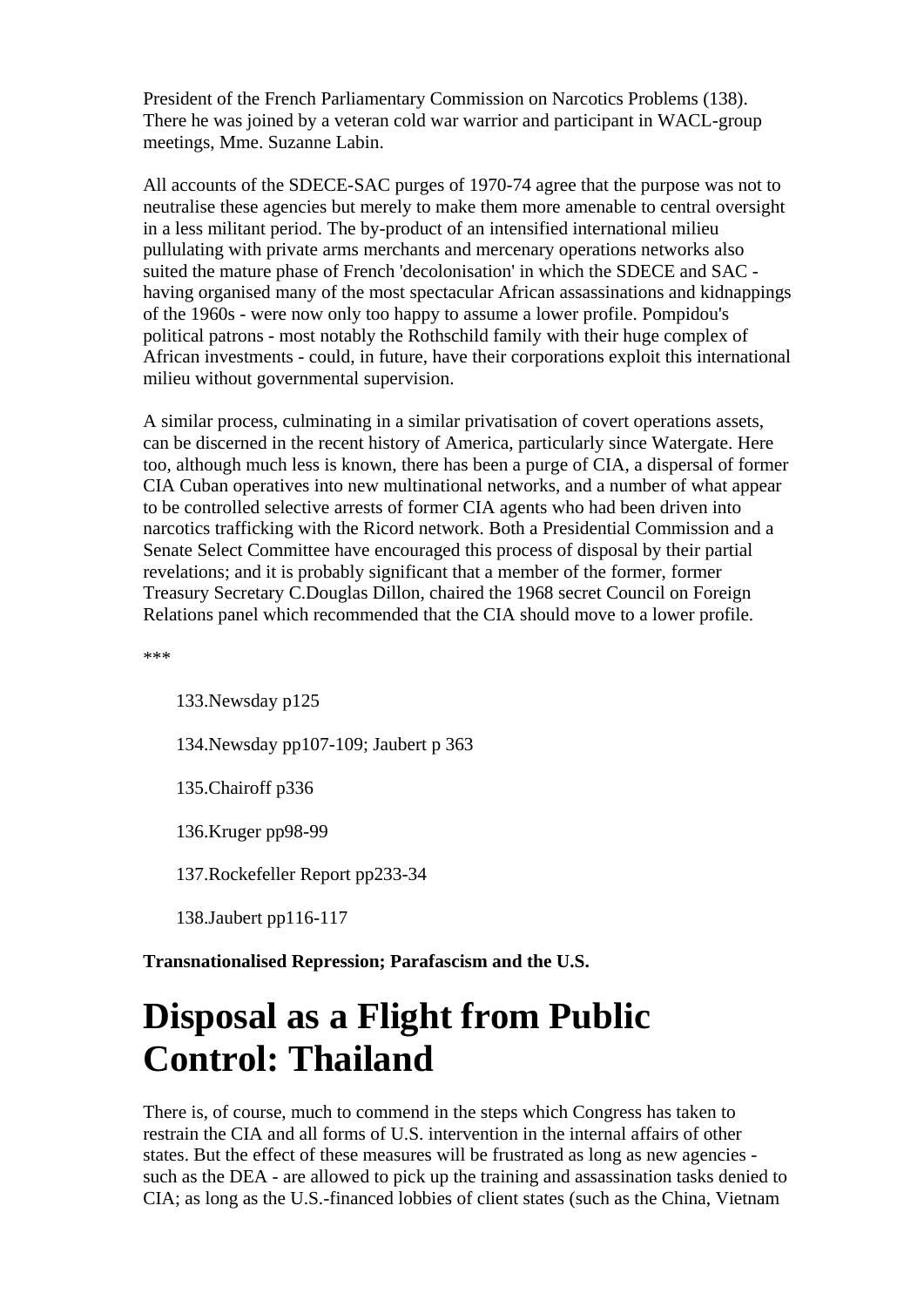President of the French Parliamentary Commission on Narcotics Problems (138). There he was joined by a veteran cold war warrior and participant in WACL-group meetings, Mme. Suzanne Labin.

All accounts of the SDECE-SAC purges of 1970-74 agree that the purpose was not to neutralise these agencies but merely to make them more amenable to central oversight in a less militant period. The by-product of an intensified international milieu pullulating with private arms merchants and mercenary operations networks also suited the mature phase of French 'decolonisation' in which the SDECE and SAC - having organised many of the most spectacular African assassinations and kidnappings of the 1960s - were now only too happy to assume a lower profile. Pompidou's political patrons - most notably the Rothschild family with their huge complex of African investments - could, in future, have their corporations exploit this international milieu without governmental supervision.

A similar process, culminating in a similar privatisation of covert operations assets, can be discerned in the recent history of America, particularly since Watergate. Here too, although much less is known, there has been a purge of CIA, a dispersal of former CIA Cuban operatives into new multinational networks, and a number of what appear to be controlled selective arrests of former CIA agents who had been driven into narcotics trafficking with the Ricord network. Both a Presidential Commission and a Senate Select Committee have encouraged this process of disposal by their partial revelations; and it is probably significant that a member of the former, former Treasury Secretary C.Douglas Dillon, chaired the 1968 secret Council on Foreign Relations panel which recommended that the CIA should move to a lower profile.

***

133.Newsday p125

134.Newsday pp107-109; Jaubert p 363

135.Chairoff p336

136.Kruger pp98-99

137.Rockefeller Report pp233-34

138.Jaubert pp116-117

**Transnationalised Repression; Parafascism and the U.S.**

# Disposal as a Flight from Public Control: Thailand

There is, of course, much to commend in the steps which Congress has taken to restrain the CIA and all forms of U.S. intervention in the internal affairs of other states. But the effect of these measures will be frustrated as long as new agencies - such as the DEA - are allowed to pick up the training and assassination tasks denied to CIA; as long as the U.S.-financed lobbies of client states (such as the China, Vietnam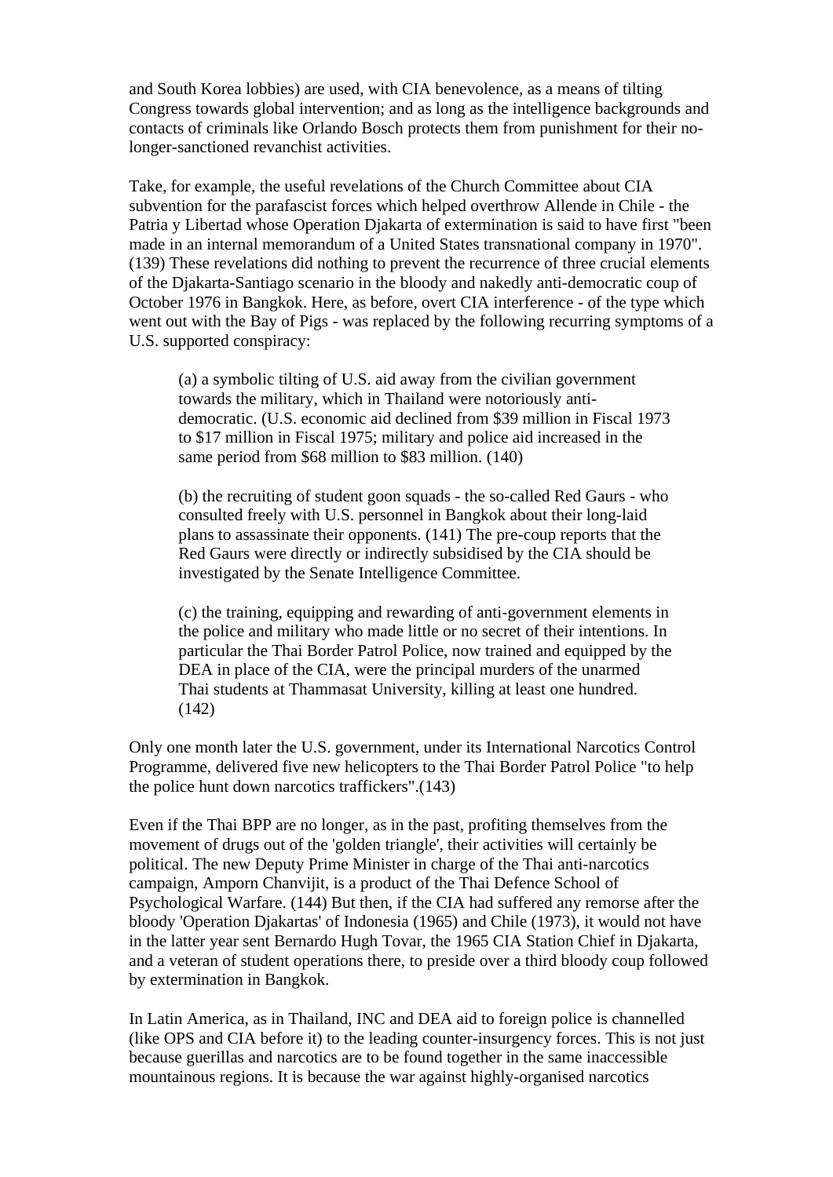and South Korea lobbies) are used, with CIA benevolence, as a means of tilting Congress towards global intervention; and as long as the intelligence backgrounds and contacts of criminals like Orlando Bosch protects them from punishment for their no-longer-sanctioned revanchist activities.

Take, for example, the useful revelations of the Church Committee about CIA subvention for the parafascist forces which helped overthrow Allende in Chile - the Patria y Libertad whose Operation Djakarta of extermination is said to have first "been made in an internal memorandum of a United States transnational company in 1970". (139) These revelations did nothing to prevent the recurrence of three crucial elements of the Djakarta-Santiago scenario in the bloody and nakedly anti-democratic coup of October 1976 in Bangkok. Here, as before, overt CIA interference - of the type which went out with the Bay of Pigs - was replaced by the following recurring symptoms of a U.S. supported conspiracy:

> (a) a symbolic tilting of U.S. aid away from the civilian government towards the military, which in Thailand were notoriously anti-democratic. (U.S. economic aid declined from $39 million in Fiscal 1973 to $17 million in Fiscal 1975; military and police aid increased in the same period from $68 million to $83 million. (140)
>
> (b) the recruiting of student goon squads - the so-called Red Gaurs - who consulted freely with U.S. personnel in Bangkok about their long-laid plans to assassinate their opponents. (141) The pre-coup reports that the Red Gaurs were directly or indirectly subsidised by the CIA should be investigated by the Senate Intelligence Committee.
>
> (c) the training, equipping and rewarding of anti-government elements in the police and military who made little or no secret of their intentions. In particular the Thai Border Patrol Police, now trained and equipped by the DEA in place of the CIA, were the principal murders of the unarmed Thai students at Thammasat University, killing at least one hundred. (142)

Only one month later the U.S. government, under its International Narcotics Control Programme, delivered five new helicopters to the Thai Border Patrol Police "to help the police hunt down narcotics traffickers".(143)

Even if the Thai BPP are no longer, as in the past, profiting themselves from the movement of drugs out of the 'golden triangle', their activities will certainly be political. The new Deputy Prime Minister in charge of the Thai anti-narcotics campaign, Amporn Chanvijit, is a product of the Thai Defence School of Psychological Warfare. (144) But then, if the CIA had suffered any remorse after the bloody 'Operation Djakartas' of Indonesia (1965) and Chile (1973), it would not have in the latter year sent Bernardo Hugh Tovar, the 1965 CIA Station Chief in Djakarta, and a veteran of student operations there, to preside over a third bloody coup followed by extermination in Bangkok.

In Latin America, as in Thailand, INC and DEA aid to foreign police is channelled (like OPS and CIA before it) to the leading counter-insurgency forces. This is not just because guerillas and narcotics are to be found together in the same inaccessible mountainous regions. It is because the war against highly-organised narcotics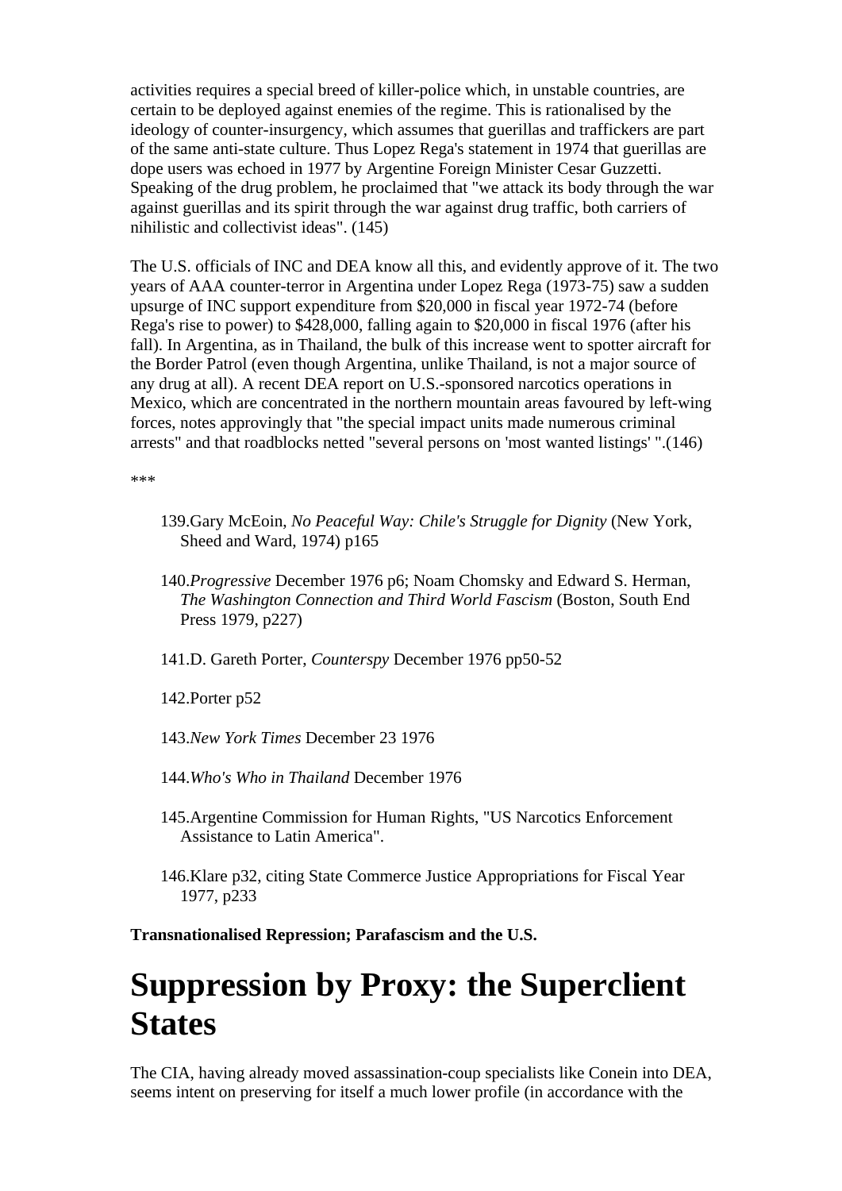activities requires a special breed of killer-police which, in unstable countries, are certain to be deployed against enemies of the regime. This is rationalised by the ideology of counter-insurgency, which assumes that guerillas and traffickers are part of the same anti-state culture. Thus Lopez Rega's statement in 1974 that guerillas are dope users was echoed in 1977 by Argentine Foreign Minister Cesar Guzzetti. Speaking of the drug problem, he proclaimed that "we attack its body through the war against guerillas and its spirit through the war against drug traffic, both carriers of nihilistic and collectivist ideas". (145)

The U.S. officials of INC and DEA know all this, and evidently approve of it. The two years of AAA counter-terror in Argentina under Lopez Rega (1973-75) saw a sudden upsurge of INC support expenditure from $20,000 in fiscal year 1972-74 (before Rega's rise to power) to $428,000, falling again to $20,000 in fiscal 1976 (after his fall). In Argentina, as in Thailand, the bulk of this increase went to spotter aircraft for the Border Patrol (even though Argentina, unlike Thailand, is not a major source of any drug at all). A recent DEA report on U.S.-sponsored narcotics operations in Mexico, which are concentrated in the northern mountain areas favoured by left-wing forces, notes approvingly that "the special impact units made numerous criminal arrests" and that roadblocks netted "several persons on 'most wanted listings' ".(146)

***

139. Gary McEoin, *No Peaceful Way: Chile's Struggle for Dignity* (New York, Sheed and Ward, 1974) p165

140. *Progressive* December 1976 p6; Noam Chomsky and Edward S. Herman, *The Washington Connection and Third World Fascism* (Boston, South End Press 1979, p227)

141. D. Gareth Porter, *Counterspy* December 1976 pp50-52

142. Porter p52

143. *New York Times* December 23 1976

144. *Who's Who in Thailand* December 1976

145. Argentine Commission for Human Rights, "US Narcotics Enforcement Assistance to Latin America".

146. Klare p32, citing State Commerce Justice Appropriations for Fiscal Year 1977, p233

**Transnationalised Repression; Parafascism and the U.S.**

# Suppression by Proxy: the Superclient States

The CIA, having already moved assassination-coup specialists like Conein into DEA, seems intent on preserving for itself a much lower profile (in accordance with the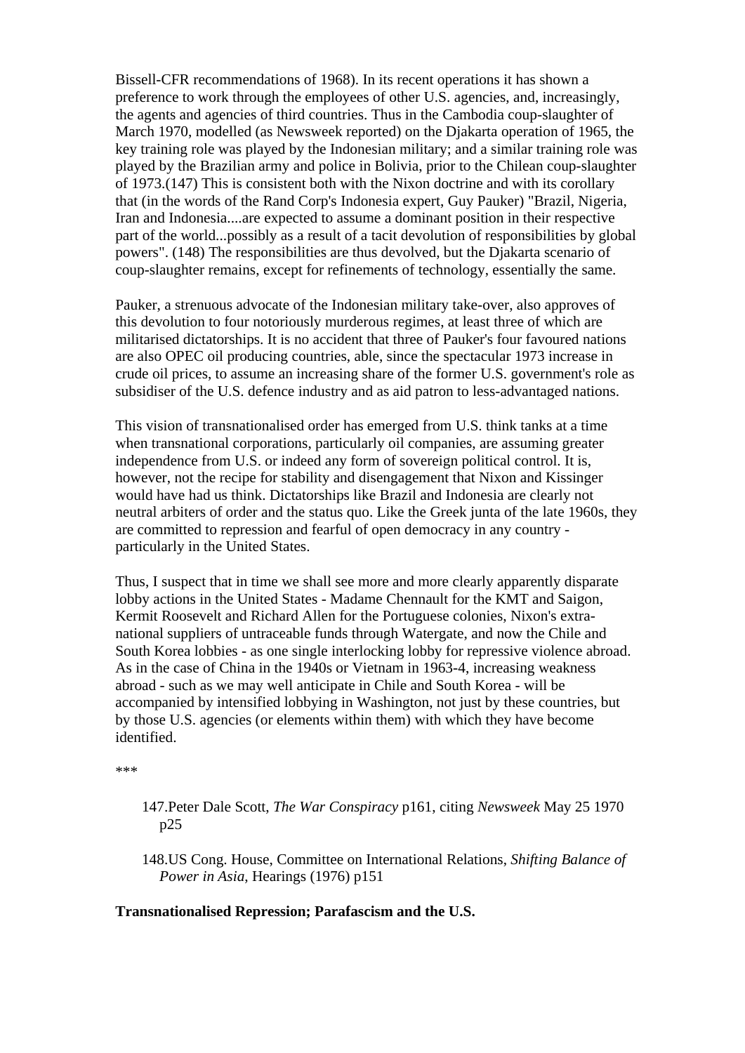Bissell-CFR recommendations of 1968). In its recent operations it has shown a preference to work through the employees of other U.S. agencies, and, increasingly, the agents and agencies of third countries. Thus in the Cambodia coup-slaughter of March 1970, modelled (as Newsweek reported) on the Djakarta operation of 1965, the key training role was played by the Indonesian military; and a similar training role was played by the Brazilian army and police in Bolivia, prior to the Chilean coup-slaughter of 1973.(147) This is consistent both with the Nixon doctrine and with its corollary that (in the words of the Rand Corp's Indonesia expert, Guy Pauker) "Brazil, Nigeria, Iran and Indonesia....are expected to assume a dominant position in their respective part of the world...possibly as a result of a tacit devolution of responsibilities by global powers". (148) The responsibilities are thus devolved, but the Djakarta scenario of coup-slaughter remains, except for refinements of technology, essentially the same.

Pauker, a strenuous advocate of the Indonesian military take-over, also approves of this devolution to four notoriously murderous regimes, at least three of which are militarised dictatorships. It is no accident that three of Pauker's four favoured nations are also OPEC oil producing countries, able, since the spectacular 1973 increase in crude oil prices, to assume an increasing share of the former U.S. government's role as subsidiser of the U.S. defence industry and as aid patron to less-advantaged nations.

This vision of transnationalised order has emerged from U.S. think tanks at a time when transnational corporations, particularly oil companies, are assuming greater independence from U.S. or indeed any form of sovereign political control. It is, however, not the recipe for stability and disengagement that Nixon and Kissinger would have had us think. Dictatorships like Brazil and Indonesia are clearly not neutral arbiters of order and the status quo. Like the Greek junta of the late 1960s, they are committed to repression and fearful of open democracy in any country - particularly in the United States.

Thus, I suspect that in time we shall see more and more clearly apparently disparate lobby actions in the United States - Madame Chennault for the KMT and Saigon, Kermit Roosevelt and Richard Allen for the Portuguese colonies, Nixon's extra-national suppliers of untraceable funds through Watergate, and now the Chile and South Korea lobbies - as one single interlocking lobby for repressive violence abroad. As in the case of China in the 1940s or Vietnam in 1963-4, increasing weakness abroad - such as we may well anticipate in Chile and South Korea - will be accompanied by intensified lobbying in Washington, not just by these countries, but by those U.S. agencies (or elements within them) with which they have become identified.

***

147. Peter Dale Scott, *The War Conspiracy* p161, citing *Newsweek* May 25 1970 p25

148. US Cong. House, Committee on International Relations, *Shifting Balance of Power in Asia*, Hearings (1976) p151

**Transnationalised Repression; Parafascism and the U.S.**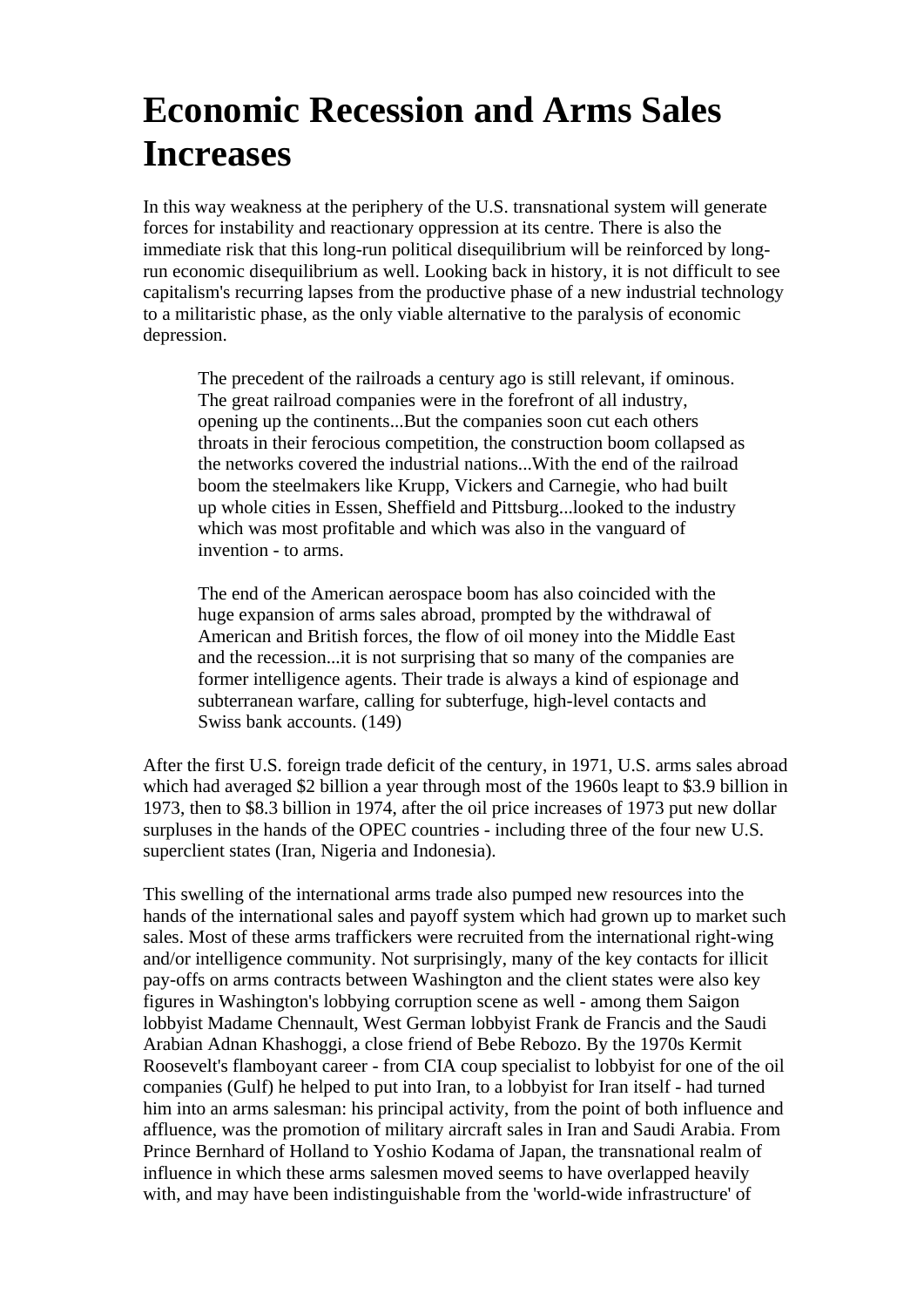# Economic Recession and Arms Sales Increases

In this way weakness at the periphery of the U.S. transnational system will generate forces for instability and reactionary oppression at its centre. There is also the immediate risk that this long-run political disequilibrium will be reinforced by long-run economic disequilibrium as well. Looking back in history, it is not difficult to see capitalism's recurring lapses from the productive phase of a new industrial technology to a militaristic phase, as the only viable alternative to the paralysis of economic depression.

> The precedent of the railroads a century ago is still relevant, if ominous. The great railroad companies were in the forefront of all industry, opening up the continents...But the companies soon cut each others throats in their ferocious competition, the construction boom collapsed as the networks covered the industrial nations...With the end of the railroad boom the steelmakers like Krupp, Vickers and Carnegie, who had built up whole cities in Essen, Sheffield and Pittsburg...looked to the industry which was most profitable and which was also in the vanguard of invention - to arms.
>
> The end of the American aerospace boom has also coincided with the huge expansion of arms sales abroad, prompted by the withdrawal of American and British forces, the flow of oil money into the Middle East and the recession...it is not surprising that so many of the companies are former intelligence agents. Their trade is always a kind of espionage and subterranean warfare, calling for subterfuge, high-level contacts and Swiss bank accounts. (149)

After the first U.S. foreign trade deficit of the century, in 1971, U.S. arms sales abroad which had averaged $2 billion a year through most of the 1960s leapt to $3.9 billion in 1973, then to $8.3 billion in 1974, after the oil price increases of 1973 put new dollar surpluses in the hands of the OPEC countries - including three of the four new U.S. superclient states (Iran, Nigeria and Indonesia).

This swelling of the international arms trade also pumped new resources into the hands of the international sales and payoff system which had grown up to market such sales. Most of these arms traffickers were recruited from the international right-wing and/or intelligence community. Not surprisingly, many of the key contacts for illicit pay-offs on arms contracts between Washington and the client states were also key figures in Washington's lobbying corruption scene as well - among them Saigon lobbyist Madame Chennault, West German lobbyist Frank de Francis and the Saudi Arabian Adnan Khashoggi, a close friend of Bebe Rebozo. By the 1970s Kermit Roosevelt's flamboyant career - from CIA coup specialist to lobbyist for one of the oil companies (Gulf) he helped to put into Iran, to a lobbyist for Iran itself - had turned him into an arms salesman: his principal activity, from the point of both influence and affluence, was the promotion of military aircraft sales in Iran and Saudi Arabia. From Prince Bernhard of Holland to Yoshio Kodama of Japan, the transnational realm of influence in which these arms salesmen moved seems to have overlapped heavily with, and may have been indistinguishable from the 'world-wide infrastructure' of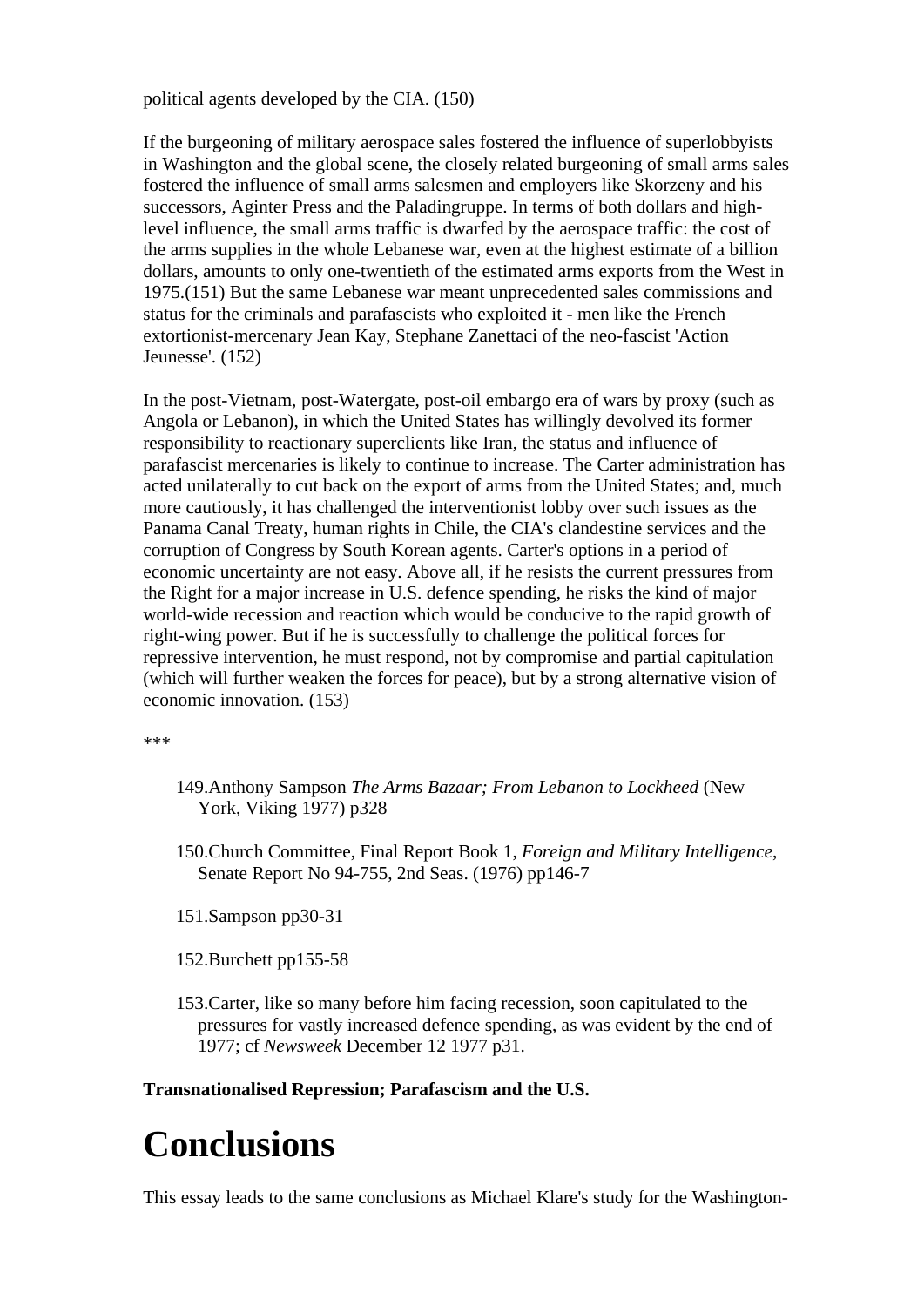political agents developed by the CIA. (150)

If the burgeoning of military aerospace sales fostered the influence of superlobbyists in Washington and the global scene, the closely related burgeoning of small arms sales fostered the influence of small arms salesmen and employers like Skorzeny and his successors, Aginter Press and the Paladingruppe. In terms of both dollars and high-level influence, the small arms traffic is dwarfed by the aerospace traffic: the cost of the arms supplies in the whole Lebanese war, even at the highest estimate of a billion dollars, amounts to only one-twentieth of the estimated arms exports from the West in 1975.(151) But the same Lebanese war meant unprecedented sales commissions and status for the criminals and parafascists who exploited it - men like the French extortionist-mercenary Jean Kay, Stephane Zanettaci of the neo-fascist 'Action Jeunesse'. (152)

In the post-Vietnam, post-Watergate, post-oil embargo era of wars by proxy (such as Angola or Lebanon), in which the United States has willingly devolved its former responsibility to reactionary superclients like Iran, the status and influence of parafascist mercenaries is likely to continue to increase. The Carter administration has acted unilaterally to cut back on the export of arms from the United States; and, much more cautiously, it has challenged the interventionist lobby over such issues as the Panama Canal Treaty, human rights in Chile, the CIA's clandestine services and the corruption of Congress by South Korean agents. Carter's options in a period of economic uncertainty are not easy. Above all, if he resists the current pressures from the Right for a major increase in U.S. defence spending, he risks the kind of major world-wide recession and reaction which would be conducive to the rapid growth of right-wing power. But if he is successfully to challenge the political forces for repressive intervention, he must respond, not by compromise and partial capitulation (which will further weaken the forces for peace), but by a strong alternative vision of economic innovation. (153)

***

149. Anthony Sampson *The Arms Bazaar; From Lebanon to Lockheed* (New York, Viking 1977) p328

150. Church Committee, Final Report Book 1, *Foreign and Military Intelligence*, Senate Report No 94-755, 2nd Seas. (1976) pp146-7

151. Sampson pp30-31

152. Burchett pp155-58

153. Carter, like so many before him facing recession, soon capitulated to the pressures for vastly increased defence spending, as was evident by the end of 1977; cf *Newsweek* December 12 1977 p31.

**Transnationalised Repression; Parafascism and the U.S.**

# Conclusions

This essay leads to the same conclusions as Michael Klare's study for the Washington-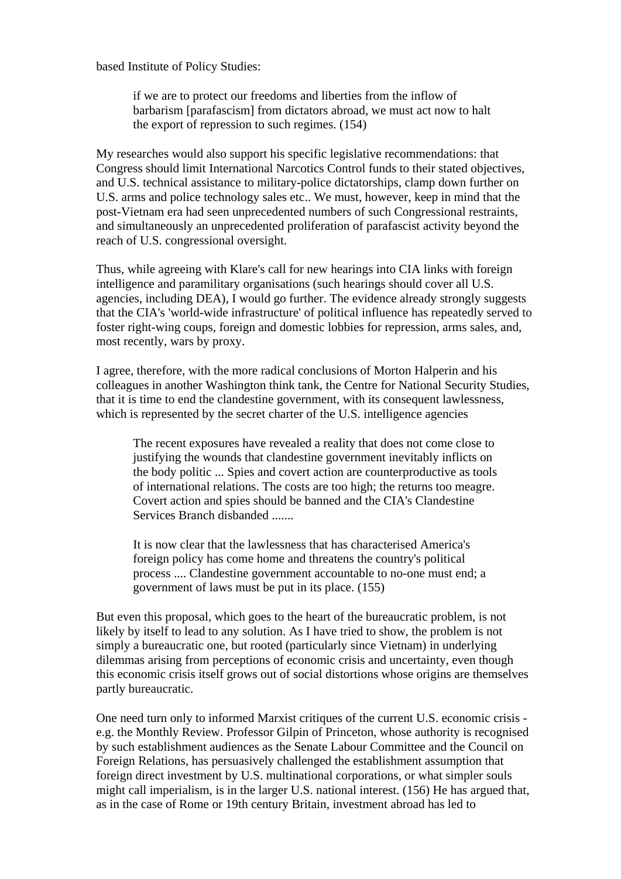based Institute of Policy Studies:

> if we are to protect our freedoms and liberties from the inflow of barbarism [parafascism] from dictators abroad, we must act now to halt the export of repression to such regimes. (154)

My researches would also support his specific legislative recommendations: that Congress should limit International Narcotics Control funds to their stated objectives, and U.S. technical assistance to military-police dictatorships, clamp down further on U.S. arms and police technology sales etc.. We must, however, keep in mind that the post-Vietnam era had seen unprecedented numbers of such Congressional restraints, and simultaneously an unprecedented proliferation of parafascist activity beyond the reach of U.S. congressional oversight.

Thus, while agreeing with Klare's call for new hearings into CIA links with foreign intelligence and paramilitary organisations (such hearings should cover all U.S. agencies, including DEA), I would go further. The evidence already strongly suggests that the CIA's 'world-wide infrastructure' of political influence has repeatedly served to foster right-wing coups, foreign and domestic lobbies for repression, arms sales, and, most recently, wars by proxy.

I agree, therefore, with the more radical conclusions of Morton Halperin and his colleagues in another Washington think tank, the Centre for National Security Studies, that it is time to end the clandestine government, with its consequent lawlessness, which is represented by the secret charter of the U.S. intelligence agencies

> The recent exposures have revealed a reality that does not come close to justifying the wounds that clandestine government inevitably inflicts on the body politic ... Spies and covert action are counterproductive as tools of international relations. The costs are too high; the returns too meagre. Covert action and spies should be banned and the CIA's Clandestine Services Branch disbanded .......
>
> It is now clear that the lawlessness that has characterised America's foreign policy has come home and threatens the country's political process .... Clandestine government accountable to no-one must end; a government of laws must be put in its place. (155)

But even this proposal, which goes to the heart of the bureaucratic problem, is not likely by itself to lead to any solution. As I have tried to show, the problem is not simply a bureaucratic one, but rooted (particularly since Vietnam) in underlying dilemmas arising from perceptions of economic crisis and uncertainty, even though this economic crisis itself grows out of social distortions whose origins are themselves partly bureaucratic.

One need turn only to informed Marxist critiques of the current U.S. economic crisis - e.g. the Monthly Review. Professor Gilpin of Princeton, whose authority is recognised by such establishment audiences as the Senate Labour Committee and the Council on Foreign Relations, has persuasively challenged the establishment assumption that foreign direct investment by U.S. multinational corporations, or what simpler souls might call imperialism, is in the larger U.S. national interest. (156) He has argued that, as in the case of Rome or 19th century Britain, investment abroad has led to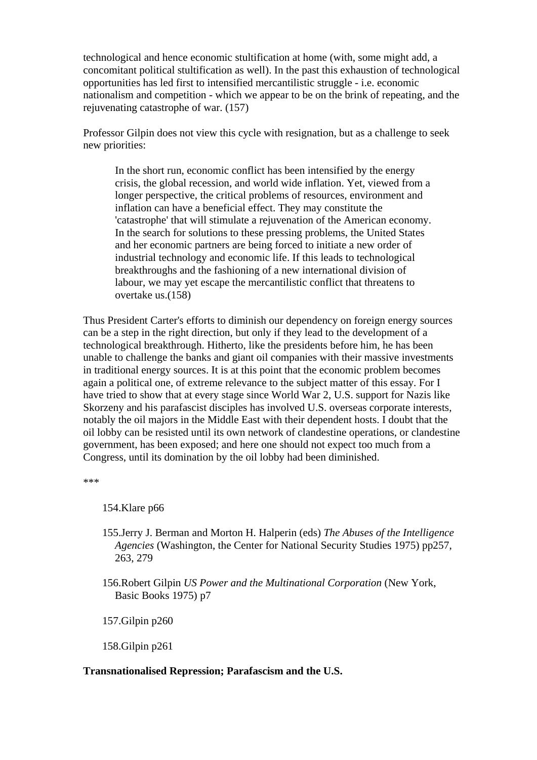technological and hence economic stultification at home (with, some might add, a concomitant political stultification as well). In the past this exhaustion of technological opportunities has led first to intensified mercantilistic struggle - i.e. economic nationalism and competition - which we appear to be on the brink of repeating, and the rejuvenating catastrophe of war. (157)

Professor Gilpin does not view this cycle with resignation, but as a challenge to seek new priorities:

> In the short run, economic conflict has been intensified by the energy crisis, the global recession, and world wide inflation. Yet, viewed from a longer perspective, the critical problems of resources, environment and inflation can have a beneficial effect. They may constitute the 'catastrophe' that will stimulate a rejuvenation of the American economy. In the search for solutions to these pressing problems, the United States and her economic partners are being forced to initiate a new order of industrial technology and economic life. If this leads to technological breakthroughs and the fashioning of a new international division of labour, we may yet escape the mercantilistic conflict that threatens to overtake us.(158)

Thus President Carter's efforts to diminish our dependency on foreign energy sources can be a step in the right direction, but only if they lead to the development of a technological breakthrough. Hitherto, like the presidents before him, he has been unable to challenge the banks and giant oil companies with their massive investments in traditional energy sources. It is at this point that the economic problem becomes again a political one, of extreme relevance to the subject matter of this essay. For I have tried to show that at every stage since World War 2, U.S. support for Nazis like Skorzeny and his parafascist disciples has involved U.S. overseas corporate interests, notably the oil majors in the Middle East with their dependent hosts. I doubt that the oil lobby can be resisted until its own network of clandestine operations, or clandestine government, has been exposed; and here one should not expect too much from a Congress, until its domination by the oil lobby had been diminished.

***

154.Klare p66

155.Jerry J. Berman and Morton H. Halperin (eds) *The Abuses of the Intelligence Agencies* (Washington, the Center for National Security Studies 1975) pp257, 263, 279

156.Robert Gilpin *US Power and the Multinational Corporation* (New York, Basic Books 1975) p7

157.Gilpin p260

158.Gilpin p261

**Transnationalised Repression; Parafascism and the U.S.**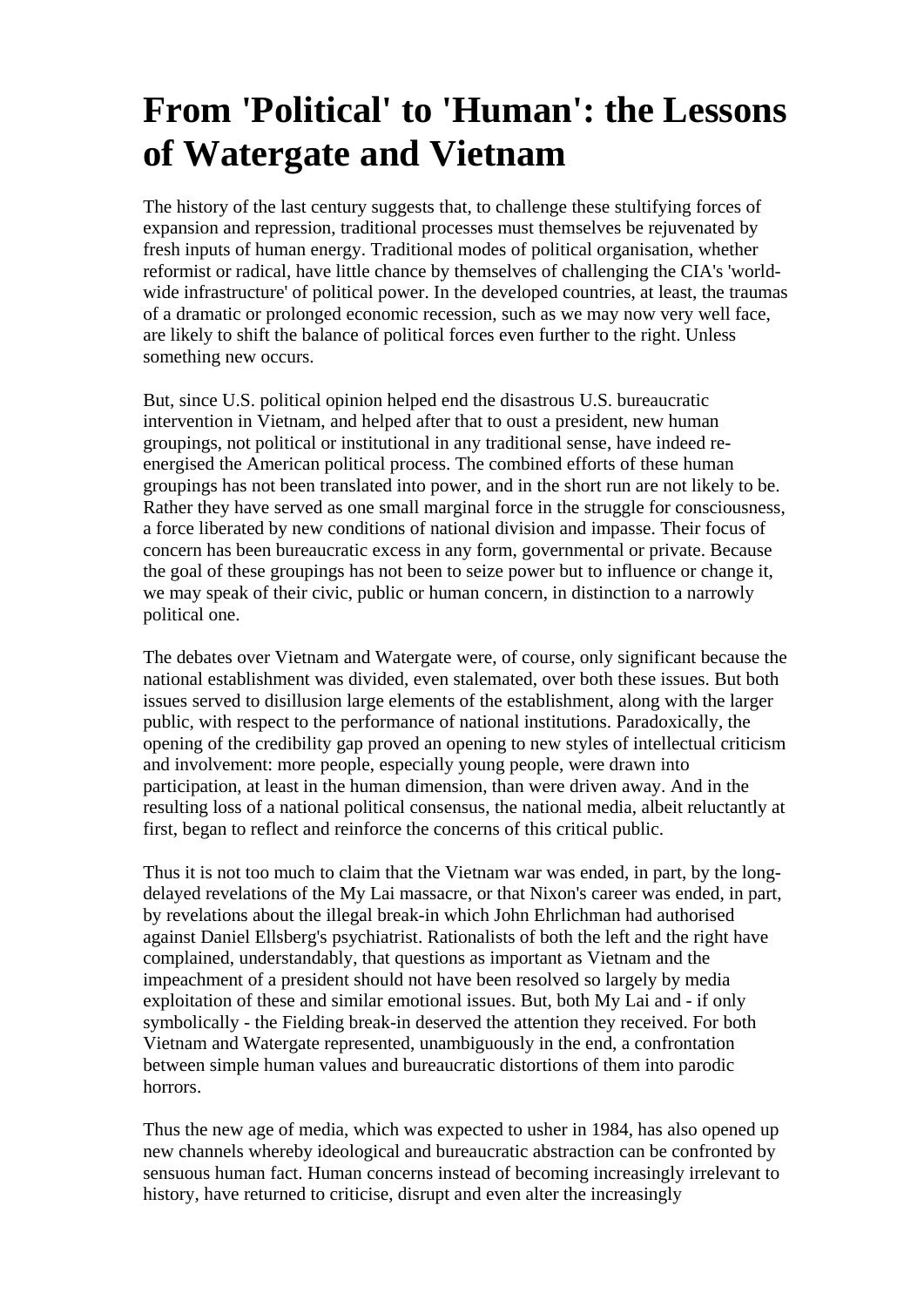# From 'Political' to 'Human': the Lessons of Watergate and Vietnam

The history of the last century suggests that, to challenge these stultifying forces of expansion and repression, traditional processes must themselves be rejuvenated by fresh inputs of human energy. Traditional modes of political organisation, whether reformist or radical, have little chance by themselves of challenging the CIA's 'world-wide infrastructure' of political power. In the developed countries, at least, the traumas of a dramatic or prolonged economic recession, such as we may now very well face, are likely to shift the balance of political forces even further to the right. Unless something new occurs.

But, since U.S. political opinion helped end the disastrous U.S. bureaucratic intervention in Vietnam, and helped after that to oust a president, new human groupings, not political or institutional in any traditional sense, have indeed re-energised the American political process. The combined efforts of these human groupings has not been translated into power, and in the short run are not likely to be. Rather they have served as one small marginal force in the struggle for consciousness, a force liberated by new conditions of national division and impasse. Their focus of concern has been bureaucratic excess in any form, governmental or private. Because the goal of these groupings has not been to seize power but to influence or change it, we may speak of their civic, public or human concern, in distinction to a narrowly political one.

The debates over Vietnam and Watergate were, of course, only significant because the national establishment was divided, even stalemated, over both these issues. But both issues served to disillusion large elements of the establishment, along with the larger public, with respect to the performance of national institutions. Paradoxically, the opening of the credibility gap proved an opening to new styles of intellectual criticism and involvement: more people, especially young people, were drawn into participation, at least in the human dimension, than were driven away. And in the resulting loss of a national political consensus, the national media, albeit reluctantly at first, began to reflect and reinforce the concerns of this critical public.

Thus it is not too much to claim that the Vietnam war was ended, in part, by the long-delayed revelations of the My Lai massacre, or that Nixon's career was ended, in part, by revelations about the illegal break-in which John Ehrlichman had authorised against Daniel Ellsberg's psychiatrist. Rationalists of both the left and the right have complained, understandably, that questions as important as Vietnam and the impeachment of a president should not have been resolved so largely by media exploitation of these and similar emotional issues. But, both My Lai and - if only symbolically - the Fielding break-in deserved the attention they received. For both Vietnam and Watergate represented, unambiguously in the end, a confrontation between simple human values and bureaucratic distortions of them into parodic horrors.

Thus the new age of media, which was expected to usher in 1984, has also opened up new channels whereby ideological and bureaucratic abstraction can be confronted by sensuous human fact. Human concerns instead of becoming increasingly irrelevant to history, have returned to criticise, disrupt and even alter the increasingly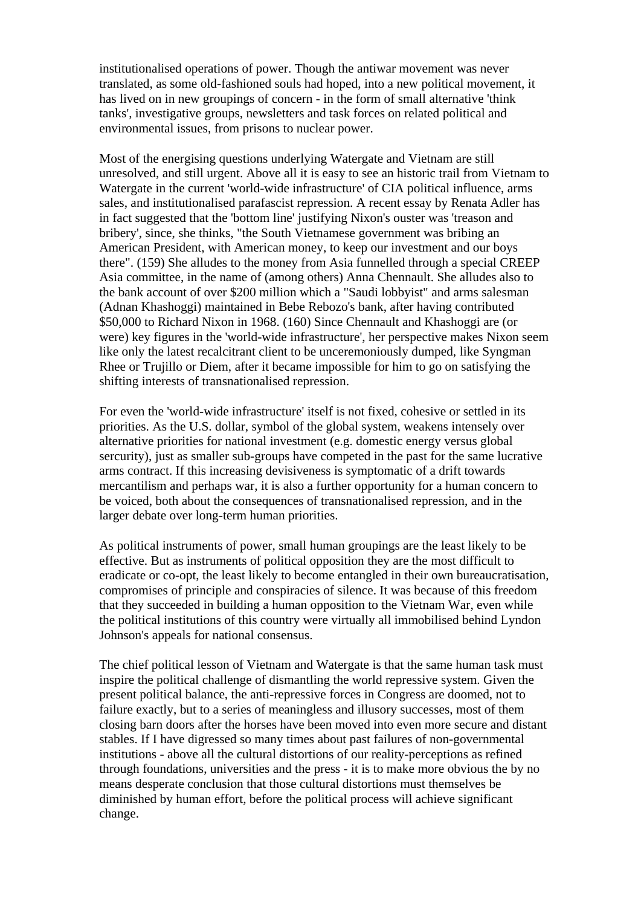institutionalised operations of power. Though the antiwar movement was never translated, as some old-fashioned souls had hoped, into a new political movement, it has lived on in new groupings of concern - in the form of small alternative 'think tanks', investigative groups, newsletters and task forces on related political and environmental issues, from prisons to nuclear power.

Most of the energising questions underlying Watergate and Vietnam are still unresolved, and still urgent. Above all it is easy to see an historic trail from Vietnam to Watergate in the current 'world-wide infrastructure' of CIA political influence, arms sales, and institutionalised parafascist repression. A recent essay by Renata Adler has in fact suggested that the 'bottom line' justifying Nixon's ouster was 'treason and bribery', since, she thinks, "the South Vietnamese government was bribing an American President, with American money, to keep our investment and our boys there". (159) She alludes to the money from Asia funnelled through a special CREEP Asia committee, in the name of (among others) Anna Chennault. She alludes also to the bank account of over $200 million which a "Saudi lobbyist" and arms salesman (Adnan Khashoggi) maintained in Bebe Rebozo's bank, after having contributed $50,000 to Richard Nixon in 1968. (160) Since Chennault and Khashoggi are (or were) key figures in the 'world-wide infrastructure', her perspective makes Nixon seem like only the latest recalcitrant client to be unceremoniously dumped, like Syngman Rhee or Trujillo or Diem, after it became impossible for him to go on satisfying the shifting interests of transnationalised repression.

For even the 'world-wide infrastructure' itself is not fixed, cohesive or settled in its priorities. As the U.S. dollar, symbol of the global system, weakens intensely over alternative priorities for national investment (e.g. domestic energy versus global sercurity), just as smaller sub-groups have competed in the past for the same lucrative arms contract. If this increasing devisiveness is symptomatic of a drift towards mercantilism and perhaps war, it is also a further opportunity for a human concern to be voiced, both about the consequences of transnationalised repression, and in the larger debate over long-term human priorities.

As political instruments of power, small human groupings are the least likely to be effective. But as instruments of political opposition they are the most difficult to eradicate or co-opt, the least likely to become entangled in their own bureaucratisation, compromises of principle and conspiracies of silence. It was because of this freedom that they succeeded in building a human opposition to the Vietnam War, even while the political institutions of this country were virtually all immobilised behind Lyndon Johnson's appeals for national consensus.

The chief political lesson of Vietnam and Watergate is that the same human task must inspire the political challenge of dismantling the world repressive system. Given the present political balance, the anti-repressive forces in Congress are doomed, not to failure exactly, but to a series of meaningless and illusory successes, most of them closing barn doors after the horses have been moved into even more secure and distant stables. If I have digressed so many times about past failures of non-governmental institutions - above all the cultural distortions of our reality-perceptions as refined through foundations, universities and the press - it is to make more obvious the by no means desperate conclusion that those cultural distortions must themselves be diminished by human effort, before the political process will achieve significant change.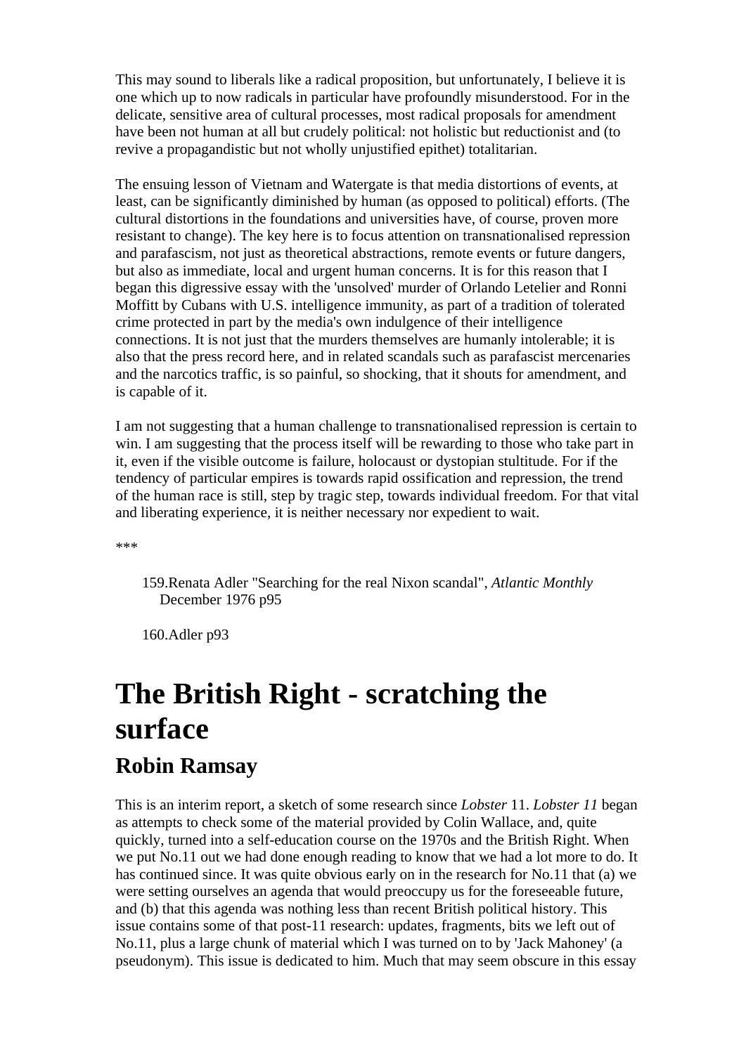This may sound to liberals like a radical proposition, but unfortunately, I believe it is one which up to now radicals in particular have profoundly misunderstood. For in the delicate, sensitive area of cultural processes, most radical proposals for amendment have been not human at all but crudely political: not holistic but reductionist and (to revive a propagandistic but not wholly unjustified epithet) totalitarian.

The ensuing lesson of Vietnam and Watergate is that media distortions of events, at least, can be significantly diminished by human (as opposed to political) efforts. (The cultural distortions in the foundations and universities have, of course, proven more resistant to change). The key here is to focus attention on transnationalised repression and parafascism, not just as theoretical abstractions, remote events or future dangers, but also as immediate, local and urgent human concerns. It is for this reason that I began this digressive essay with the 'unsolved' murder of Orlando Letelier and Ronni Moffitt by Cubans with U.S. intelligence immunity, as part of a tradition of tolerated crime protected in part by the media's own indulgence of their intelligence connections. It is not just that the murders themselves are humanly intolerable; it is also that the press record here, and in related scandals such as parafascist mercenaries and the narcotics traffic, is so painful, so shocking, that it shouts for amendment, and is capable of it.

I am not suggesting that a human challenge to transnationalised repression is certain to win. I am suggesting that the process itself will be rewarding to those who take part in it, even if the visible outcome is failure, holocaust or dystopian stultitude. For if the tendency of particular empires is towards rapid ossification and repression, the trend of the human race is still, step by tragic step, towards individual freedom. For that vital and liberating experience, it is neither necessary nor expedient to wait.

***

159. Renata Adler "Searching for the real Nixon scandal", *Atlantic Monthly* December 1976 p95

160. Adler p93

# The British Right - scratching the surface

## Robin Ramsay

This is an interim report, a sketch of some research since *Lobster* 11. *Lobster 11* began as attempts to check some of the material provided by Colin Wallace, and, quite quickly, turned into a self-education course on the 1970s and the British Right. When we put No.11 out we had done enough reading to know that we had a lot more to do. It has continued since. It was quite obvious early on in the research for No.11 that (a) we were setting ourselves an agenda that would preoccupy us for the foreseeable future, and (b) that this agenda was nothing less than recent British political history. This issue contains some of that post-11 research: updates, fragments, bits we left out of No.11, plus a large chunk of material which I was turned on to by 'Jack Mahoney' (a pseudonym). This issue is dedicated to him. Much that may seem obscure in this essay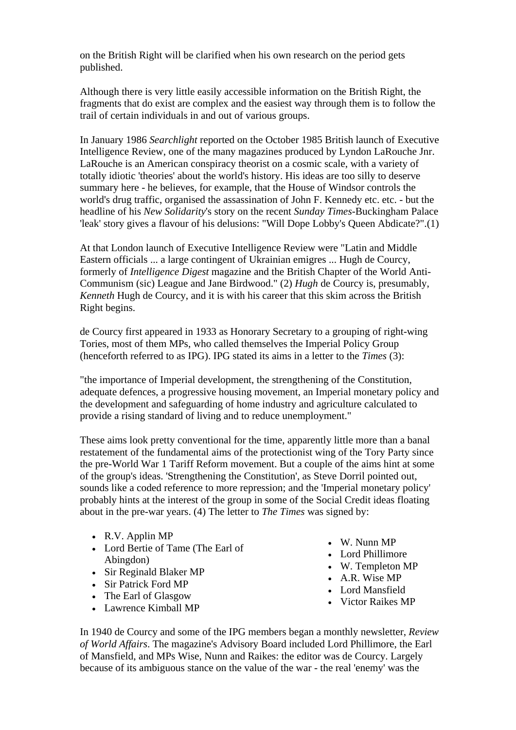on the British Right will be clarified when his own research on the period gets published.

Although there is very little easily accessible information on the British Right, the fragments that do exist are complex and the easiest way through them is to follow the trail of certain individuals in and out of various groups.

In January 1986 *Searchlight* reported on the October 1985 British launch of Executive Intelligence Review, one of the many magazines produced by Lyndon LaRouche Jnr. LaRouche is an American conspiracy theorist on a cosmic scale, with a variety of totally idiotic 'theories' about the world's history. His ideas are too silly to deserve summary here - he believes, for example, that the House of Windsor controls the world's drug traffic, organised the assassination of John F. Kennedy etc. etc. - but the headline of his *New Solidarity*'s story on the recent *Sunday Times*-Buckingham Palace 'leak' story gives a flavour of his delusions: "Will Dope Lobby's Queen Abdicate?".(1)

At that London launch of Executive Intelligence Review were "Latin and Middle Eastern officials ... a large contingent of Ukrainian emigres ... Hugh de Courcy, formerly of *Intelligence Digest* magazine and the British Chapter of the World Anti-Communism (sic) League and Jane Birdwood." (2) *Hugh* de Courcy is, presumably, *Kenneth* Hugh de Courcy, and it is with his career that this skim across the British Right begins.

de Courcy first appeared in 1933 as Honorary Secretary to a grouping of right-wing Tories, most of them MPs, who called themselves the Imperial Policy Group (henceforth referred to as IPG). IPG stated its aims in a letter to the *Times* (3):

"the importance of Imperial development, the strengthening of the Constitution, adequate defences, a progressive housing movement, an Imperial monetary policy and the development and safeguarding of home industry and agriculture calculated to provide a rising standard of living and to reduce unemployment."

These aims look pretty conventional for the time, apparently little more than a banal restatement of the fundamental aims of the protectionist wing of the Tory Party since the pre-World War 1 Tariff Reform movement. But a couple of the aims hint at some of the group's ideas. 'Strengthening the Constitution', as Steve Dorril pointed out, sounds like a coded reference to more repression; and the 'Imperial monetary policy' probably hints at the interest of the group in some of the Social Credit ideas floating about in the pre-war years. (4) The letter to *The Times* was signed by:

- R.V. Applin MP
- Lord Bertie of Tame (The Earl of Abingdon)
- Sir Reginald Blaker MP
- Sir Patrick Ford MP
- The Earl of Glasgow
- Lawrence Kimball MP
- W. Nunn MP
- Lord Phillimore
- W. Templeton MP
- A.R. Wise MP
- Lord Mansfield
- Victor Raikes MP

In 1940 de Courcy and some of the IPG members began a monthly newsletter, *Review of World Affairs*. The magazine's Advisory Board included Lord Phillimore, the Earl of Mansfield, and MPs Wise, Nunn and Raikes: the editor was de Courcy. Largely because of its ambiguous stance on the value of the war - the real 'enemy' was the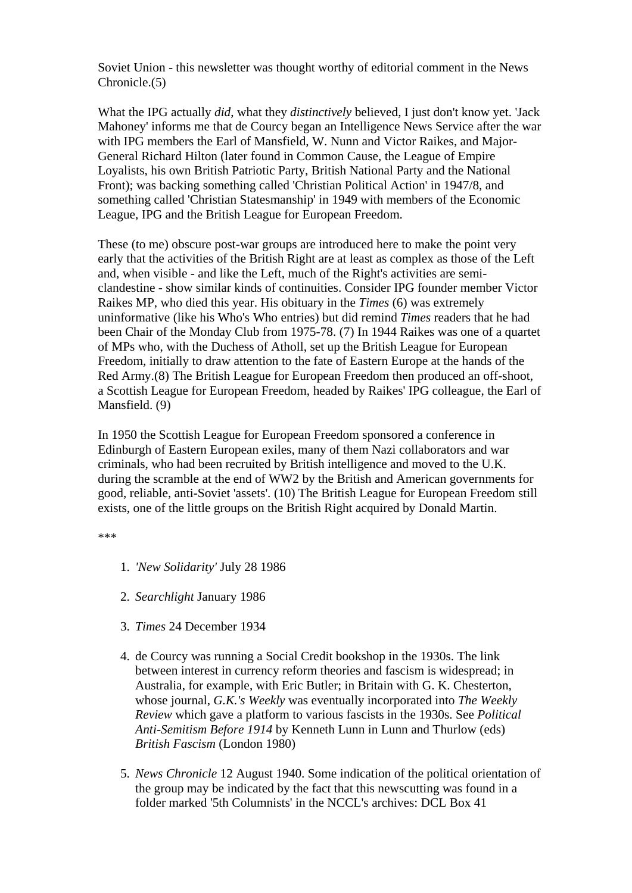Soviet Union - this newsletter was thought worthy of editorial comment in the News Chronicle.(5)

What the IPG actually *did*, what they *distinctively* believed, I just don't know yet. 'Jack Mahoney' informs me that de Courcy began an Intelligence News Service after the war with IPG members the Earl of Mansfield, W. Nunn and Victor Raikes, and Major-General Richard Hilton (later found in Common Cause, the League of Empire Loyalists, his own British Patriotic Party, British National Party and the National Front); was backing something called 'Christian Political Action' in 1947/8, and something called 'Christian Statesmanship' in 1949 with members of the Economic League, IPG and the British League for European Freedom.

These (to me) obscure post-war groups are introduced here to make the point very early that the activities of the British Right are at least as complex as those of the Left and, when visible - and like the Left, much of the Right's activities are semi-clandestine - show similar kinds of continuities. Consider IPG founder member Victor Raikes MP, who died this year. His obituary in the *Times* (6) was extremely uninformative (like his Who's Who entries) but did remind *Times* readers that he had been Chair of the Monday Club from 1975-78. (7) In 1944 Raikes was one of a quartet of MPs who, with the Duchess of Atholl, set up the British League for European Freedom, initially to draw attention to the fate of Eastern Europe at the hands of the Red Army.(8) The British League for European Freedom then produced an off-shoot, a Scottish League for European Freedom, headed by Raikes' IPG colleague, the Earl of Mansfield. (9)

In 1950 the Scottish League for European Freedom sponsored a conference in Edinburgh of Eastern European exiles, many of them Nazi collaborators and war criminals, who had been recruited by British intelligence and moved to the U.K. during the scramble at the end of WW2 by the British and American governments for good, reliable, anti-Soviet 'assets'. (10) The British League for European Freedom still exists, one of the little groups on the British Right acquired by Donald Martin.

***

1. *'New Solidarity'* July 28 1986

2. *Searchlight* January 1986

3. *Times* 24 December 1934

4. de Courcy was running a Social Credit bookshop in the 1930s. The link between interest in currency reform theories and fascism is widespread; in Australia, for example, with Eric Butler; in Britain with G. K. Chesterton, whose journal, *G.K.'s Weekly* was eventually incorporated into *The Weekly Review* which gave a platform to various fascists in the 1930s. See *Political Anti-Semitism Before 1914* by Kenneth Lunn in Lunn and Thurlow (eds) *British Fascism* (London 1980)

5. *News Chronicle* 12 August 1940. Some indication of the political orientation of the group may be indicated by the fact that this newscutting was found in a folder marked '5th Columnists' in the NCCL's archives: DCL Box 41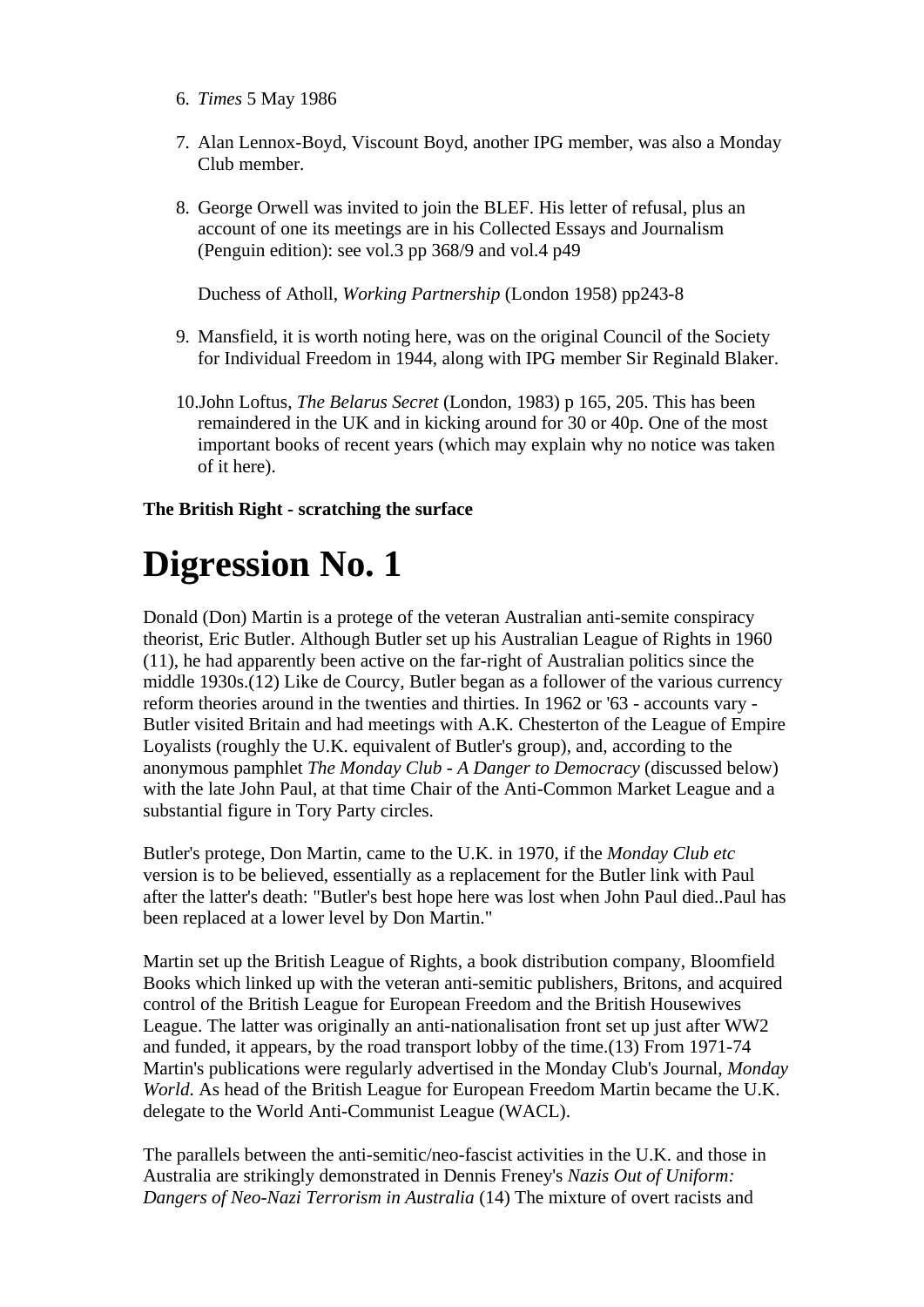6. *Times* 5 May 1986

7. Alan Lennox-Boyd, Viscount Boyd, another IPG member, was also a Monday Club member.

8. George Orwell was invited to join the BLEF. His letter of refusal, plus an account of one its meetings are in his Collected Essays and Journalism (Penguin edition): see vol.3 pp 368/9 and vol.4 p49

   Duchess of Atholl, *Working Partnership* (London 1958) pp243-8

9. Mansfield, it is worth noting here, was on the original Council of the Society for Individual Freedom in 1944, along with IPG member Sir Reginald Blaker.

10. John Loftus, *The Belarus Secret* (London, 1983) p 165, 205. This has been remaindered in the UK and in kicking around for 30 or 40p. One of the most important books of recent years (which may explain why no notice was taken of it here).

**The British Right - scratching the surface**

# Digression No. 1

Donald (Don) Martin is a protege of the veteran Australian anti-semite conspiracy theorist, Eric Butler. Although Butler set up his Australian League of Rights in 1960 (11), he had apparently been active on the far-right of Australian politics since the middle 1930s.(12) Like de Courcy, Butler began as a follower of the various currency reform theories around in the twenties and thirties. In 1962 or '63 - accounts vary - Butler visited Britain and had meetings with A.K. Chesterton of the League of Empire Loyalists (roughly the U.K. equivalent of Butler's group), and, according to the anonymous pamphlet *The Monday Club - A Danger to Democracy* (discussed below) with the late John Paul, at that time Chair of the Anti-Common Market League and a substantial figure in Tory Party circles.

Butler's protege, Don Martin, came to the U.K. in 1970, if the *Monday Club etc* version is to be believed, essentially as a replacement for the Butler link with Paul after the latter's death: "Butler's best hope here was lost when John Paul died..Paul has been replaced at a lower level by Don Martin."

Martin set up the British League of Rights, a book distribution company, Bloomfield Books which linked up with the veteran anti-semitic publishers, Britons, and acquired control of the British League for European Freedom and the British Housewives League. The latter was originally an anti-nationalisation front set up just after WW2 and funded, it appears, by the road transport lobby of the time.(13) From 1971-74 Martin's publications were regularly advertised in the Monday Club's Journal, *Monday World*. As head of the British League for European Freedom Martin became the U.K. delegate to the World Anti-Communist League (WACL).

The parallels between the anti-semitic/neo-fascist activities in the U.K. and those in Australia are strikingly demonstrated in Dennis Freney's *Nazis Out of Uniform: Dangers of Neo-Nazi Terrorism in Australia* (14) The mixture of overt racists and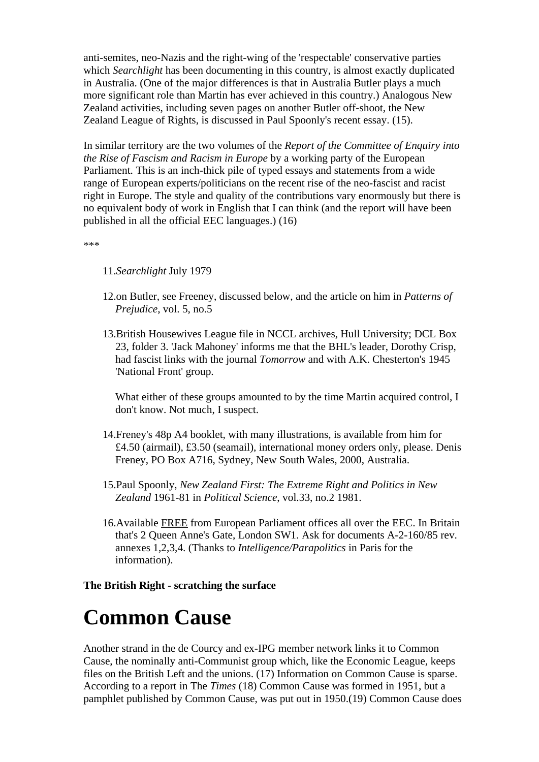anti-semites, neo-Nazis and the right-wing of the 'respectable' conservative parties which *Searchlight* has been documenting in this country, is almost exactly duplicated in Australia. (One of the major differences is that in Australia Butler plays a much more significant role than Martin has ever achieved in this country.) Analogous New Zealand activities, including seven pages on another Butler off-shoot, the New Zealand League of Rights, is discussed in Paul Spoonly's recent essay. (15).

In similar territory are the two volumes of the *Report of the Committee of Enquiry into the Rise of Fascism and Racism in Europe* by a working party of the European Parliament. This is an inch-thick pile of typed essays and statements from a wide range of European experts/politicians on the recent rise of the neo-fascist and racist right in Europe. The style and quality of the contributions vary enormously but there is no equivalent body of work in English that I can think (and the report will have been published in all the official EEC languages.) (16)

***

11. *Searchlight* July 1979

12. on Butler, see Freeney, discussed below, and the article on him in *Patterns of Prejudice*, vol. 5, no.5

13. British Housewives League file in NCCL archives, Hull University; DCL Box 23, folder 3. 'Jack Mahoney' informs me that the BHL's leader, Dorothy Crisp, had fascist links with the journal *Tomorrow* and with A.K. Chesterton's 1945 'National Front' group.

    What either of these groups amounted to by the time Martin acquired control, I don't know. Not much, I suspect.

14. Freney's 48p A4 booklet, with many illustrations, is available from him for £4.50 (airmail), £3.50 (seamail), international money orders only, please. Denis Freney, PO Box A716, Sydney, New South Wales, 2000, Australia.

15. Paul Spoonly, *New Zealand First: The Extreme Right and Politics in New Zealand* 1961-81 in *Political Science*, vol.33, no.2 1981.

16. Available FREE from European Parliament offices all over the EEC. In Britain that's 2 Queen Anne's Gate, London SW1. Ask for documents A-2-160/85 rev. annexes 1,2,3,4. (Thanks to *Intelligence/Parapolitics* in Paris for the information).

**The British Right - scratching the surface**

# Common Cause

Another strand in the de Courcy and ex-IPG member network links it to Common Cause, the nominally anti-Communist group which, like the Economic League, keeps files on the British Left and the unions. (17) Information on Common Cause is sparse. According to a report in The *Times* (18) Common Cause was formed in 1951, but a pamphlet published by Common Cause, was put out in 1950.(19) Common Cause does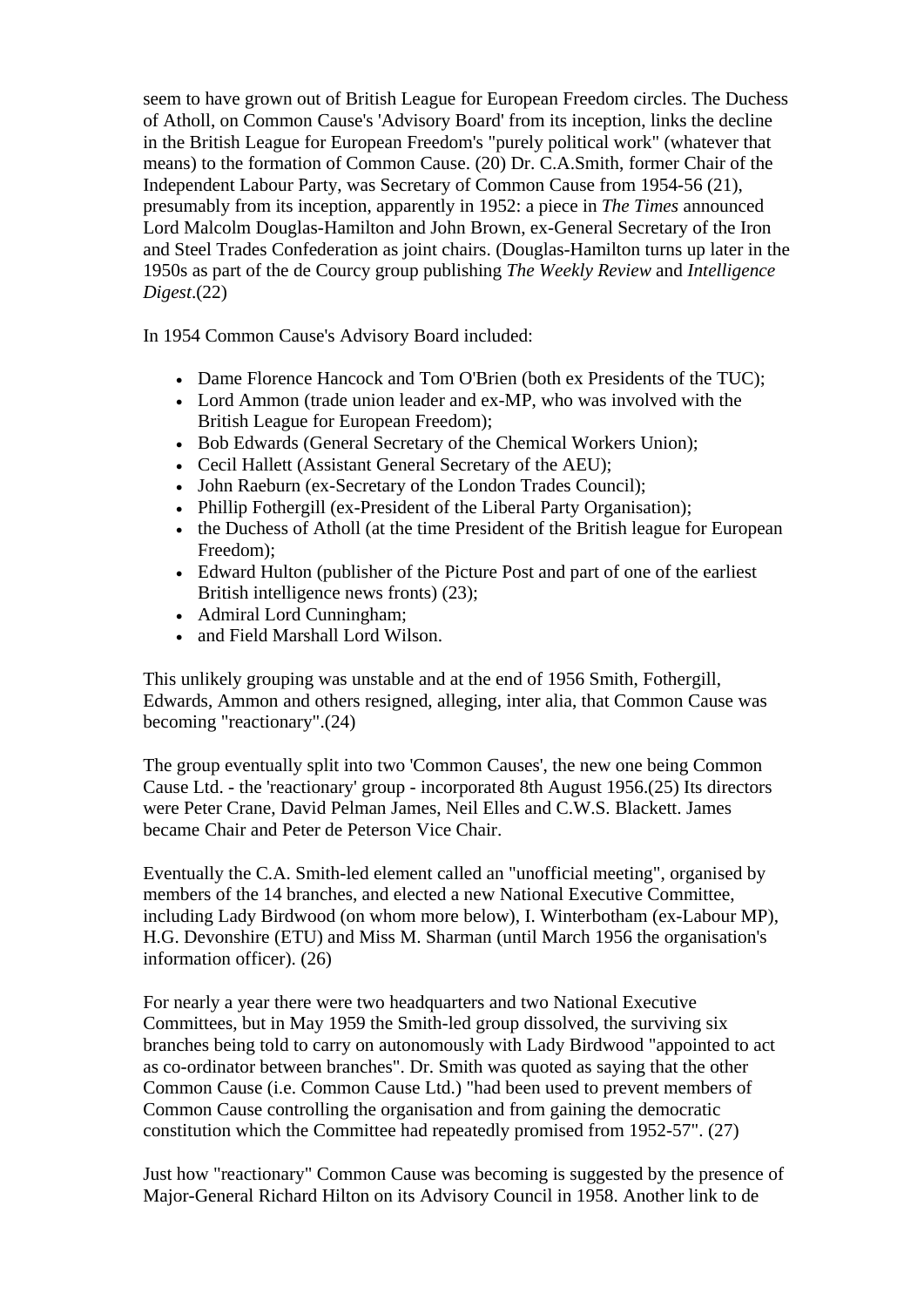seem to have grown out of British League for European Freedom circles. The Duchess of Atholl, on Common Cause's 'Advisory Board' from its inception, links the decline in the British League for European Freedom's "purely political work" (whatever that means) to the formation of Common Cause. (20) Dr. C.A.Smith, former Chair of the Independent Labour Party, was Secretary of Common Cause from 1954-56 (21), presumably from its inception, apparently in 1952: a piece in *The Times* announced Lord Malcolm Douglas-Hamilton and John Brown, ex-General Secretary of the Iron and Steel Trades Confederation as joint chairs. (Douglas-Hamilton turns up later in the 1950s as part of the de Courcy group publishing *The Weekly Review* and *Intelligence Digest*.(22)

In 1954 Common Cause's Advisory Board included:

- Dame Florence Hancock and Tom O'Brien (both ex Presidents of the TUC);
- Lord Ammon (trade union leader and ex-MP, who was involved with the British League for European Freedom);
- Bob Edwards (General Secretary of the Chemical Workers Union);
- Cecil Hallett (Assistant General Secretary of the AEU);
- John Raeburn (ex-Secretary of the London Trades Council);
- Phillip Fothergill (ex-President of the Liberal Party Organisation);
- the Duchess of Atholl (at the time President of the British league for European Freedom);
- Edward Hulton (publisher of the Picture Post and part of one of the earliest British intelligence news fronts) (23);
- Admiral Lord Cunningham;
- and Field Marshall Lord Wilson.

This unlikely grouping was unstable and at the end of 1956 Smith, Fothergill, Edwards, Ammon and others resigned, alleging, inter alia, that Common Cause was becoming "reactionary".(24)

The group eventually split into two 'Common Causes', the new one being Common Cause Ltd. - the 'reactionary' group - incorporated 8th August 1956.(25) Its directors were Peter Crane, David Pelman James, Neil Elles and C.W.S. Blackett. James became Chair and Peter de Peterson Vice Chair.

Eventually the C.A. Smith-led element called an "unofficial meeting", organised by members of the 14 branches, and elected a new National Executive Committee, including Lady Birdwood (on whom more below), I. Winterbotham (ex-Labour MP), H.G. Devonshire (ETU) and Miss M. Sharman (until March 1956 the organisation's information officer). (26)

For nearly a year there were two headquarters and two National Executive Committees, but in May 1959 the Smith-led group dissolved, the surviving six branches being told to carry on autonomously with Lady Birdwood "appointed to act as co-ordinator between branches". Dr. Smith was quoted as saying that the other Common Cause (i.e. Common Cause Ltd.) "had been used to prevent members of Common Cause controlling the organisation and from gaining the democratic constitution which the Committee had repeatedly promised from 1952-57". (27)

Just how "reactionary" Common Cause was becoming is suggested by the presence of Major-General Richard Hilton on its Advisory Council in 1958. Another link to de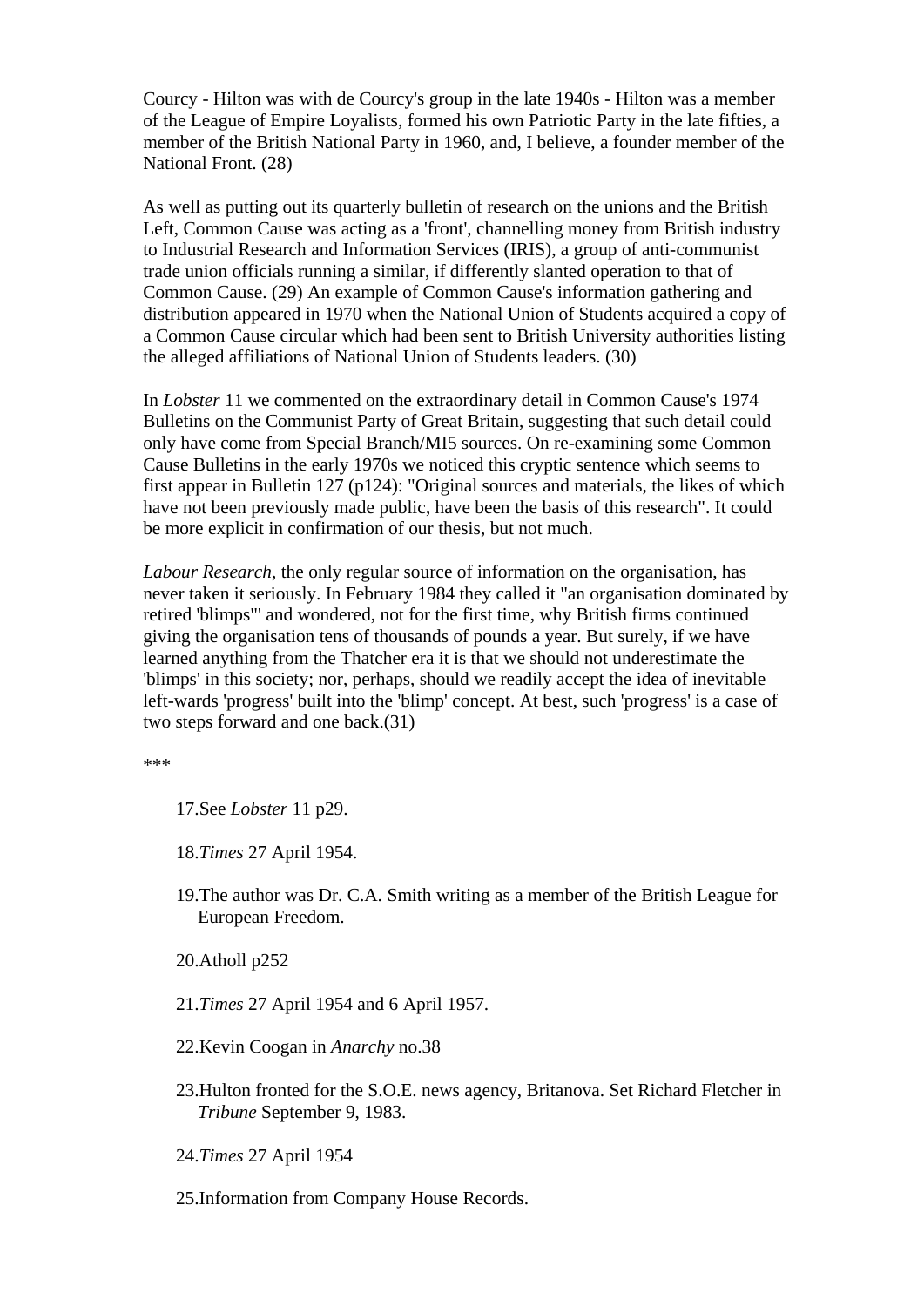Courcy - Hilton was with de Courcy's group in the late 1940s - Hilton was a member of the League of Empire Loyalists, formed his own Patriotic Party in the late fifties, a member of the British National Party in 1960, and, I believe, a founder member of the National Front. (28)

As well as putting out its quarterly bulletin of research on the unions and the British Left, Common Cause was acting as a 'front', channelling money from British industry to Industrial Research and Information Services (IRIS), a group of anti-communist trade union officials running a similar, if differently slanted operation to that of Common Cause. (29) An example of Common Cause's information gathering and distribution appeared in 1970 when the National Union of Students acquired a copy of a Common Cause circular which had been sent to British University authorities listing the alleged affiliations of National Union of Students leaders. (30)

In *Lobster* 11 we commented on the extraordinary detail in Common Cause's 1974 Bulletins on the Communist Party of Great Britain, suggesting that such detail could only have come from Special Branch/MI5 sources. On re-examining some Common Cause Bulletins in the early 1970s we noticed this cryptic sentence which seems to first appear in Bulletin 127 (p124): "Original sources and materials, the likes of which have not been previously made public, have been the basis of this research". It could be more explicit in confirmation of our thesis, but not much.

*Labour Research*, the only regular source of information on the organisation, has never taken it seriously. In February 1984 they called it "an organisation dominated by retired 'blimps'" and wondered, not for the first time, why British firms continued giving the organisation tens of thousands of pounds a year. But surely, if we have learned anything from the Thatcher era it is that we should not underestimate the 'blimps' in this society; nor, perhaps, should we readily accept the idea of inevitable left-wards 'progress' built into the 'blimp' concept. At best, such 'progress' is a case of two steps forward and one back.(31)

***

17. See *Lobster* 11 p29.
18. *Times* 27 April 1954.
19. The author was Dr. C.A. Smith writing as a member of the British League for European Freedom.
20. Atholl p252
21. *Times* 27 April 1954 and 6 April 1957.
22. Kevin Coogan in *Anarchy* no.38
23. Hulton fronted for the S.O.E. news agency, Britanova. Set Richard Fletcher in *Tribune* September 9, 1983.
24. *Times* 27 April 1954
25. Information from Company House Records.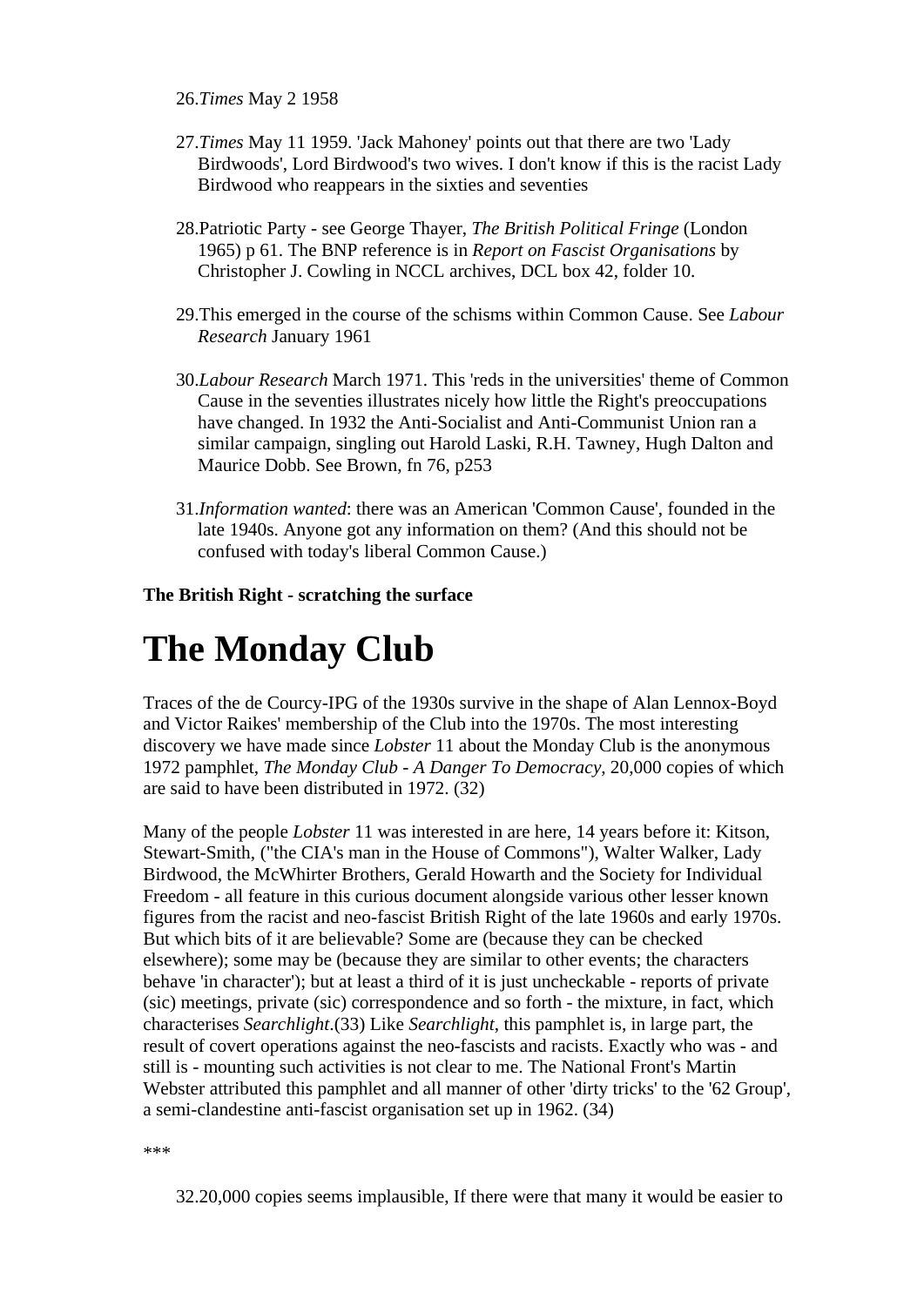26. *Times* May 2 1958

27. *Times* May 11 1959. 'Jack Mahoney' points out that there are two 'Lady Birdwoods', Lord Birdwood's two wives. I don't know if this is the racist Lady Birdwood who reappears in the sixties and seventies

28. Patriotic Party - see George Thayer, *The British Political Fringe* (London 1965) p 61. The BNP reference is in *Report on Fascist Organisations* by Christopher J. Cowling in NCCL archives, DCL box 42, folder 10.

29. This emerged in the course of the schisms within Common Cause. See *Labour Research* January 1961

30. *Labour Research* March 1971. This 'reds in the universities' theme of Common Cause in the seventies illustrates nicely how little the Right's preoccupations have changed. In 1932 the Anti-Socialist and Anti-Communist Union ran a similar campaign, singling out Harold Laski, R.H. Tawney, Hugh Dalton and Maurice Dobb. See Brown, fn 76, p253

31. *Information wanted*: there was an American 'Common Cause', founded in the late 1940s. Anyone got any information on them? (And this should not be confused with today's liberal Common Cause.)

**The British Right - scratching the surface**

# The Monday Club

Traces of the de Courcy-IPG of the 1930s survive in the shape of Alan Lennox-Boyd and Victor Raikes' membership of the Club into the 1970s. The most interesting discovery we have made since *Lobster* 11 about the Monday Club is the anonymous 1972 pamphlet, *The Monday Club - A Danger To Democracy*, 20,000 copies of which are said to have been distributed in 1972. (32)

Many of the people *Lobster* 11 was interested in are here, 14 years before it: Kitson, Stewart-Smith, ("the CIA's man in the House of Commons"), Walter Walker, Lady Birdwood, the McWhirter Brothers, Gerald Howarth and the Society for Individual Freedom - all feature in this curious document alongside various other lesser known figures from the racist and neo-fascist British Right of the late 1960s and early 1970s. But which bits of it are believable? Some are (because they can be checked elsewhere); some may be (because they are similar to other events; the characters behave 'in character'); but at least a third of it is just uncheckable - reports of private (sic) meetings, private (sic) correspondence and so forth - the mixture, in fact, which characterises *Searchlight*.(33) Like *Searchlight*, this pamphlet is, in large part, the result of covert operations against the neo-fascists and racists. Exactly who was - and still is - mounting such activities is not clear to me. The National Front's Martin Webster attributed this pamphlet and all manner of other 'dirty tricks' to the '62 Group', a semi-clandestine anti-fascist organisation set up in 1962. (34)

***

32. 20,000 copies seems implausible, If there were that many it would be easier to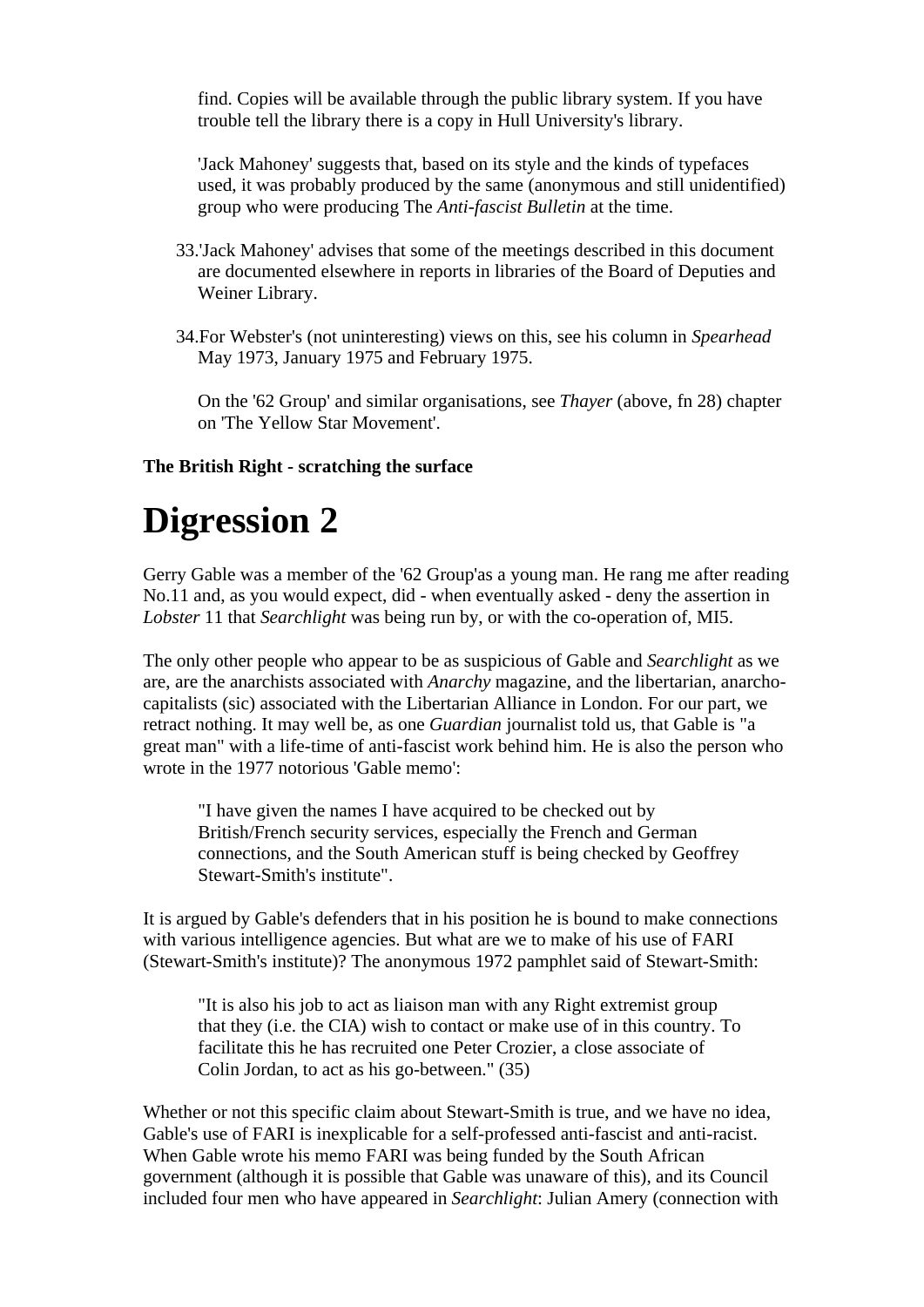find. Copies will be available through the public library system. If you have trouble tell the library there is a copy in Hull University's library.

'Jack Mahoney' suggests that, based on its style and the kinds of typefaces used, it was probably produced by the same (anonymous and still unidentified) group who were producing The *Anti-fascist Bulletin* at the time.

33. 'Jack Mahoney' advises that some of the meetings described in this document are documented elsewhere in reports in libraries of the Board of Deputies and Weiner Library.

34. For Webster's (not uninteresting) views on this, see his column in *Spearhead* May 1973, January 1975 and February 1975.

    On the '62 Group' and similar organisations, see *Thayer* (above, fn 28) chapter on 'The Yellow Star Movement'.

**The British Right - scratching the surface**

# Digression 2

Gerry Gable was a member of the '62 Group'as a young man. He rang me after reading No.11 and, as you would expect, did - when eventually asked - deny the assertion in *Lobster* 11 that *Searchlight* was being run by, or with the co-operation of, MI5.

The only other people who appear to be as suspicious of Gable and *Searchlight* as we are, are the anarchists associated with *Anarchy* magazine, and the libertarian, anarcho-capitalists (sic) associated with the Libertarian Alliance in London. For our part, we retract nothing. It may well be, as one *Guardian* journalist told us, that Gable is "a great man" with a life-time of anti-fascist work behind him. He is also the person who wrote in the 1977 notorious 'Gable memo':

> "I have given the names I have acquired to be checked out by British/French security services, especially the French and German connections, and the South American stuff is being checked by Geoffrey Stewart-Smith's institute".

It is argued by Gable's defenders that in his position he is bound to make connections with various intelligence agencies. But what are we to make of his use of FARI (Stewart-Smith's institute)? The anonymous 1972 pamphlet said of Stewart-Smith:

> "It is also his job to act as liaison man with any Right extremist group that they (i.e. the CIA) wish to contact or make use of in this country. To facilitate this he has recruited one Peter Crozier, a close associate of Colin Jordan, to act as his go-between." (35)

Whether or not this specific claim about Stewart-Smith is true, and we have no idea, Gable's use of FARI is inexplicable for a self-professed anti-fascist and anti-racist. When Gable wrote his memo FARI was being funded by the South African government (although it is possible that Gable was unaware of this), and its Council included four men who have appeared in *Searchlight*: Julian Amery (connection with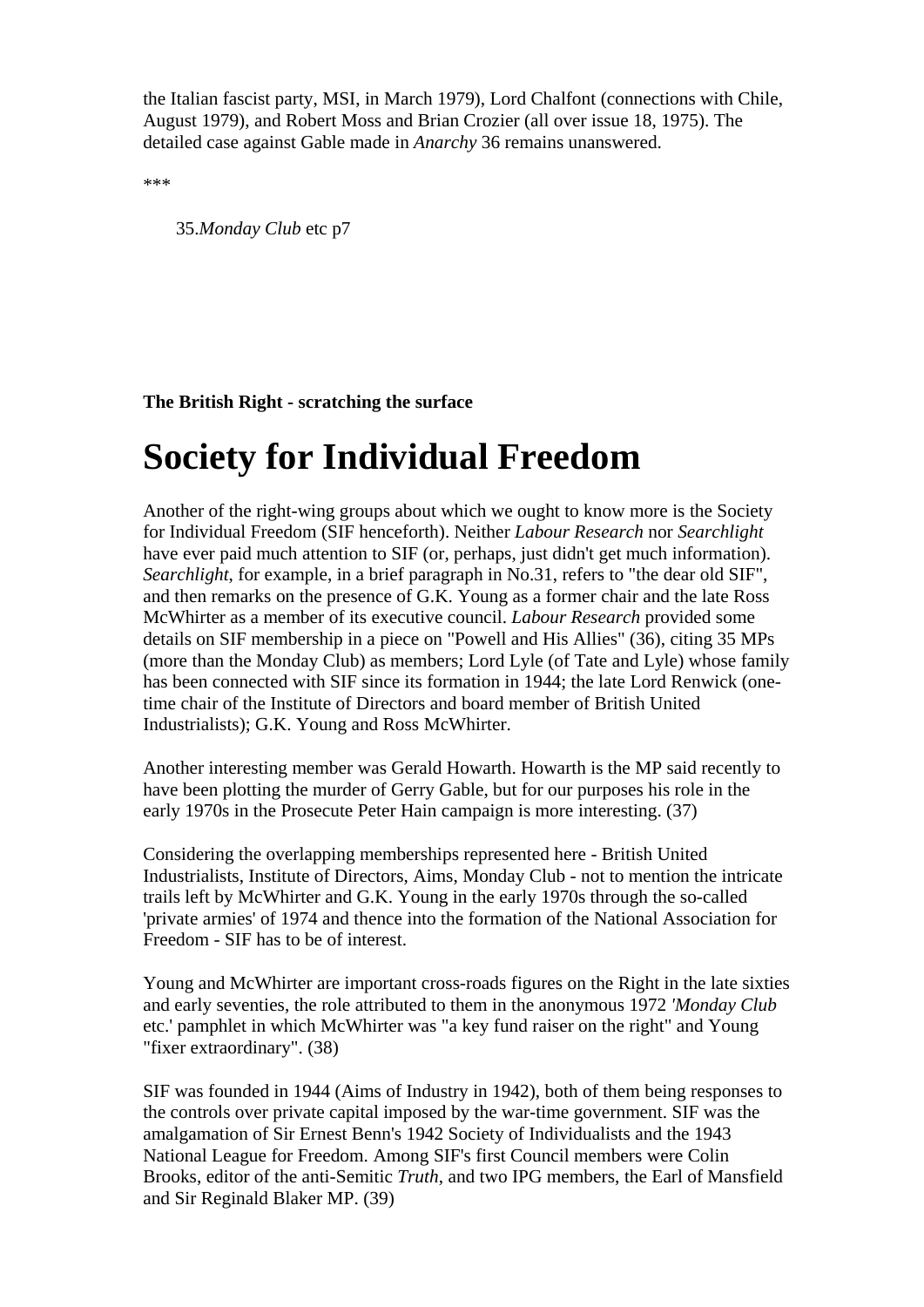the Italian fascist party, MSI, in March 1979), Lord Chalfont (connections with Chile, August 1979), and Robert Moss and Brian Crozier (all over issue 18, 1975). The detailed case against Gable made in *Anarchy* 36 remains unanswered.

***

35.*Monday Club* etc p7

**The British Right - scratching the surface**

# Society for Individual Freedom

Another of the right-wing groups about which we ought to know more is the Society for Individual Freedom (SIF henceforth). Neither *Labour Research* nor *Searchlight* have ever paid much attention to SIF (or, perhaps, just didn't get much information). *Searchlight*, for example, in a brief paragraph in No.31, refers to "the dear old SIF", and then remarks on the presence of G.K. Young as a former chair and the late Ross McWhirter as a member of its executive council. *Labour Research* provided some details on SIF membership in a piece on "Powell and His Allies" (36), citing 35 MPs (more than the Monday Club) as members; Lord Lyle (of Tate and Lyle) whose family has been connected with SIF since its formation in 1944; the late Lord Renwick (one-time chair of the Institute of Directors and board member of British United Industrialists); G.K. Young and Ross McWhirter.

Another interesting member was Gerald Howarth. Howarth is the MP said recently to have been plotting the murder of Gerry Gable, but for our purposes his role in the early 1970s in the Prosecute Peter Hain campaign is more interesting. (37)

Considering the overlapping memberships represented here - British United Industrialists, Institute of Directors, Aims, Monday Club - not to mention the intricate trails left by McWhirter and G.K. Young in the early 1970s through the so-called 'private armies' of 1974 and thence into the formation of the National Association for Freedom - SIF has to be of interest.

Young and McWhirter are important cross-roads figures on the Right in the late sixties and early seventies, the role attributed to them in the anonymous 1972 *'Monday Club* etc.' pamphlet in which McWhirter was "a key fund raiser on the right" and Young "fixer extraordinary". (38)

SIF was founded in 1944 (Aims of Industry in 1942), both of them being responses to the controls over private capital imposed by the war-time government. SIF was the amalgamation of Sir Ernest Benn's 1942 Society of Individualists and the 1943 National League for Freedom. Among SIF's first Council members were Colin Brooks, editor of the anti-Semitic *Truth*, and two IPG members, the Earl of Mansfield and Sir Reginald Blaker MP. (39)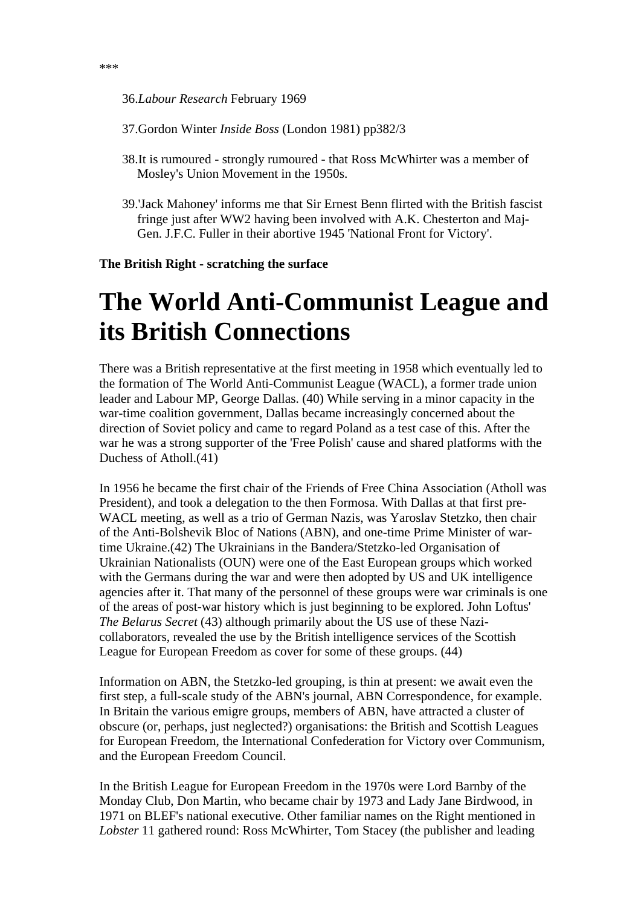***

36. *Labour Research* February 1969

37. Gordon Winter *Inside Boss* (London 1981) pp382/3

38. It is rumoured - strongly rumoured - that Ross McWhirter was a member of Mosley's Union Movement in the 1950s.

39. 'Jack Mahoney' informs me that Sir Ernest Benn flirted with the British fascist fringe just after WW2 having been involved with A.K. Chesterton and Maj-Gen. J.F.C. Fuller in their abortive 1945 'National Front for Victory'.

**The British Right - scratching the surface**

# The World Anti-Communist League and its British Connections

There was a British representative at the first meeting in 1958 which eventually led to the formation of The World Anti-Communist League (WACL), a former trade union leader and Labour MP, George Dallas. (40) While serving in a minor capacity in the war-time coalition government, Dallas became increasingly concerned about the direction of Soviet policy and came to regard Poland as a test case of this. After the war he was a strong supporter of the 'Free Polish' cause and shared platforms with the Duchess of Atholl.(41)

In 1956 he became the first chair of the Friends of Free China Association (Atholl was President), and took a delegation to the then Formosa. With Dallas at that first pre-WACL meeting, as well as a trio of German Nazis, was Yaroslav Stetzko, then chair of the Anti-Bolshevik Bloc of Nations (ABN), and one-time Prime Minister of war-time Ukraine.(42) The Ukrainians in the Bandera/Stetzko-led Organisation of Ukrainian Nationalists (OUN) were one of the East European groups which worked with the Germans during the war and were then adopted by US and UK intelligence agencies after it. That many of the personnel of these groups were war criminals is one of the areas of post-war history which is just beginning to be explored. John Loftus' *The Belarus Secret* (43) although primarily about the US use of these Nazi-collaborators, revealed the use by the British intelligence services of the Scottish League for European Freedom as cover for some of these groups. (44)

Information on ABN, the Stetzko-led grouping, is thin at present: we await even the first step, a full-scale study of the ABN's journal, ABN Correspondence, for example. In Britain the various emigre groups, members of ABN, have attracted a cluster of obscure (or, perhaps, just neglected?) organisations: the British and Scottish Leagues for European Freedom, the International Confederation for Victory over Communism, and the European Freedom Council.

In the British League for European Freedom in the 1970s were Lord Barnby of the Monday Club, Don Martin, who became chair by 1973 and Lady Jane Birdwood, in 1971 on BLEF's national executive. Other familiar names on the Right mentioned in *Lobster* 11 gathered round: Ross McWhirter, Tom Stacey (the publisher and leading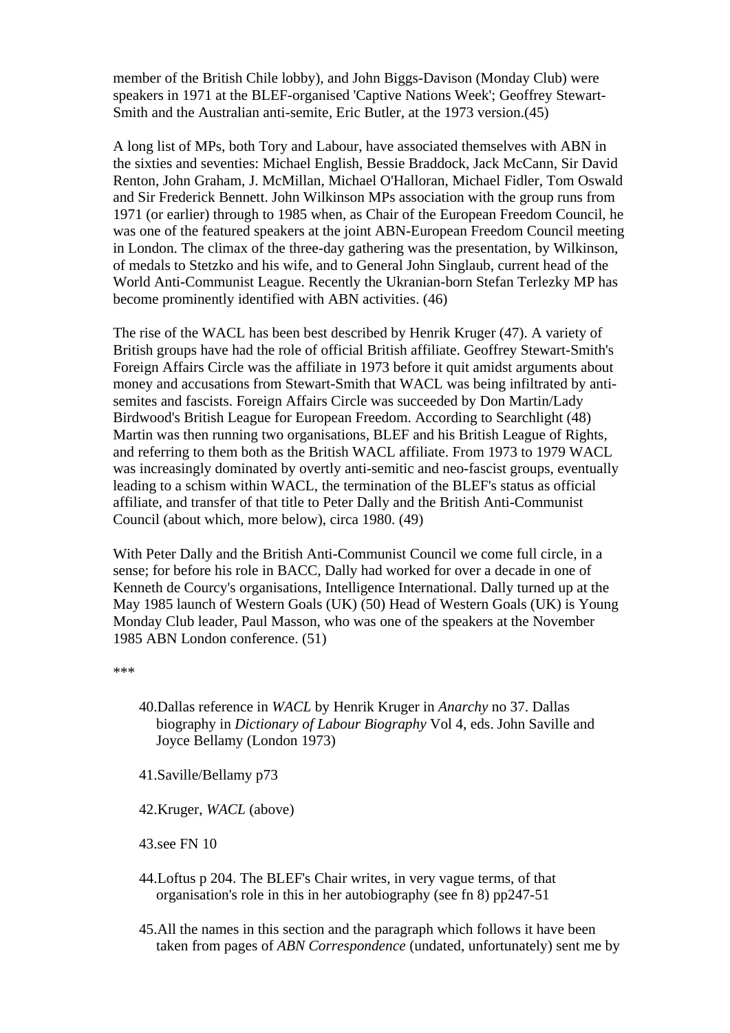member of the British Chile lobby), and John Biggs-Davison (Monday Club) were speakers in 1971 at the BLEF-organised 'Captive Nations Week'; Geoffrey Stewart-Smith and the Australian anti-semite, Eric Butler, at the 1973 version.(45)

A long list of MPs, both Tory and Labour, have associated themselves with ABN in the sixties and seventies: Michael English, Bessie Braddock, Jack McCann, Sir David Renton, John Graham, J. McMillan, Michael O'Halloran, Michael Fidler, Tom Oswald and Sir Frederick Bennett. John Wilkinson MPs association with the group runs from 1971 (or earlier) through to 1985 when, as Chair of the European Freedom Council, he was one of the featured speakers at the joint ABN-European Freedom Council meeting in London. The climax of the three-day gathering was the presentation, by Wilkinson, of medals to Stetzko and his wife, and to General John Singlaub, current head of the World Anti-Communist League. Recently the Ukranian-born Stefan Terlezky MP has become prominently identified with ABN activities. (46)

The rise of the WACL has been best described by Henrik Kruger (47). A variety of British groups have had the role of official British affiliate. Geoffrey Stewart-Smith's Foreign Affairs Circle was the affiliate in 1973 before it quit amidst arguments about money and accusations from Stewart-Smith that WACL was being infiltrated by anti-semites and fascists. Foreign Affairs Circle was succeeded by Don Martin/Lady Birdwood's British League for European Freedom. According to Searchlight (48) Martin was then running two organisations, BLEF and his British League of Rights, and referring to them both as the British WACL affiliate. From 1973 to 1979 WACL was increasingly dominated by overtly anti-semitic and neo-fascist groups, eventually leading to a schism within WACL, the termination of the BLEF's status as official affiliate, and transfer of that title to Peter Dally and the British Anti-Communist Council (about which, more below), circa 1980. (49)

With Peter Dally and the British Anti-Communist Council we come full circle, in a sense; for before his role in BACC, Dally had worked for over a decade in one of Kenneth de Courcy's organisations, Intelligence International. Dally turned up at the May 1985 launch of Western Goals (UK) (50) Head of Western Goals (UK) is Young Monday Club leader, Paul Masson, who was one of the speakers at the November 1985 ABN London conference. (51)

\*\*\*

40. Dallas reference in *WACL* by Henrik Kruger in *Anarchy* no 37. Dallas biography in *Dictionary of Labour Biography* Vol 4, eds. John Saville and Joyce Bellamy (London 1973)

41. Saville/Bellamy p73

42. Kruger, *WACL* (above)

43. see FN 10

44. Loftus p 204. The BLEF's Chair writes, in very vague terms, of that organisation's role in this in her autobiography (see fn 8) pp247-51

45. All the names in this section and the paragraph which follows it have been taken from pages of *ABN Correspondence* (undated, unfortunately) sent me by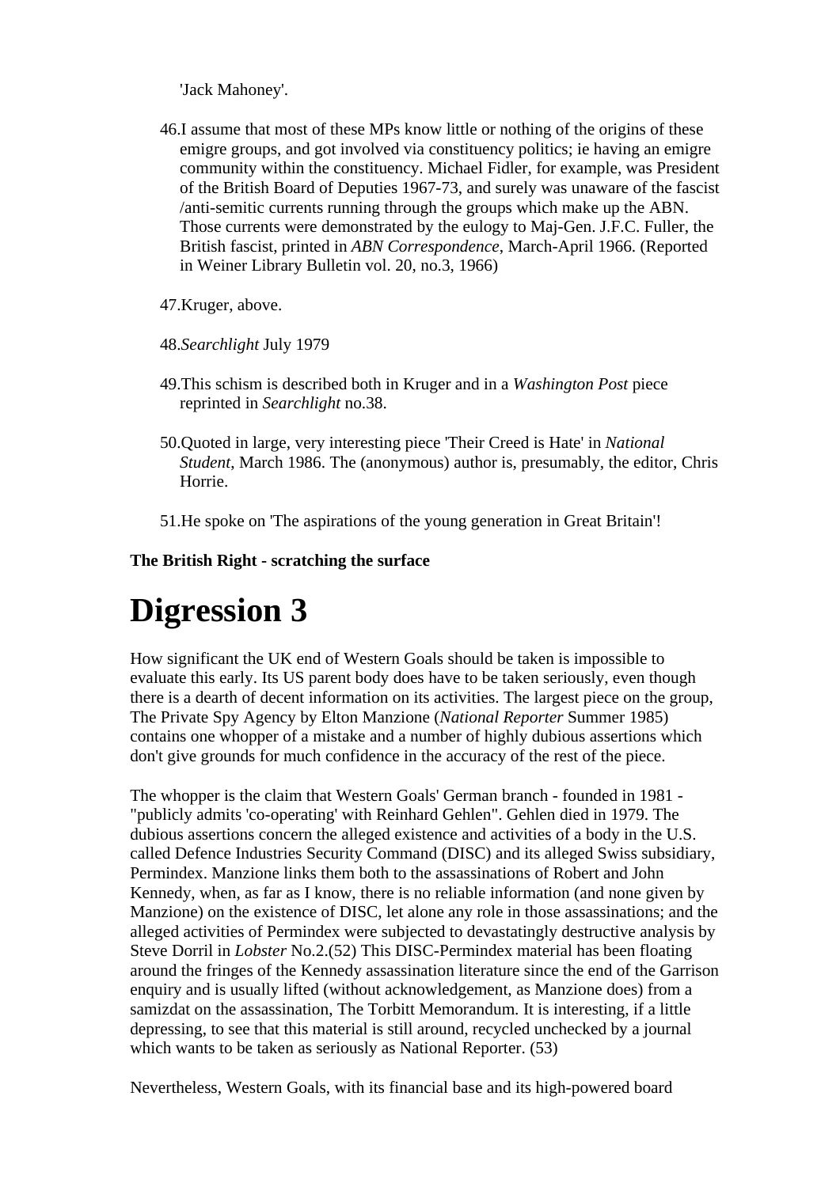'Jack Mahoney'.

46. I assume that most of these MPs know little or nothing of the origins of these emigre groups, and got involved via constituency politics; ie having an emigre community within the constituency. Michael Fidler, for example, was President of the British Board of Deputies 1967-73, and surely was unaware of the fascist /anti-semitic currents running through the groups which make up the ABN. Those currents were demonstrated by the eulogy to Maj-Gen. J.F.C. Fuller, the British fascist, printed in *ABN Correspondence*, March-April 1966. (Reported in Weiner Library Bulletin vol. 20, no.3, 1966)

47. Kruger, above.

48. *Searchlight* July 1979

49. This schism is described both in Kruger and in a *Washington Post* piece reprinted in *Searchlight* no.38.

50. Quoted in large, very interesting piece 'Their Creed is Hate' in *National Student*, March 1986. The (anonymous) author is, presumably, the editor, Chris Horrie.

51. He spoke on 'The aspirations of the young generation in Great Britain'!

**The British Right - scratching the surface**

# Digression 3

How significant the UK end of Western Goals should be taken is impossible to evaluate this early. Its US parent body does have to be taken seriously, even though there is a dearth of decent information on its activities. The largest piece on the group, The Private Spy Agency by Elton Manzione (*National Reporter* Summer 1985) contains one whopper of a mistake and a number of highly dubious assertions which don't give grounds for much confidence in the accuracy of the rest of the piece.

The whopper is the claim that Western Goals' German branch - founded in 1981 - "publicly admits 'co-operating' with Reinhard Gehlen". Gehlen died in 1979. The dubious assertions concern the alleged existence and activities of a body in the U.S. called Defence Industries Security Command (DISC) and its alleged Swiss subsidiary, Permindex. Manzione links them both to the assassinations of Robert and John Kennedy, when, as far as I know, there is no reliable information (and none given by Manzione) on the existence of DISC, let alone any role in those assassinations; and the alleged activities of Permindex were subjected to devastatingly destructive analysis by Steve Dorril in *Lobster* No.2.(52) This DISC-Permindex material has been floating around the fringes of the Kennedy assassination literature since the end of the Garrison enquiry and is usually lifted (without acknowledgement, as Manzione does) from a samizdat on the assassination, The Torbitt Memorandum. It is interesting, if a little depressing, to see that this material is still around, recycled unchecked by a journal which wants to be taken as seriously as National Reporter. (53)

Nevertheless, Western Goals, with its financial base and its high-powered board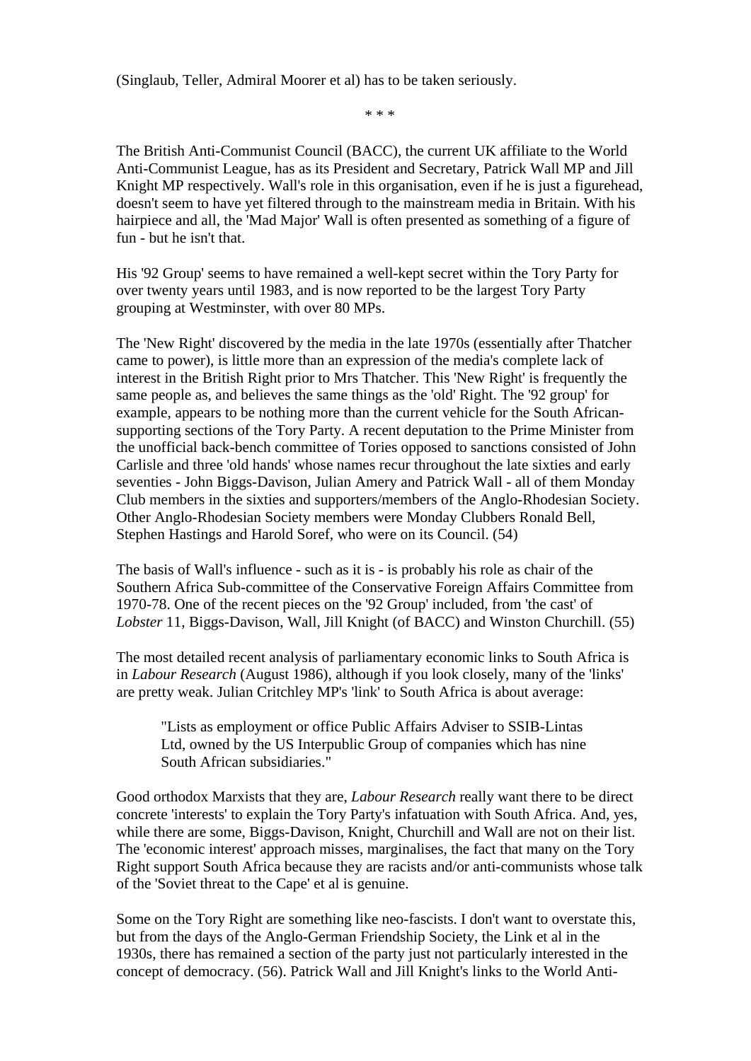(Singlaub, Teller, Admiral Moorer et al) has to be taken seriously.

* * *

The British Anti-Communist Council (BACC), the current UK affiliate to the World Anti-Communist League, has as its President and Secretary, Patrick Wall MP and Jill Knight MP respectively. Wall's role in this organisation, even if he is just a figurehead, doesn't seem to have yet filtered through to the mainstream media in Britain. With his hairpiece and all, the 'Mad Major' Wall is often presented as something of a figure of fun - but he isn't that.

His '92 Group' seems to have remained a well-kept secret within the Tory Party for over twenty years until 1983, and is now reported to be the largest Tory Party grouping at Westminster, with over 80 MPs.

The 'New Right' discovered by the media in the late 1970s (essentially after Thatcher came to power), is little more than an expression of the media's complete lack of interest in the British Right prior to Mrs Thatcher. This 'New Right' is frequently the same people as, and believes the same things as the 'old' Right. The '92 group' for example, appears to be nothing more than the current vehicle for the South African-supporting sections of the Tory Party. A recent deputation to the Prime Minister from the unofficial back-bench committee of Tories opposed to sanctions consisted of John Carlisle and three 'old hands' whose names recur throughout the late sixties and early seventies - John Biggs-Davison, Julian Amery and Patrick Wall - all of them Monday Club members in the sixties and supporters/members of the Anglo-Rhodesian Society. Other Anglo-Rhodesian Society members were Monday Clubbers Ronald Bell, Stephen Hastings and Harold Soref, who were on its Council. (54)

The basis of Wall's influence - such as it is - is probably his role as chair of the Southern Africa Sub-committee of the Conservative Foreign Affairs Committee from 1970-78. One of the recent pieces on the '92 Group' included, from 'the cast' of *Lobster* 11, Biggs-Davison, Wall, Jill Knight (of BACC) and Winston Churchill. (55)

The most detailed recent analysis of parliamentary economic links to South Africa is in *Labour Research* (August 1986), although if you look closely, many of the 'links' are pretty weak. Julian Critchley MP's 'link' to South Africa is about average:

> "Lists as employment or office Public Affairs Adviser to SSIB-Lintas Ltd, owned by the US Interpublic Group of companies which has nine South African subsidiaries."

Good orthodox Marxists that they are, *Labour Research* really want there to be direct concrete 'interests' to explain the Tory Party's infatuation with South Africa. And, yes, while there are some, Biggs-Davison, Knight, Churchill and Wall are not on their list. The 'economic interest' approach misses, marginalises, the fact that many on the Tory Right support South Africa because they are racists and/or anti-communists whose talk of the 'Soviet threat to the Cape' et al is genuine.

Some on the Tory Right are something like neo-fascists. I don't want to overstate this, but from the days of the Anglo-German Friendship Society, the Link et al in the 1930s, there has remained a section of the party just not particularly interested in the concept of democracy. (56). Patrick Wall and Jill Knight's links to the World Anti-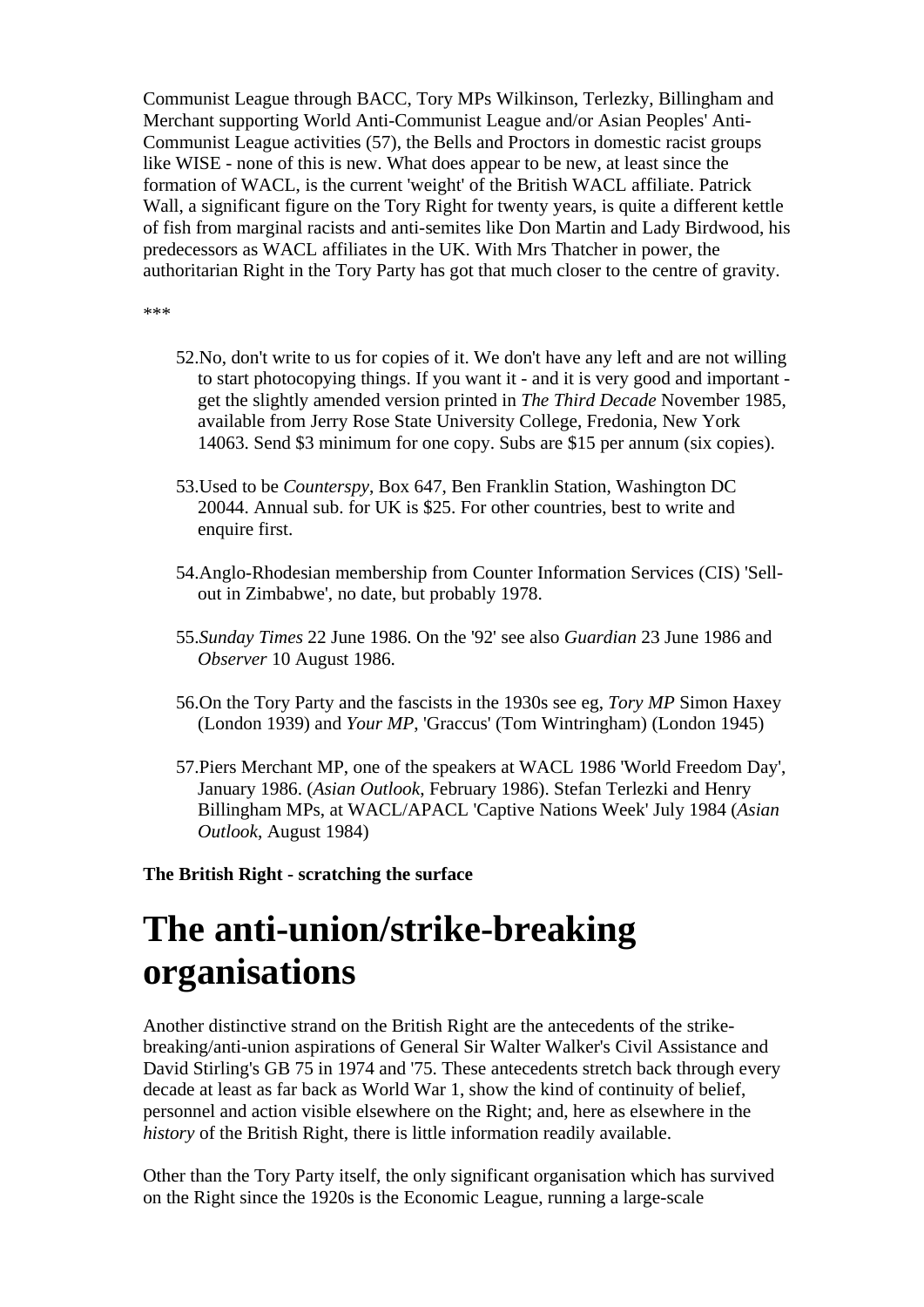Communist League through BACC, Tory MPs Wilkinson, Terlezky, Billingham and Merchant supporting World Anti-Communist League and/or Asian Peoples' Anti-Communist League activities (57), the Bells and Proctors in domestic racist groups like WISE - none of this is new. What does appear to be new, at least since the formation of WACL, is the current 'weight' of the British WACL affiliate. Patrick Wall, a significant figure on the Tory Right for twenty years, is quite a different kettle of fish from marginal racists and anti-semites like Don Martin and Lady Birdwood, his predecessors as WACL affiliates in the UK. With Mrs Thatcher in power, the authoritarian Right in the Tory Party has got that much closer to the centre of gravity.

***

52. No, don't write to us for copies of it. We don't have any left and are not willing to start photocopying things. If you want it - and it is very good and important - get the slightly amended version printed in *The Third Decade* November 1985, available from Jerry Rose State University College, Fredonia, New York 14063. Send $3 minimum for one copy. Subs are $15 per annum (six copies).

53. Used to be *Counterspy*, Box 647, Ben Franklin Station, Washington DC 20044. Annual sub. for UK is $25. For other countries, best to write and enquire first.

54. Anglo-Rhodesian membership from Counter Information Services (CIS) 'Sell-out in Zimbabwe', no date, but probably 1978.

55. *Sunday Times* 22 June 1986. On the '92' see also *Guardian* 23 June 1986 and *Observer* 10 August 1986.

56. On the Tory Party and the fascists in the 1930s see eg, *Tory MP* Simon Haxey (London 1939) and *Your MP*, 'Graccus' (Tom Wintringham) (London 1945)

57. Piers Merchant MP, one of the speakers at WACL 1986 'World Freedom Day', January 1986. (*Asian Outlook*, February 1986). Stefan Terlezki and Henry Billingham MPs, at WACL/APACL 'Captive Nations Week' July 1984 (*Asian Outlook*, August 1984)

**The British Right - scratching the surface**

# The anti-union/strike-breaking organisations

Another distinctive strand on the British Right are the antecedents of the strike-breaking/anti-union aspirations of General Sir Walter Walker's Civil Assistance and David Stirling's GB 75 in 1974 and '75. These antecedents stretch back through every decade at least as far back as World War 1, show the kind of continuity of belief, personnel and action visible elsewhere on the Right; and, here as elsewhere in the *history* of the British Right, there is little information readily available.

Other than the Tory Party itself, the only significant organisation which has survived on the Right since the 1920s is the Economic League, running a large-scale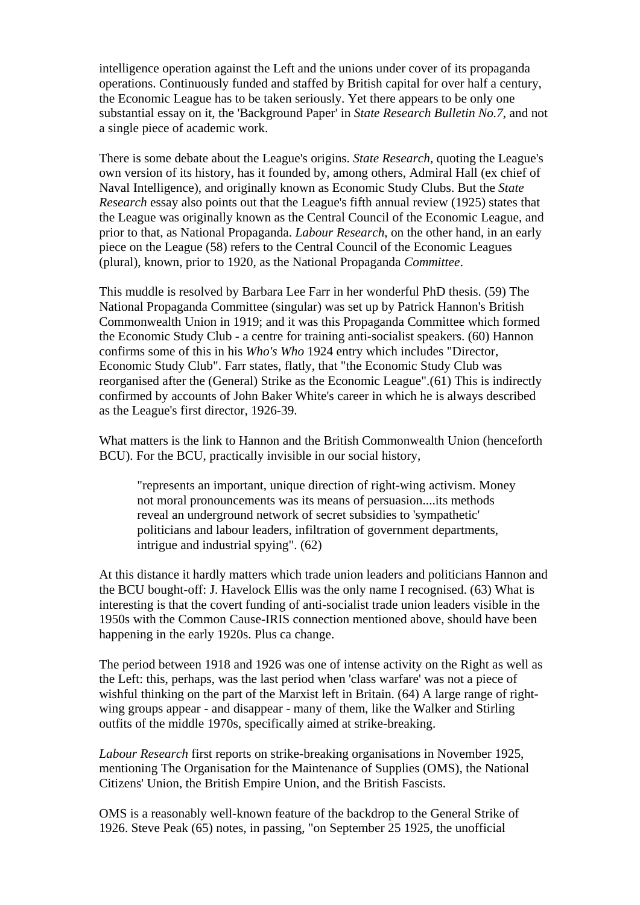intelligence operation against the Left and the unions under cover of its propaganda operations. Continuously funded and staffed by British capital for over half a century, the Economic League has to be taken seriously. Yet there appears to be only one substantial essay on it, the 'Background Paper' in *State Research Bulletin No.7*, and not a single piece of academic work.

There is some debate about the League's origins. *State Research*, quoting the League's own version of its history, has it founded by, among others, Admiral Hall (ex chief of Naval Intelligence), and originally known as Economic Study Clubs. But the *State Research* essay also points out that the League's fifth annual review (1925) states that the League was originally known as the Central Council of the Economic League, and prior to that, as National Propaganda. *Labour Research*, on the other hand, in an early piece on the League (58) refers to the Central Council of the Economic Leagues (plural), known, prior to 1920, as the National Propaganda *Committee*.

This muddle is resolved by Barbara Lee Farr in her wonderful PhD thesis. (59) The National Propaganda Committee (singular) was set up by Patrick Hannon's British Commonwealth Union in 1919; and it was this Propaganda Committee which formed the Economic Study Club - a centre for training anti-socialist speakers. (60) Hannon confirms some of this in his *Who's Who* 1924 entry which includes "Director, Economic Study Club". Farr states, flatly, that "the Economic Study Club was reorganised after the (General) Strike as the Economic League".(61) This is indirectly confirmed by accounts of John Baker White's career in which he is always described as the League's first director, 1926-39.

What matters is the link to Hannon and the British Commonwealth Union (henceforth BCU). For the BCU, practically invisible in our social history,

> "represents an important, unique direction of right-wing activism. Money not moral pronouncements was its means of persuasion....its methods reveal an underground network of secret subsidies to 'sympathetic' politicians and labour leaders, infiltration of government departments, intrigue and industrial spying". (62)

At this distance it hardly matters which trade union leaders and politicians Hannon and the BCU bought-off: J. Havelock Ellis was the only name I recognised. (63) What is interesting is that the covert funding of anti-socialist trade union leaders visible in the 1950s with the Common Cause-IRIS connection mentioned above, should have been happening in the early 1920s. Plus ca change.

The period between 1918 and 1926 was one of intense activity on the Right as well as the Left: this, perhaps, was the last period when 'class warfare' was not a piece of wishful thinking on the part of the Marxist left in Britain. (64) A large range of right-wing groups appear - and disappear - many of them, like the Walker and Stirling outfits of the middle 1970s, specifically aimed at strike-breaking.

*Labour Research* first reports on strike-breaking organisations in November 1925, mentioning The Organisation for the Maintenance of Supplies (OMS), the National Citizens' Union, the British Empire Union, and the British Fascists.

OMS is a reasonably well-known feature of the backdrop to the General Strike of 1926. Steve Peak (65) notes, in passing, "on September 25 1925, the unofficial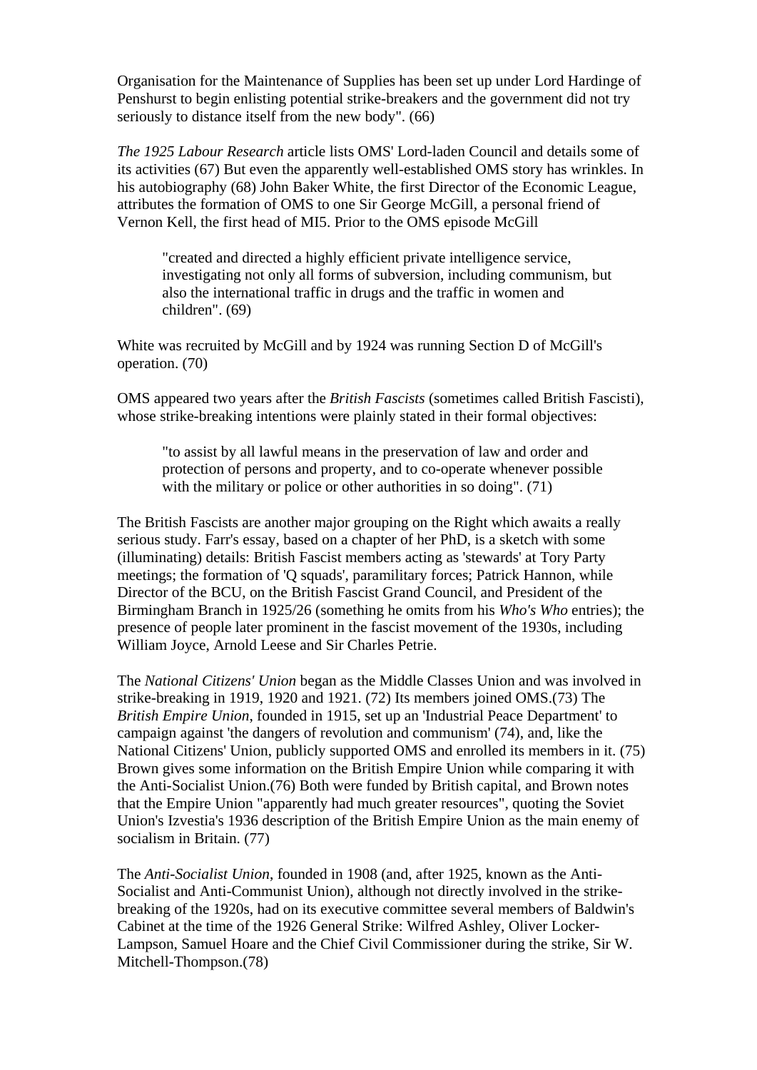Organisation for the Maintenance of Supplies has been set up under Lord Hardinge of Penshurst to begin enlisting potential strike-breakers and the government did not try seriously to distance itself from the new body". (66)

*The 1925 Labour Research* article lists OMS' Lord-laden Council and details some of its activities (67) But even the apparently well-established OMS story has wrinkles. In his autobiography (68) John Baker White, the first Director of the Economic League, attributes the formation of OMS to one Sir George McGill, a personal friend of Vernon Kell, the first head of MI5. Prior to the OMS episode McGill

> "created and directed a highly efficient private intelligence service, investigating not only all forms of subversion, including communism, but also the international traffic in drugs and the traffic in women and children". (69)

White was recruited by McGill and by 1924 was running Section D of McGill's operation. (70)

OMS appeared two years after the *British Fascists* (sometimes called British Fascisti), whose strike-breaking intentions were plainly stated in their formal objectives:

> "to assist by all lawful means in the preservation of law and order and protection of persons and property, and to co-operate whenever possible with the military or police or other authorities in so doing". (71)

The British Fascists are another major grouping on the Right which awaits a really serious study. Farr's essay, based on a chapter of her PhD, is a sketch with some (illuminating) details: British Fascist members acting as 'stewards' at Tory Party meetings; the formation of 'Q squads', paramilitary forces; Patrick Hannon, while Director of the BCU, on the British Fascist Grand Council, and President of the Birmingham Branch in 1925/26 (something he omits from his *Who's Who* entries); the presence of people later prominent in the fascist movement of the 1930s, including William Joyce, Arnold Leese and Sir Charles Petrie.

The *National Citizens' Union* began as the Middle Classes Union and was involved in strike-breaking in 1919, 1920 and 1921. (72) Its members joined OMS.(73) The *British Empire Union*, founded in 1915, set up an 'Industrial Peace Department' to campaign against 'the dangers of revolution and communism' (74), and, like the National Citizens' Union, publicly supported OMS and enrolled its members in it. (75) Brown gives some information on the British Empire Union while comparing it with the Anti-Socialist Union.(76) Both were funded by British capital, and Brown notes that the Empire Union "apparently had much greater resources", quoting the Soviet Union's Izvestia's 1936 description of the British Empire Union as the main enemy of socialism in Britain. (77)

The *Anti-Socialist Union*, founded in 1908 (and, after 1925, known as the Anti-Socialist and Anti-Communist Union), although not directly involved in the strike-breaking of the 1920s, had on its executive committee several members of Baldwin's Cabinet at the time of the 1926 General Strike: Wilfred Ashley, Oliver Locker-Lampson, Samuel Hoare and the Chief Civil Commissioner during the strike, Sir W. Mitchell-Thompson.(78)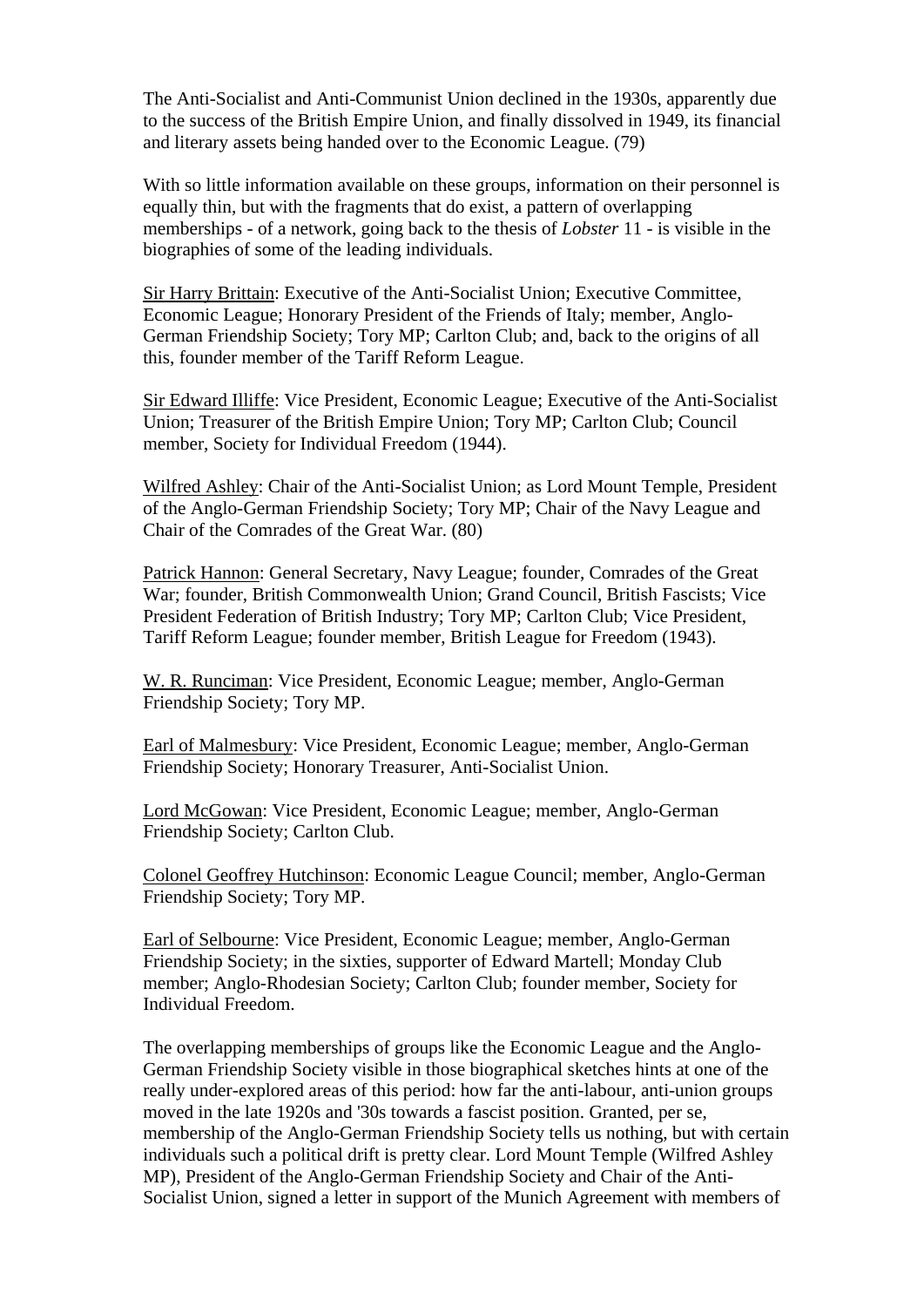The Anti-Socialist and Anti-Communist Union declined in the 1930s, apparently due to the success of the British Empire Union, and finally dissolved in 1949, its financial and literary assets being handed over to the Economic League. (79)

With so little information available on these groups, information on their personnel is equally thin, but with the fragments that do exist, a pattern of overlapping memberships - of a network, going back to the thesis of *Lobster* 11 - is visible in the biographies of some of the leading individuals.

<u>Sir Harry Brittain</u>: Executive of the Anti-Socialist Union; Executive Committee, Economic League; Honorary President of the Friends of Italy; member, Anglo-German Friendship Society; Tory MP; Carlton Club; and, back to the origins of all this, founder member of the Tariff Reform League.

<u>Sir Edward Illiffe</u>: Vice President, Economic League; Executive of the Anti-Socialist Union; Treasurer of the British Empire Union; Tory MP; Carlton Club; Council member, Society for Individual Freedom (1944).

<u>Wilfred Ashley</u>: Chair of the Anti-Socialist Union; as Lord Mount Temple, President of the Anglo-German Friendship Society; Tory MP; Chair of the Navy League and Chair of the Comrades of the Great War. (80)

<u>Patrick Hannon</u>: General Secretary, Navy League; founder, Comrades of the Great War; founder, British Commonwealth Union; Grand Council, British Fascists; Vice President Federation of British Industry; Tory MP; Carlton Club; Vice President, Tariff Reform League; founder member, British League for Freedom (1943).

<u>W. R. Runciman</u>: Vice President, Economic League; member, Anglo-German Friendship Society; Tory MP.

<u>Earl of Malmesbury</u>: Vice President, Economic League; member, Anglo-German Friendship Society; Honorary Treasurer, Anti-Socialist Union.

<u>Lord McGowan</u>: Vice President, Economic League; member, Anglo-German Friendship Society; Carlton Club.

<u>Colonel Geoffrey Hutchinson</u>: Economic League Council; member, Anglo-German Friendship Society; Tory MP.

<u>Earl of Selbourne</u>: Vice President, Economic League; member, Anglo-German Friendship Society; in the sixties, supporter of Edward Martell; Monday Club member; Anglo-Rhodesian Society; Carlton Club; founder member, Society for Individual Freedom.

The overlapping memberships of groups like the Economic League and the Anglo-German Friendship Society visible in those biographical sketches hints at one of the really under-explored areas of this period: how far the anti-labour, anti-union groups moved in the late 1920s and '30s towards a fascist position. Granted, per se, membership of the Anglo-German Friendship Society tells us nothing, but with certain individuals such a political drift is pretty clear. Lord Mount Temple (Wilfred Ashley MP), President of the Anglo-German Friendship Society and Chair of the Anti-Socialist Union, signed a letter in support of the Munich Agreement with members of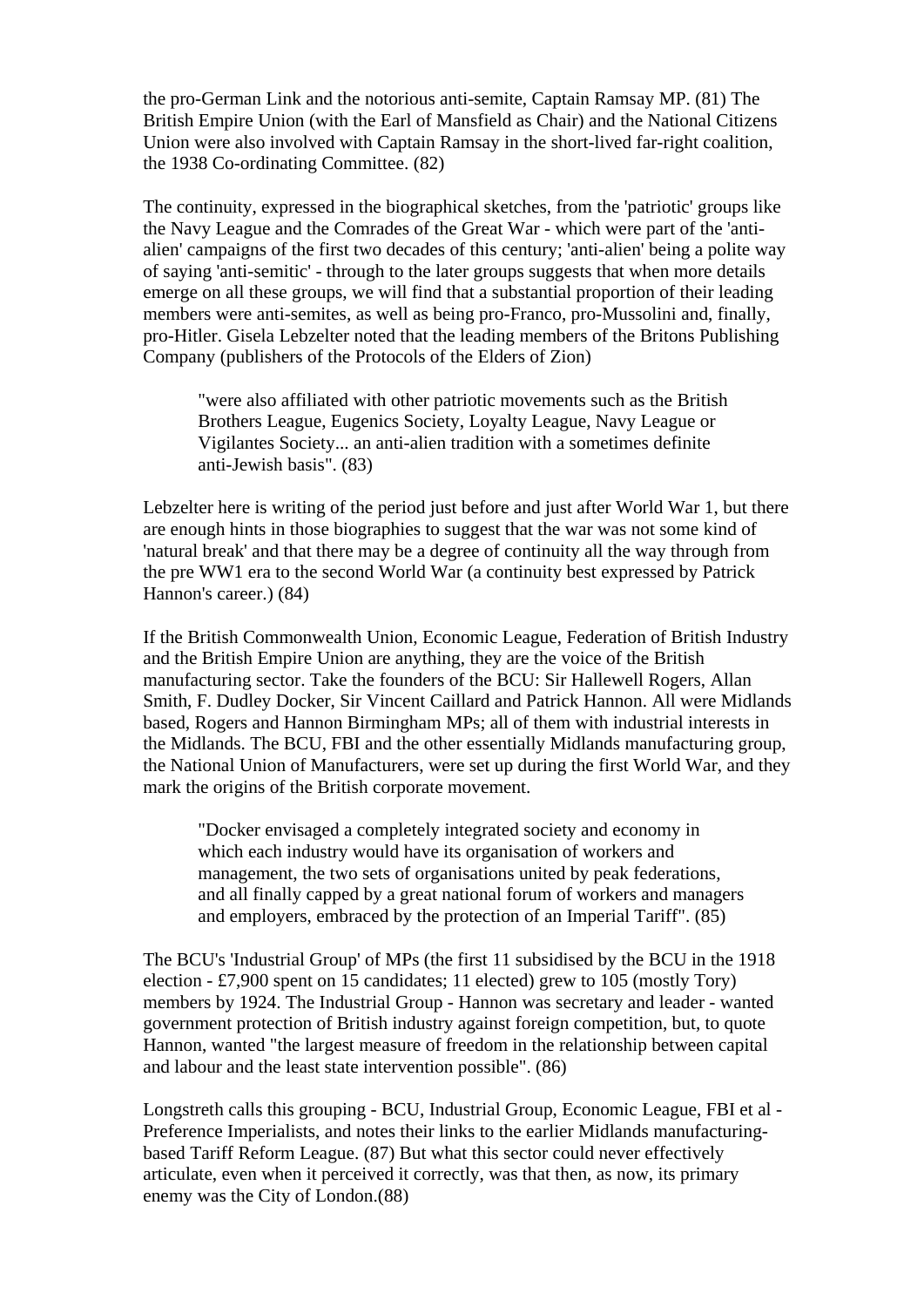the pro-German Link and the notorious anti-semite, Captain Ramsay MP. (81) The British Empire Union (with the Earl of Mansfield as Chair) and the National Citizens Union were also involved with Captain Ramsay in the short-lived far-right coalition, the 1938 Co-ordinating Committee. (82)

The continuity, expressed in the biographical sketches, from the 'patriotic' groups like the Navy League and the Comrades of the Great War - which were part of the 'anti-alien' campaigns of the first two decades of this century; 'anti-alien' being a polite way of saying 'anti-semitic' - through to the later groups suggests that when more details emerge on all these groups, we will find that a substantial proportion of their leading members were anti-semites, as well as being pro-Franco, pro-Mussolini and, finally, pro-Hitler. Gisela Lebzelter noted that the leading members of the Britons Publishing Company (publishers of the Protocols of the Elders of Zion)

> "were also affiliated with other patriotic movements such as the British Brothers League, Eugenics Society, Loyalty League, Navy League or Vigilantes Society... an anti-alien tradition with a sometimes definite anti-Jewish basis". (83)

Lebzelter here is writing of the period just before and just after World War 1, but there are enough hints in those biographies to suggest that the war was not some kind of 'natural break' and that there may be a degree of continuity all the way through from the pre WW1 era to the second World War (a continuity best expressed by Patrick Hannon's career.) (84)

If the British Commonwealth Union, Economic League, Federation of British Industry and the British Empire Union are anything, they are the voice of the British manufacturing sector. Take the founders of the BCU: Sir Hallewell Rogers, Allan Smith, F. Dudley Docker, Sir Vincent Caillard and Patrick Hannon. All were Midlands based, Rogers and Hannon Birmingham MPs; all of them with industrial interests in the Midlands. The BCU, FBI and the other essentially Midlands manufacturing group, the National Union of Manufacturers, were set up during the first World War, and they mark the origins of the British corporate movement.

> "Docker envisaged a completely integrated society and economy in which each industry would have its organisation of workers and management, the two sets of organisations united by peak federations, and all finally capped by a great national forum of workers and managers and employers, embraced by the protection of an Imperial Tariff". (85)

The BCU's 'Industrial Group' of MPs (the first 11 subsidised by the BCU in the 1918 election - £7,900 spent on 15 candidates; 11 elected) grew to 105 (mostly Tory) members by 1924. The Industrial Group - Hannon was secretary and leader - wanted government protection of British industry against foreign competition, but, to quote Hannon, wanted "the largest measure of freedom in the relationship between capital and labour and the least state intervention possible". (86)

Longstreth calls this grouping - BCU, Industrial Group, Economic League, FBI et al - Preference Imperialists, and notes their links to the earlier Midlands manufacturing-based Tariff Reform League. (87) But what this sector could never effectively articulate, even when it perceived it correctly, was that then, as now, its primary enemy was the City of London.(88)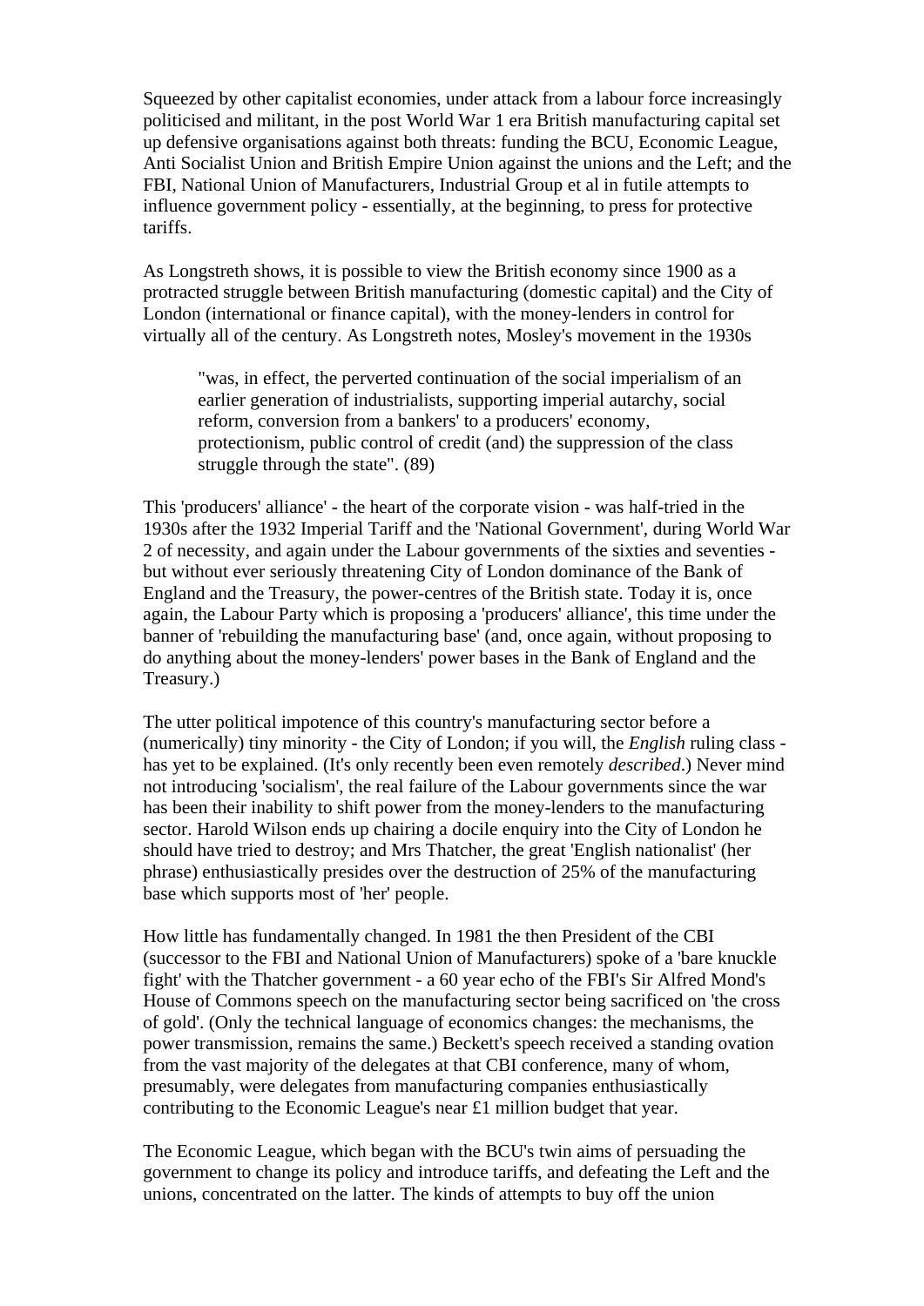Squeezed by other capitalist economies, under attack from a labour force increasingly politicised and militant, in the post World War 1 era British manufacturing capital set up defensive organisations against both threats: funding the BCU, Economic League, Anti Socialist Union and British Empire Union against the unions and the Left; and the FBI, National Union of Manufacturers, Industrial Group et al in futile attempts to influence government policy - essentially, at the beginning, to press for protective tariffs.

As Longstreth shows, it is possible to view the British economy since 1900 as a protracted struggle between British manufacturing (domestic capital) and the City of London (international or finance capital), with the money-lenders in control for virtually all of the century. As Longstreth notes, Mosley's movement in the 1930s

> "was, in effect, the perverted continuation of the social imperialism of an earlier generation of industrialists, supporting imperial autarchy, social reform, conversion from a bankers' to a producers' economy, protectionism, public control of credit (and) the suppression of the class struggle through the state". (89)

This 'producers' alliance' - the heart of the corporate vision - was half-tried in the 1930s after the 1932 Imperial Tariff and the 'National Government', during World War 2 of necessity, and again under the Labour governments of the sixties and seventies - but without ever seriously threatening City of London dominance of the Bank of England and the Treasury, the power-centres of the British state. Today it is, once again, the Labour Party which is proposing a 'producers' alliance', this time under the banner of 'rebuilding the manufacturing base' (and, once again, without proposing to do anything about the money-lenders' power bases in the Bank of England and the Treasury.)

The utter political impotence of this country's manufacturing sector before a (numerically) tiny minority - the City of London; if you will, the *English* ruling class - has yet to be explained. (It's only recently been even remotely *described*.) Never mind not introducing 'socialism', the real failure of the Labour governments since the war has been their inability to shift power from the money-lenders to the manufacturing sector. Harold Wilson ends up chairing a docile enquiry into the City of London he should have tried to destroy; and Mrs Thatcher, the great 'English nationalist' (her phrase) enthusiastically presides over the destruction of 25% of the manufacturing base which supports most of 'her' people.

How little has fundamentally changed. In 1981 the then President of the CBI (successor to the FBI and National Union of Manufacturers) spoke of a 'bare knuckle fight' with the Thatcher government - a 60 year echo of the FBI's Sir Alfred Mond's House of Commons speech on the manufacturing sector being sacrificed on 'the cross of gold'. (Only the technical language of economics changes: the mechanisms, the power transmission, remains the same.) Beckett's speech received a standing ovation from the vast majority of the delegates at that CBI conference, many of whom, presumably, were delegates from manufacturing companies enthusiastically contributing to the Economic League's near £1 million budget that year.

The Economic League, which began with the BCU's twin aims of persuading the government to change its policy and introduce tariffs, and defeating the Left and the unions, concentrated on the latter. The kinds of attempts to buy off the union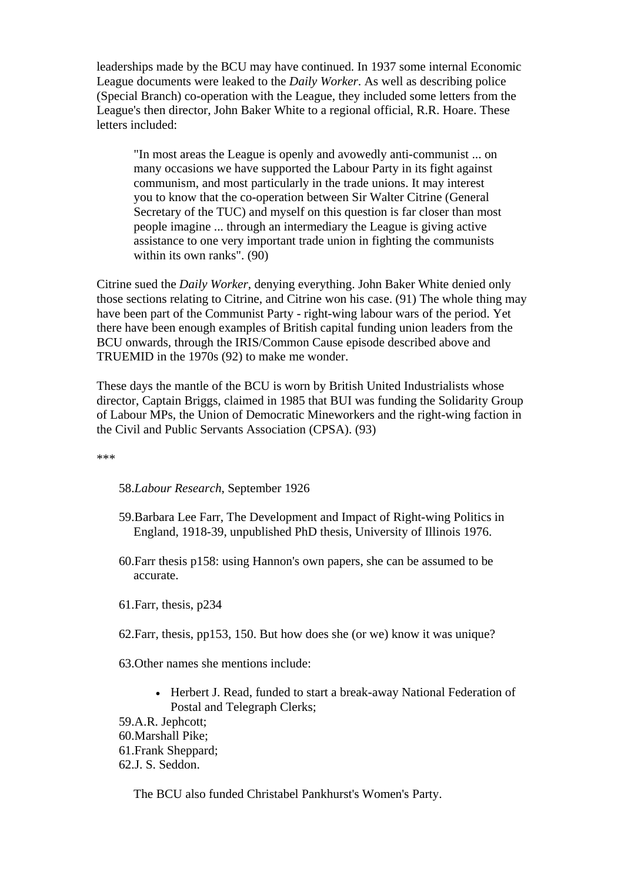leaderships made by the BCU may have continued. In 1937 some internal Economic League documents were leaked to the *Daily Worker*. As well as describing police (Special Branch) co-operation with the League, they included some letters from the League's then director, John Baker White to a regional official, R.R. Hoare. These letters included:

> "In most areas the League is openly and avowedly anti-communist ... on many occasions we have supported the Labour Party in its fight against communism, and most particularly in the trade unions. It may interest you to know that the co-operation between Sir Walter Citrine (General Secretary of the TUC) and myself on this question is far closer than most people imagine ... through an intermediary the League is giving active assistance to one very important trade union in fighting the communists within its own ranks". (90)

Citrine sued the *Daily Worker*, denying everything. John Baker White denied only those sections relating to Citrine, and Citrine won his case. (91) The whole thing may have been part of the Communist Party - right-wing labour wars of the period. Yet there have been enough examples of British capital funding union leaders from the BCU onwards, through the IRIS/Common Cause episode described above and TRUEMID in the 1970s (92) to make me wonder.

These days the mantle of the BCU is worn by British United Industrialists whose director, Captain Briggs, claimed in 1985 that BUI was funding the Solidarity Group of Labour MPs, the Union of Democratic Mineworkers and the right-wing faction in the Civil and Public Servants Association (CPSA). (93)

***

58. *Labour Research*, September 1926

59. Barbara Lee Farr, The Development and Impact of Right-wing Politics in England, 1918-39, unpublished PhD thesis, University of Illinois 1976.

60. Farr thesis p158: using Hannon's own papers, she can be assumed to be accurate.

61. Farr, thesis, p234

62. Farr, thesis, pp153, 150. But how does she (or we) know it was unique?

63. Other names she mentions include:

    - Herbert J. Read, funded to start a break-away National Federation of Postal and Telegraph Clerks;

59. A.R. Jephcott;
60. Marshall Pike;
61. Frank Sheppard;
62. J. S. Seddon.

The BCU also funded Christabel Pankhurst's Women's Party.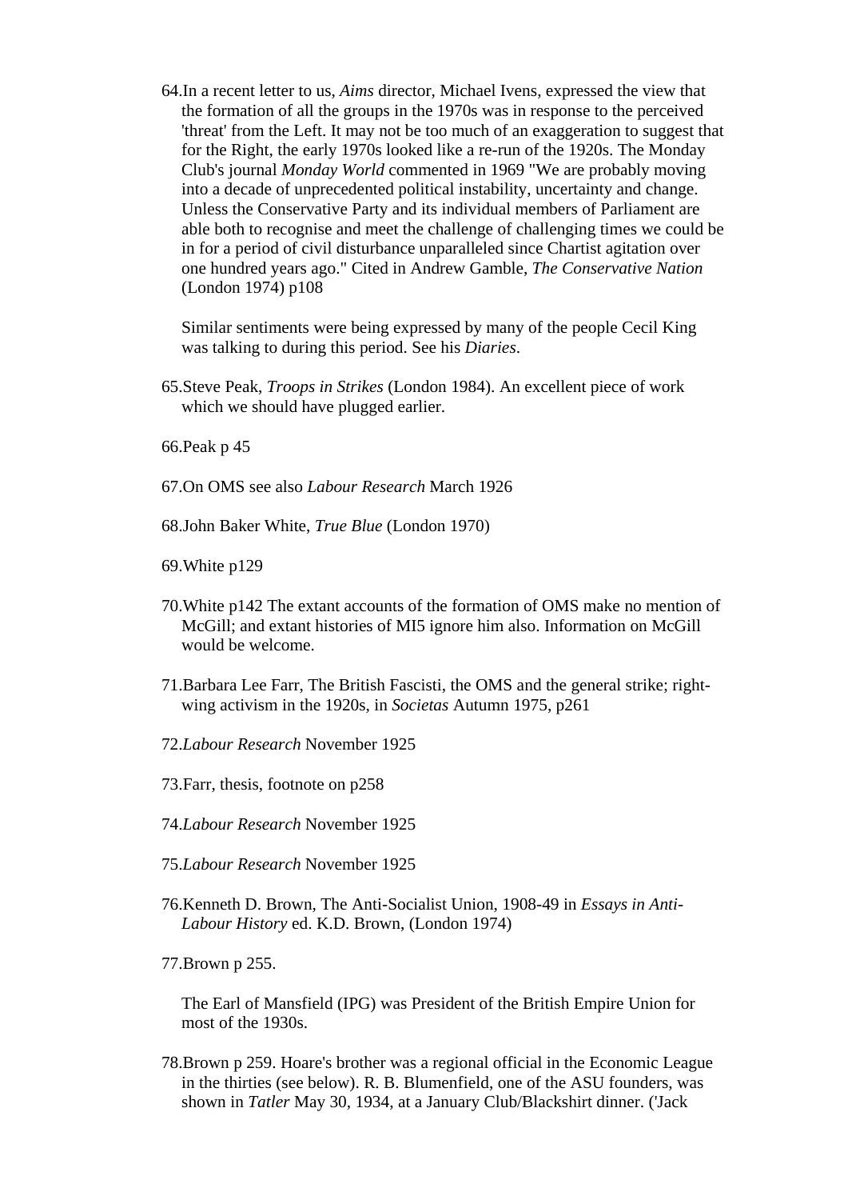64. In a recent letter to us, *Aims* director, Michael Ivens, expressed the view that the formation of all the groups in the 1970s was in response to the perceived 'threat' from the Left. It may not be too much of an exaggeration to suggest that for the Right, the early 1970s looked like a re-run of the 1920s. The Monday Club's journal *Monday World* commented in 1969 "We are probably moving into a decade of unprecedented political instability, uncertainty and change. Unless the Conservative Party and its individual members of Parliament are able both to recognise and meet the challenge of challenging times we could be in for a period of civil disturbance unparalleled since Chartist agitation over one hundred years ago." Cited in Andrew Gamble, *The Conservative Nation* (London 1974) p108

    Similar sentiments were being expressed by many of the people Cecil King was talking to during this period. See his *Diaries*.

65. Steve Peak, *Troops in Strikes* (London 1984). An excellent piece of work which we should have plugged earlier.

66. Peak p 45

67. On OMS see also *Labour Research* March 1926

68. John Baker White, *True Blue* (London 1970)

69. White p129

70. White p142 The extant accounts of the formation of OMS make no mention of McGill; and extant histories of MI5 ignore him also. Information on McGill would be welcome.

71. Barbara Lee Farr, The British Fascisti, the OMS and the general strike; right-wing activism in the 1920s, in *Societas* Autumn 1975, p261

72. *Labour Research* November 1925

73. Farr, thesis, footnote on p258

74. *Labour Research* November 1925

75. *Labour Research* November 1925

76. Kenneth D. Brown, The Anti-Socialist Union, 1908-49 in *Essays in Anti-Labour History* ed. K.D. Brown, (London 1974)

77. Brown p 255.

    The Earl of Mansfield (IPG) was President of the British Empire Union for most of the 1930s.

78. Brown p 259. Hoare's brother was a regional official in the Economic League in the thirties (see below). R. B. Blumenfield, one of the ASU founders, was shown in *Tatler* May 30, 1934, at a January Club/Blackshirt dinner. ('Jack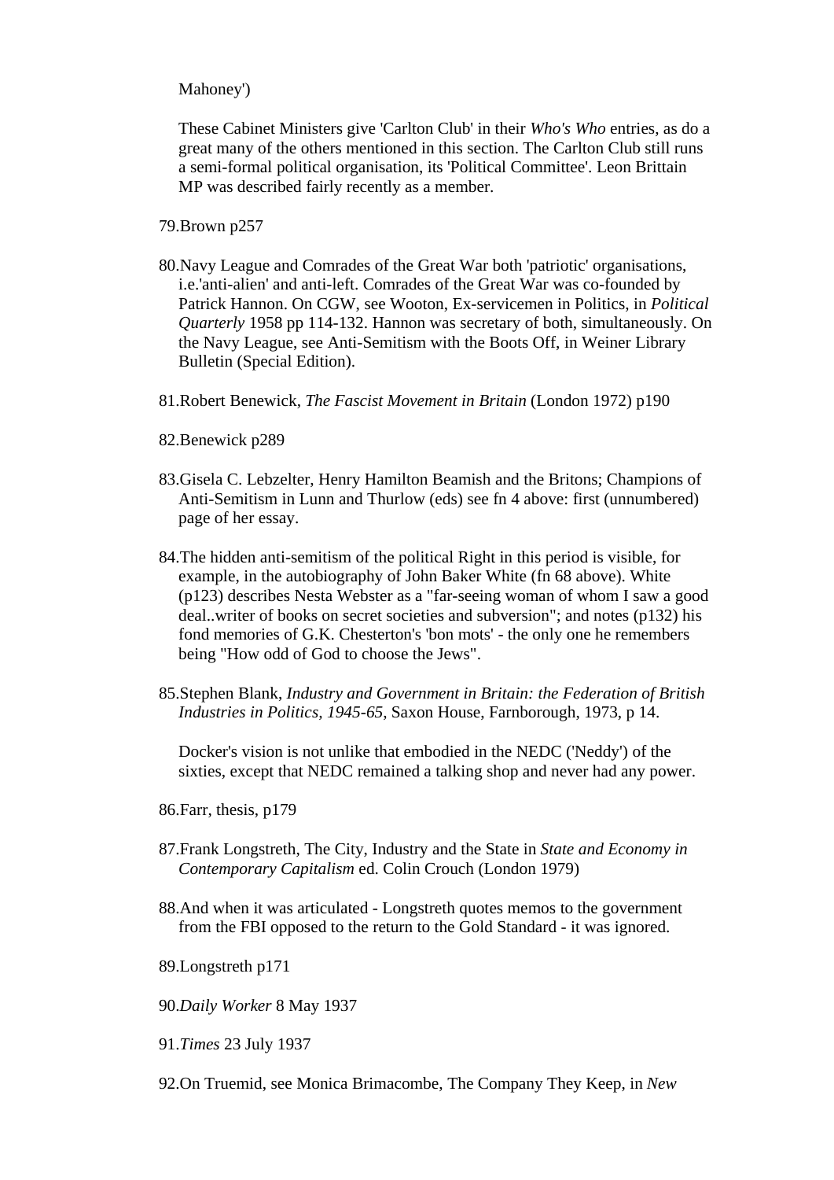Mahoney')

These Cabinet Ministers give 'Carlton Club' in their *Who's Who* entries, as do a great many of the others mentioned in this section. The Carlton Club still runs a semi-formal political organisation, its 'Political Committee'. Leon Brittain MP was described fairly recently as a member.

79. Brown p257

80. Navy League and Comrades of the Great War both 'patriotic' organisations, i.e.'anti-alien' and anti-left. Comrades of the Great War was co-founded by Patrick Hannon. On CGW, see Wooton, Ex-servicemen in Politics, in *Political Quarterly* 1958 pp 114-132. Hannon was secretary of both, simultaneously. On the Navy League, see Anti-Semitism with the Boots Off, in Weiner Library Bulletin (Special Edition).

81. Robert Benewick, *The Fascist Movement in Britain* (London 1972) p190

82. Benewick p289

83. Gisela C. Lebzelter, Henry Hamilton Beamish and the Britons; Champions of Anti-Semitism in Lunn and Thurlow (eds) see fn 4 above: first (unnumbered) page of her essay.

84. The hidden anti-semitism of the political Right in this period is visible, for example, in the autobiography of John Baker White (fn 68 above). White (p123) describes Nesta Webster as a "far-seeing woman of whom I saw a good deal..writer of books on secret societies and subversion"; and notes (p132) his fond memories of G.K. Chesterton's 'bon mots' - the only one he remembers being "How odd of God to choose the Jews".

85. Stephen Blank, *Industry and Government in Britain: the Federation of British Industries in Politics, 1945-65*, Saxon House, Farnborough, 1973, p 14.

Docker's vision is not unlike that embodied in the NEDC ('Neddy') of the sixties, except that NEDC remained a talking shop and never had any power.

86. Farr, thesis, p179

87. Frank Longstreth, The City, Industry and the State in *State and Economy in Contemporary Capitalism* ed. Colin Crouch (London 1979)

88. And when it was articulated - Longstreth quotes memos to the government from the FBI opposed to the return to the Gold Standard - it was ignored.

89. Longstreth p171

90. *Daily Worker* 8 May 1937

91. *Times* 23 July 1937

92. On Truemid, see Monica Brimacombe, The Company They Keep, in *New*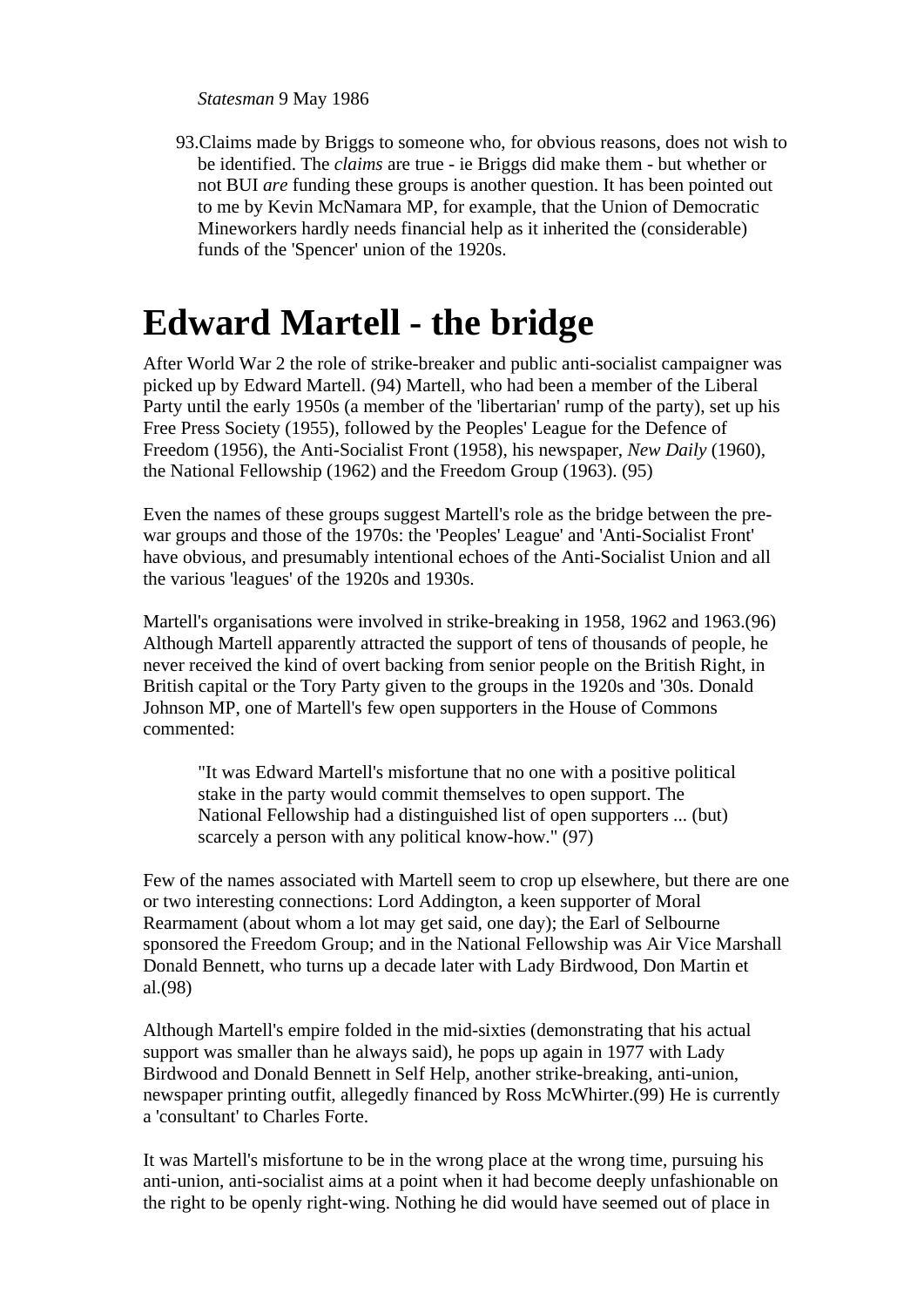*Statesman* 9 May 1986

93. Claims made by Briggs to someone who, for obvious reasons, does not wish to be identified. The *claims* are true - ie Briggs did make them - but whether or not BUI *are* funding these groups is another question. It has been pointed out to me by Kevin McNamara MP, for example, that the Union of Democratic Mineworkers hardly needs financial help as it inherited the (considerable) funds of the 'Spencer' union of the 1920s.

# Edward Martell - the bridge

After World War 2 the role of strike-breaker and public anti-socialist campaigner was picked up by Edward Martell. (94) Martell, who had been a member of the Liberal Party until the early 1950s (a member of the 'libertarian' rump of the party), set up his Free Press Society (1955), followed by the Peoples' League for the Defence of Freedom (1956), the Anti-Socialist Front (1958), his newspaper, *New Daily* (1960), the National Fellowship (1962) and the Freedom Group (1963). (95)

Even the names of these groups suggest Martell's role as the bridge between the pre-war groups and those of the 1970s: the 'Peoples' League' and 'Anti-Socialist Front' have obvious, and presumably intentional echoes of the Anti-Socialist Union and all the various 'leagues' of the 1920s and 1930s.

Martell's organisations were involved in strike-breaking in 1958, 1962 and 1963.(96) Although Martell apparently attracted the support of tens of thousands of people, he never received the kind of overt backing from senior people on the British Right, in British capital or the Tory Party given to the groups in the 1920s and '30s. Donald Johnson MP, one of Martell's few open supporters in the House of Commons commented:

> "It was Edward Martell's misfortune that no one with a positive political stake in the party would commit themselves to open support. The National Fellowship had a distinguished list of open supporters ... (but) scarcely a person with any political know-how." (97)

Few of the names associated with Martell seem to crop up elsewhere, but there are one or two interesting connections: Lord Addington, a keen supporter of Moral Rearmament (about whom a lot may get said, one day); the Earl of Selbourne sponsored the Freedom Group; and in the National Fellowship was Air Vice Marshall Donald Bennett, who turns up a decade later with Lady Birdwood, Don Martin et al.(98)

Although Martell's empire folded in the mid-sixties (demonstrating that his actual support was smaller than he always said), he pops up again in 1977 with Lady Birdwood and Donald Bennett in Self Help, another strike-breaking, anti-union, newspaper printing outfit, allegedly financed by Ross McWhirter.(99) He is currently a 'consultant' to Charles Forte.

It was Martell's misfortune to be in the wrong place at the wrong time, pursuing his anti-union, anti-socialist aims at a point when it had become deeply unfashionable on the right to be openly right-wing. Nothing he did would have seemed out of place in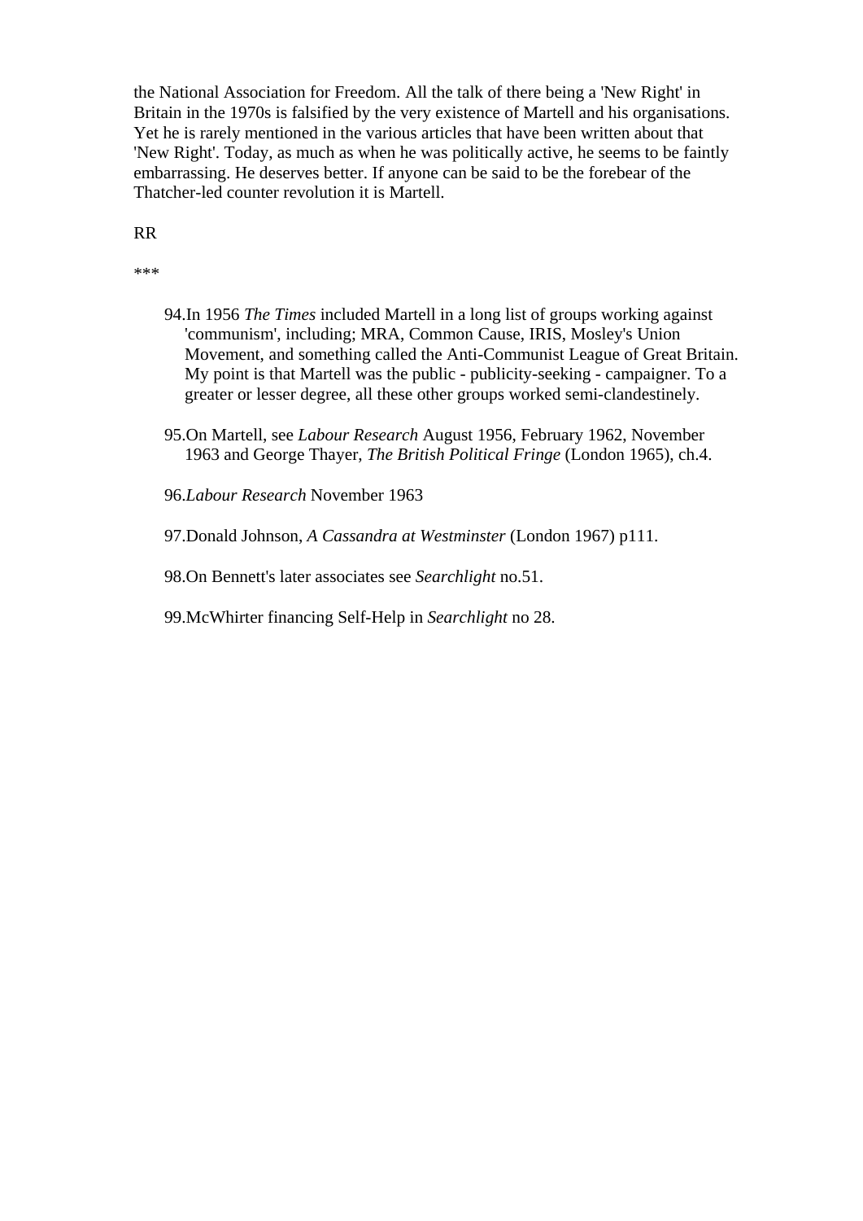the National Association for Freedom. All the talk of there being a 'New Right' in Britain in the 1970s is falsified by the very existence of Martell and his organisations. Yet he is rarely mentioned in the various articles that have been written about that 'New Right'. Today, as much as when he was politically active, he seems to be faintly embarrassing. He deserves better. If anyone can be said to be the forebear of the Thatcher-led counter revolution it is Martell.

RR

***

94. In 1956 *The Times* included Martell in a long list of groups working against 'communism', including; MRA, Common Cause, IRIS, Mosley's Union Movement, and something called the Anti-Communist League of Great Britain. My point is that Martell was the public - publicity-seeking - campaigner. To a greater or lesser degree, all these other groups worked semi-clandestinely.

95. On Martell, see *Labour Research* August 1956, February 1962, November 1963 and George Thayer, *The British Political Fringe* (London 1965), ch.4.

96. *Labour Research* November 1963

97. Donald Johnson, *A Cassandra at Westminster* (London 1967) p111.

98. On Bennett's later associates see *Searchlight* no.51.

99. McWhirter financing Self-Help in *Searchlight* no 28.